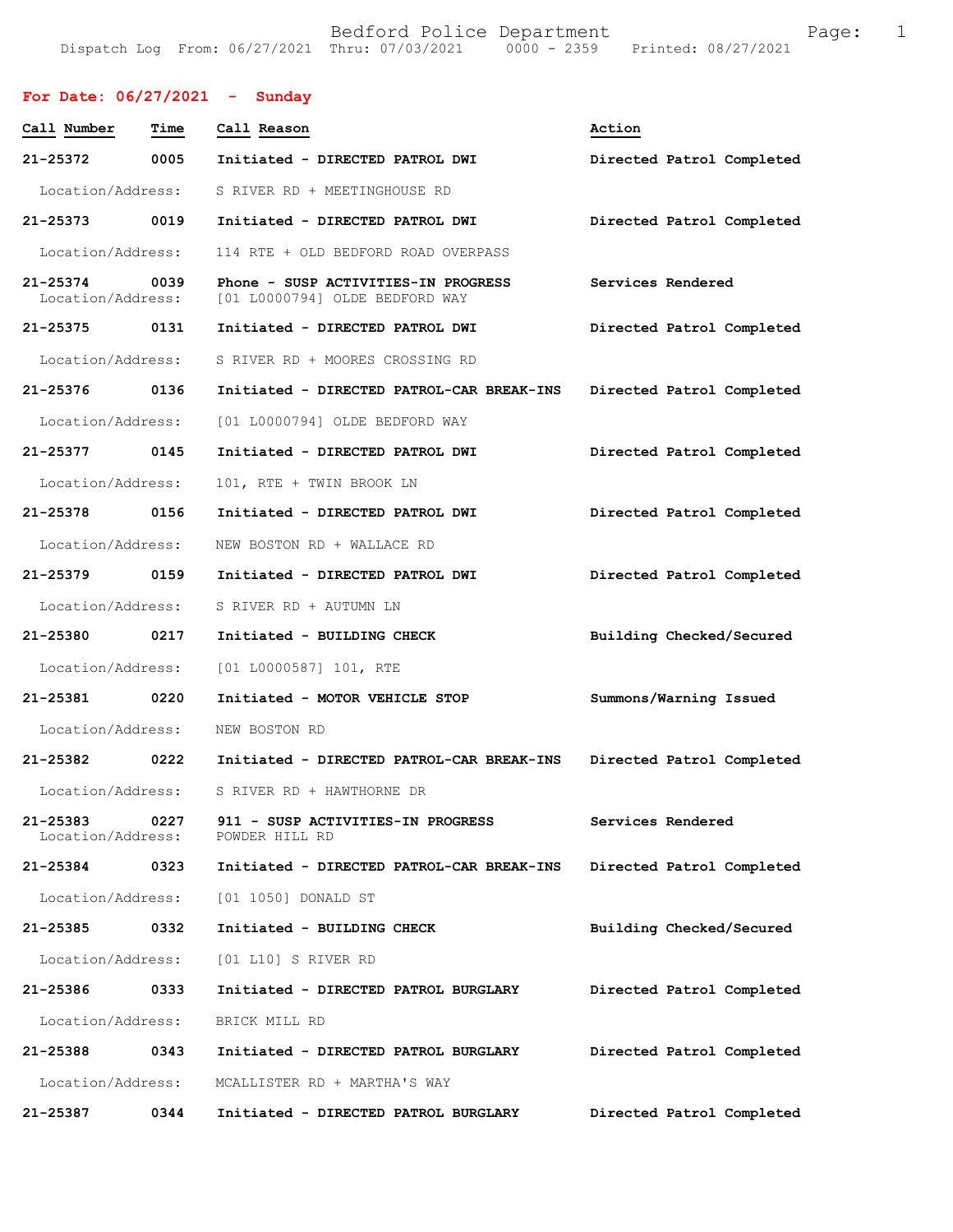**For Date: 06/27/2021 - Sunday**

| Call Number | Time | Call Reason | Action |
|---|---|---|---|
| 21-25372 | 0005 | Initiated - DIRECTED PATROL DWI | Directed Patrol Completed |
| Location/Address: | | S RIVER RD + MEETINGHOUSE RD | |
| 21-25373 | 0019 | Initiated - DIRECTED PATROL DWI | Directed Patrol Completed |
| Location/Address: | | 114 RTE + OLD BEDFORD ROAD OVERPASS | |
| 21-25374 | 0039 | Phone - SUSP ACTIVITIES-IN PROGRESS | Services Rendered |
| Location/Address: | | [01 L0000794] OLDE BEDFORD WAY | |
| 21-25375 | 0131 | Initiated - DIRECTED PATROL DWI | Directed Patrol Completed |
| Location/Address: | | S RIVER RD + MOORES CROSSING RD | |
| 21-25376 | 0136 | Initiated - DIRECTED PATROL-CAR BREAK-INS | Directed Patrol Completed |
| Location/Address: | | [01 L0000794] OLDE BEDFORD WAY | |
| 21-25377 | 0145 | Initiated - DIRECTED PATROL DWI | Directed Patrol Completed |
| Location/Address: | | 101, RTE + TWIN BROOK LN | |
| 21-25378 | 0156 | Initiated - DIRECTED PATROL DWI | Directed Patrol Completed |
| Location/Address: | | NEW BOSTON RD + WALLACE RD | |
| 21-25379 | 0159 | Initiated - DIRECTED PATROL DWI | Directed Patrol Completed |
| Location/Address: | | S RIVER RD + AUTUMN LN | |
| 21-25380 | 0217 | Initiated - BUILDING CHECK | Building Checked/Secured |
| Location/Address: | | [01 L0000587] 101, RTE | |
| 21-25381 | 0220 | Initiated - MOTOR VEHICLE STOP | Summons/Warning Issued |
| Location/Address: | | NEW BOSTON RD | |
| 21-25382 | 0222 | Initiated - DIRECTED PATROL-CAR BREAK-INS | Directed Patrol Completed |
| Location/Address: | | S RIVER RD + HAWTHORNE DR | |
| 21-25383 | 0227 | 911 - SUSP ACTIVITIES-IN PROGRESS | Services Rendered |
| Location/Address: | | POWDER HILL RD | |
| 21-25384 | 0323 | Initiated - DIRECTED PATROL-CAR BREAK-INS | Directed Patrol Completed |
| Location/Address: | | [01 1050] DONALD ST | |
| 21-25385 | 0332 | Initiated - BUILDING CHECK | Building Checked/Secured |
| Location/Address: | | [01 L10] S RIVER RD | |
| 21-25386 | 0333 | Initiated - DIRECTED PATROL BURGLARY | Directed Patrol Completed |
| Location/Address: | | BRICK MILL RD | |
| 21-25388 | 0343 | Initiated - DIRECTED PATROL BURGLARY | Directed Patrol Completed |
| Location/Address: | | MCALLISTER RD + MARTHA'S WAY | |
| 21-25387 | 0344 | Initiated - DIRECTED PATROL BURGLARY | Directed Patrol Completed |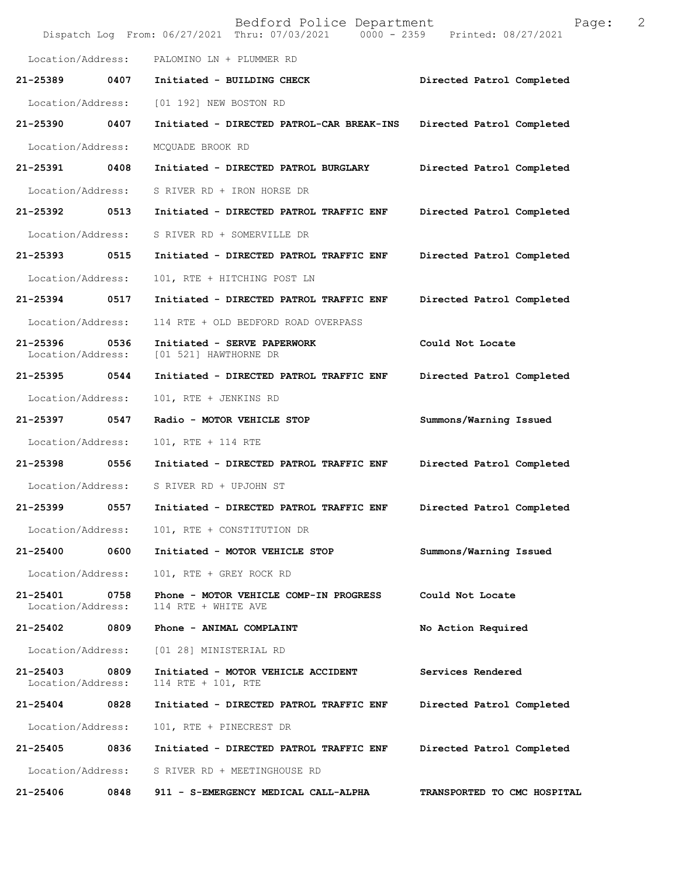Location/Address: PALOMINO LN + PLUMMER RD

**21-25389 0407 Initiated - BUILDING CHECK** **Directed Patrol Completed**

Location/Address: [01 192] NEW BOSTON RD

**21-25390 0407 Initiated - DIRECTED PATROL-CAR BREAK-INS** **Directed Patrol Completed**

Location/Address: MCQUADE BROOK RD

**21-25391 0408 Initiated - DIRECTED PATROL BURGLARY** **Directed Patrol Completed**

Location/Address: S RIVER RD + IRON HORSE DR

**21-25392 0513 Initiated - DIRECTED PATROL TRAFFIC ENF** **Directed Patrol Completed**

Location/Address: S RIVER RD + SOMERVILLE DR

**21-25393 0515 Initiated - DIRECTED PATROL TRAFFIC ENF** **Directed Patrol Completed**

Location/Address: 101, RTE + HITCHING POST LN

**21-25394 0517 Initiated - DIRECTED PATROL TRAFFIC ENF** **Directed Patrol Completed**

Location/Address: 114 RTE + OLD BEDFORD ROAD OVERPASS

**21-25396 0536 Initiated - SERVE PAPERWORK** **Could Not Locate**
Location/Address: [01 521] HAWTHORNE DR

**21-25395 0544 Initiated - DIRECTED PATROL TRAFFIC ENF** **Directed Patrol Completed**

Location/Address: 101, RTE + JENKINS RD

**21-25397 0547 Radio - MOTOR VEHICLE STOP** **Summons/Warning Issued**

Location/Address: 101, RTE + 114 RTE

**21-25398 0556 Initiated - DIRECTED PATROL TRAFFIC ENF** **Directed Patrol Completed**

Location/Address: S RIVER RD + UPJOHN ST

**21-25399 0557 Initiated - DIRECTED PATROL TRAFFIC ENF** **Directed Patrol Completed**

Location/Address: 101, RTE + CONSTITUTION DR

**21-25400 0600 Initiated - MOTOR VEHICLE STOP** **Summons/Warning Issued**

Location/Address: 101, RTE + GREY ROCK RD

**21-25401 0758 Phone - MOTOR VEHICLE COMP-IN PROGRESS** **Could Not Locate**
Location/Address: 114 RTE + WHITE AVE

**21-25402 0809 Phone - ANIMAL COMPLAINT** **No Action Required**

Location/Address: [01 28] MINISTERIAL RD

**21-25403 0809 Initiated - MOTOR VEHICLE ACCIDENT** **Services Rendered**
Location/Address: 114 RTE + 101, RTE

**21-25404 0828 Initiated - DIRECTED PATROL TRAFFIC ENF** **Directed Patrol Completed**

Location/Address: 101, RTE + PINECREST DR

**21-25405 0836 Initiated - DIRECTED PATROL TRAFFIC ENF** **Directed Patrol Completed**

Location/Address: S RIVER RD + MEETINGHOUSE RD

**21-25406 0848 911 - S-EMERGENCY MEDICAL CALL-ALPHA** **TRANSPORTED TO CMC HOSPITAL**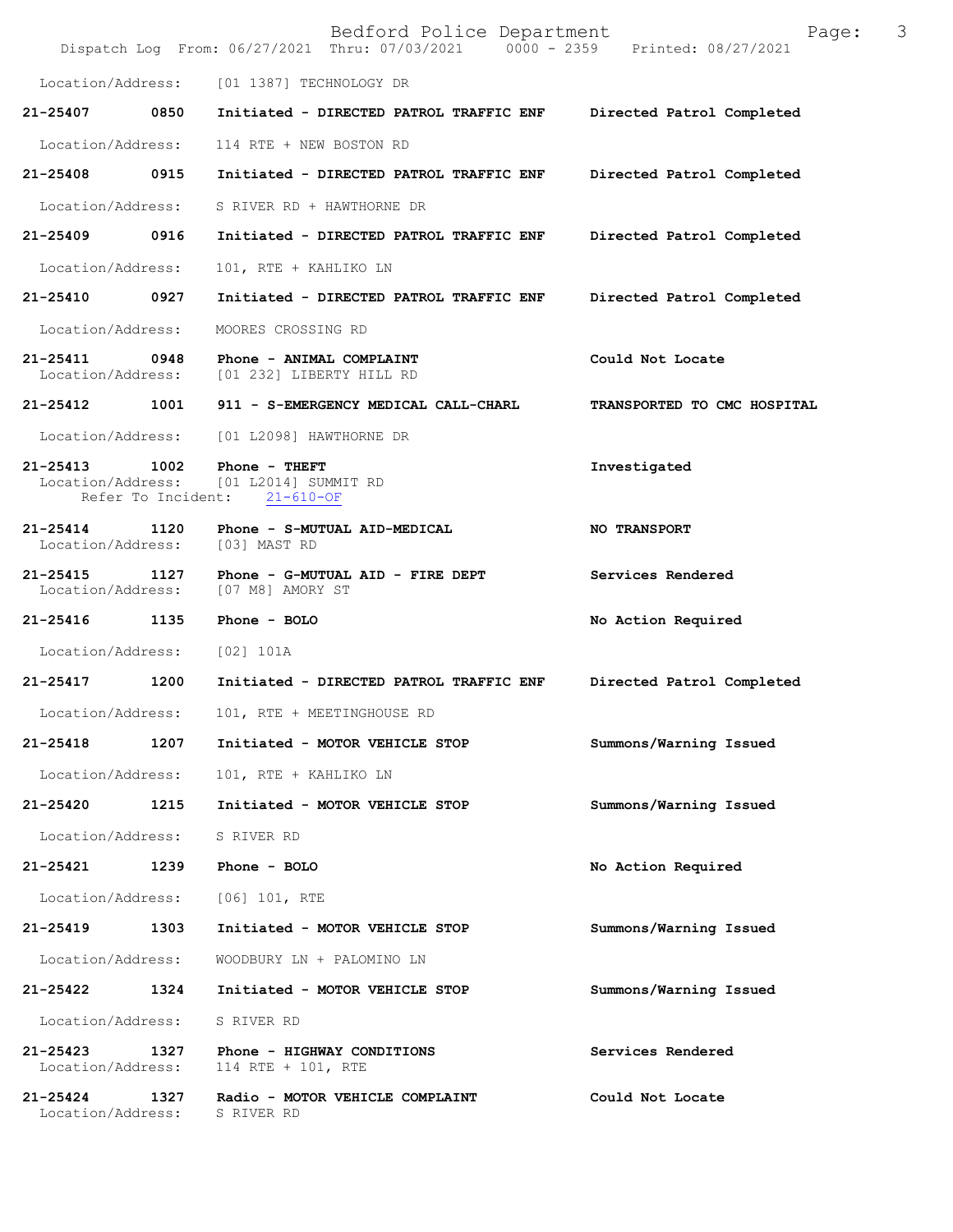Location/Address: [01 1387] TECHNOLOGY DR

**21-25407 0850 Initiated - DIRECTED PATROL TRAFFIC ENF — Directed Patrol Completed**
Location/Address: 114 RTE + NEW BOSTON RD

**21-25408 0915 Initiated - DIRECTED PATROL TRAFFIC ENF — Directed Patrol Completed**
Location/Address: S RIVER RD + HAWTHORNE DR

**21-25409 0916 Initiated - DIRECTED PATROL TRAFFIC ENF — Directed Patrol Completed**
Location/Address: 101, RTE + KAHLIKO LN

**21-25410 0927 Initiated - DIRECTED PATROL TRAFFIC ENF — Directed Patrol Completed**
Location/Address: MOORES CROSSING RD

**21-25411 0948 Phone - ANIMAL COMPLAINT — Could Not Locate**
Location/Address: [01 232] LIBERTY HILL RD

**21-25412 1001 911 - S-EMERGENCY MEDICAL CALL-CHARL — TRANSPORTED TO CMC HOSPITAL**
Location/Address: [01 L2098] HAWTHORNE DR

**21-25413 1002 Phone - THEFT — Investigated**
Location/Address: [01 L2014] SUMMIT RD
Refer To Incident: 21-610-OF

**21-25414 1120 Phone - S-MUTUAL AID-MEDICAL — NO TRANSPORT**
Location/Address: [03] MAST RD

**21-25415 1127 Phone - G-MUTUAL AID - FIRE DEPT — Services Rendered**
Location/Address: [07 M8] AMORY ST

**21-25416 1135 Phone - BOLO — No Action Required**
Location/Address: [02] 101A

**21-25417 1200 Initiated - DIRECTED PATROL TRAFFIC ENF — Directed Patrol Completed**
Location/Address: 101, RTE + MEETINGHOUSE RD

**21-25418 1207 Initiated - MOTOR VEHICLE STOP — Summons/Warning Issued**
Location/Address: 101, RTE + KAHLIKO LN

**21-25420 1215 Initiated - MOTOR VEHICLE STOP — Summons/Warning Issued**
Location/Address: S RIVER RD

**21-25421 1239 Phone - BOLO — No Action Required**
Location/Address: [06] 101, RTE

**21-25419 1303 Initiated - MOTOR VEHICLE STOP — Summons/Warning Issued**
Location/Address: WOODBURY LN + PALOMINO LN

**21-25422 1324 Initiated - MOTOR VEHICLE STOP — Summons/Warning Issued**
Location/Address: S RIVER RD

**21-25423 1327 Phone - HIGHWAY CONDITIONS — Services Rendered**
Location/Address: 114 RTE + 101, RTE

**21-25424 1327 Radio - MOTOR VEHICLE COMPLAINT — Could Not Locate**
Location/Address: S RIVER RD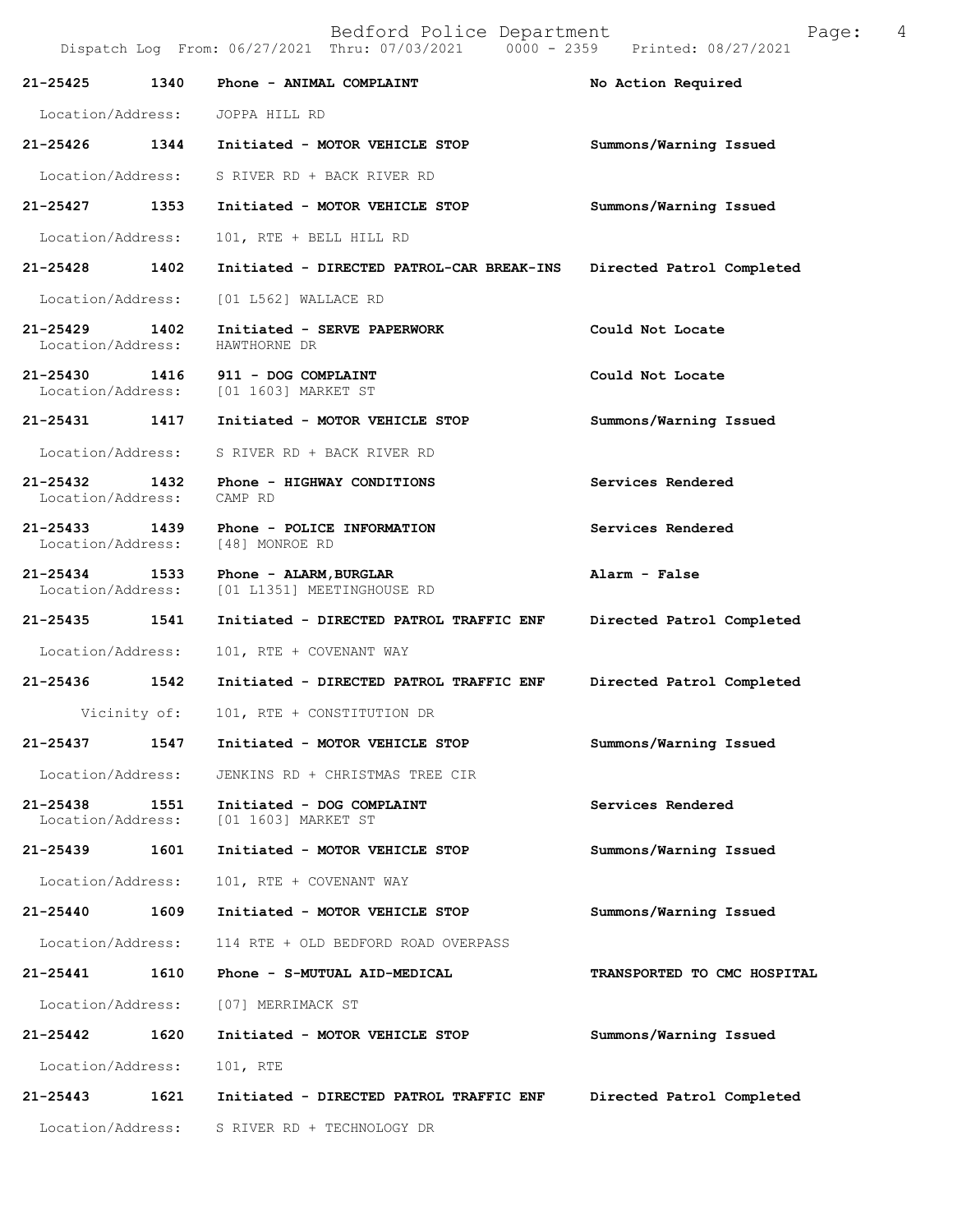| Call # | Time | Call Type | Action |
|---|---|---|---|
| 21-25425 | 1340 | Phone - ANIMAL COMPLAINT | No Action Required |
| Location/Address: | | JOPPA HILL RD | |
| 21-25426 | 1344 | Initiated - MOTOR VEHICLE STOP | Summons/Warning Issued |
| Location/Address: | | S RIVER RD + BACK RIVER RD | |
| 21-25427 | 1353 | Initiated - MOTOR VEHICLE STOP | Summons/Warning Issued |
| Location/Address: | | 101, RTE + BELL HILL RD | |
| 21-25428 | 1402 | Initiated - DIRECTED PATROL-CAR BREAK-INS | Directed Patrol Completed |
| Location/Address: | | [01 L562] WALLACE RD | |
| 21-25429 | 1402 | Initiated - SERVE PAPERWORK | Could Not Locate |
| Location/Address: | | HAWTHORNE DR | |
| 21-25430 | 1416 | 911 - DOG COMPLAINT | Could Not Locate |
| Location/Address: | | [01 1603] MARKET ST | |
| 21-25431 | 1417 | Initiated - MOTOR VEHICLE STOP | Summons/Warning Issued |
| Location/Address: | | S RIVER RD + BACK RIVER RD | |
| 21-25432 | 1432 | Phone - HIGHWAY CONDITIONS | Services Rendered |
| Location/Address: | | CAMP RD | |
| 21-25433 | 1439 | Phone - POLICE INFORMATION | Services Rendered |
| Location/Address: | | [48] MONROE RD | |
| 21-25434 | 1533 | Phone - ALARM,BURGLAR | Alarm - False |
| Location/Address: | | [01 L1351] MEETINGHOUSE RD | |
| 21-25435 | 1541 | Initiated - DIRECTED PATROL TRAFFIC ENF | Directed Patrol Completed |
| Location/Address: | | 101, RTE + COVENANT WAY | |
| 21-25436 | 1542 | Initiated - DIRECTED PATROL TRAFFIC ENF | Directed Patrol Completed |
| Vicinity of: | | 101, RTE + CONSTITUTION DR | |
| 21-25437 | 1547 | Initiated - MOTOR VEHICLE STOP | Summons/Warning Issued |
| Location/Address: | | JENKINS RD + CHRISTMAS TREE CIR | |
| 21-25438 | 1551 | Initiated - DOG COMPLAINT | Services Rendered |
| Location/Address: | | [01 1603] MARKET ST | |
| 21-25439 | 1601 | Initiated - MOTOR VEHICLE STOP | Summons/Warning Issued |
| Location/Address: | | 101, RTE + COVENANT WAY | |
| 21-25440 | 1609 | Initiated - MOTOR VEHICLE STOP | Summons/Warning Issued |
| Location/Address: | | 114 RTE + OLD BEDFORD ROAD OVERPASS | |
| 21-25441 | 1610 | Phone - S-MUTUAL AID-MEDICAL | TRANSPORTED TO CMC HOSPITAL |
| Location/Address: | | [07] MERRIMACK ST | |
| 21-25442 | 1620 | Initiated - MOTOR VEHICLE STOP | Summons/Warning Issued |
| Location/Address: | | 101, RTE | |
| 21-25443 | 1621 | Initiated - DIRECTED PATROL TRAFFIC ENF | Directed Patrol Completed |
| Location/Address: | | S RIVER RD + TECHNOLOGY DR | |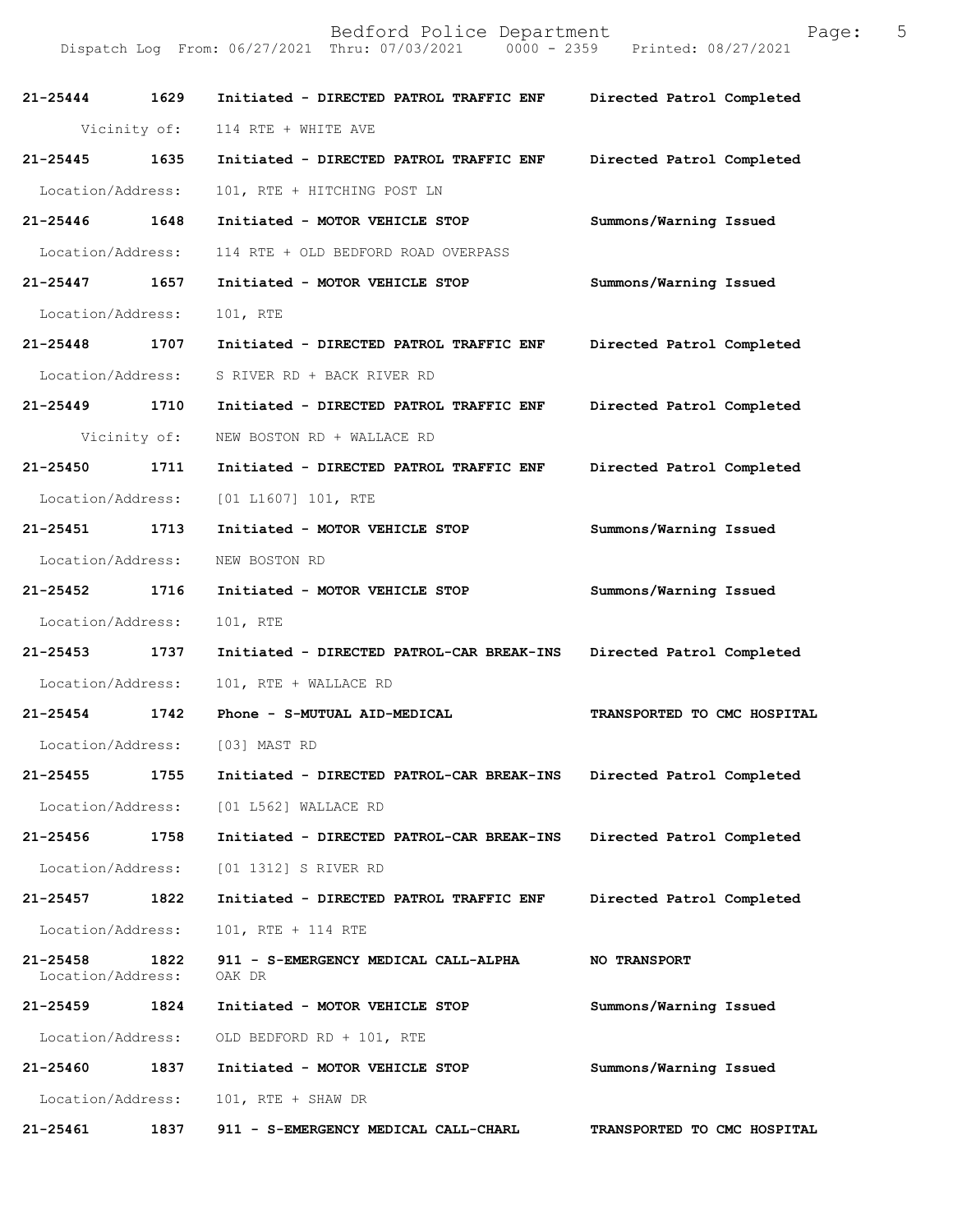| Call # | Time | Call Type | Action |
| --- | --- | --- | --- |
| **21-25444** | **1629** | **Initiated - DIRECTED PATROL TRAFFIC ENF** | **Directed Patrol Completed** |
| Vicinity of: | | 114 RTE + WHITE AVE | |
| **21-25445** | **1635** | **Initiated - DIRECTED PATROL TRAFFIC ENF** | **Directed Patrol Completed** |
| Location/Address: | | 101, RTE + HITCHING POST LN | |
| **21-25446** | **1648** | **Initiated - MOTOR VEHICLE STOP** | **Summons/Warning Issued** |
| Location/Address: | | 114 RTE + OLD BEDFORD ROAD OVERPASS | |
| **21-25447** | **1657** | **Initiated - MOTOR VEHICLE STOP** | **Summons/Warning Issued** |
| Location/Address: | | 101, RTE | |
| **21-25448** | **1707** | **Initiated - DIRECTED PATROL TRAFFIC ENF** | **Directed Patrol Completed** |
| Location/Address: | | S RIVER RD + BACK RIVER RD | |
| **21-25449** | **1710** | **Initiated - DIRECTED PATROL TRAFFIC ENF** | **Directed Patrol Completed** |
| Vicinity of: | | NEW BOSTON RD + WALLACE RD | |
| **21-25450** | **1711** | **Initiated - DIRECTED PATROL TRAFFIC ENF** | **Directed Patrol Completed** |
| Location/Address: | | [01 L1607] 101, RTE | |
| **21-25451** | **1713** | **Initiated - MOTOR VEHICLE STOP** | **Summons/Warning Issued** |
| Location/Address: | | NEW BOSTON RD | |
| **21-25452** | **1716** | **Initiated - MOTOR VEHICLE STOP** | **Summons/Warning Issued** |
| Location/Address: | | 101, RTE | |
| **21-25453** | **1737** | **Initiated - DIRECTED PATROL-CAR BREAK-INS** | **Directed Patrol Completed** |
| Location/Address: | | 101, RTE + WALLACE RD | |
| **21-25454** | **1742** | **Phone - S-MUTUAL AID-MEDICAL** | **TRANSPORTED TO CMC HOSPITAL** |
| Location/Address: | | [03] MAST RD | |
| **21-25455** | **1755** | **Initiated - DIRECTED PATROL-CAR BREAK-INS** | **Directed Patrol Completed** |
| Location/Address: | | [01 L562] WALLACE RD | |
| **21-25456** | **1758** | **Initiated - DIRECTED PATROL-CAR BREAK-INS** | **Directed Patrol Completed** |
| Location/Address: | | [01 1312] S RIVER RD | |
| **21-25457** | **1822** | **Initiated - DIRECTED PATROL TRAFFIC ENF** | **Directed Patrol Completed** |
| Location/Address: | | 101, RTE + 114 RTE | |
| **21-25458** | **1822** | **911 - S-EMERGENCY MEDICAL CALL-ALPHA** | **NO TRANSPORT** |
| Location/Address: | | OAK DR | |
| **21-25459** | **1824** | **Initiated - MOTOR VEHICLE STOP** | **Summons/Warning Issued** |
| Location/Address: | | OLD BEDFORD RD + 101, RTE | |
| **21-25460** | **1837** | **Initiated - MOTOR VEHICLE STOP** | **Summons/Warning Issued** |
| Location/Address: | | 101, RTE + SHAW DR | |
| **21-25461** | **1837** | **911 - S-EMERGENCY MEDICAL CALL-CHARL** | **TRANSPORTED TO CMC HOSPITAL** |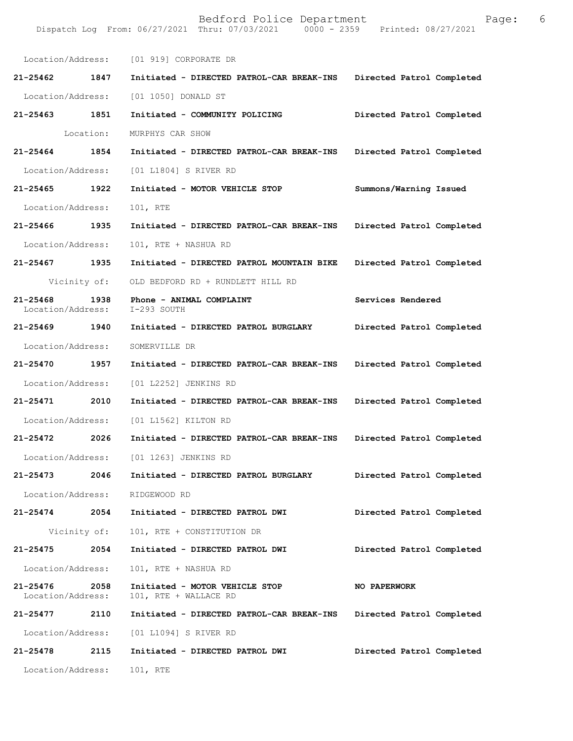Location/Address: [01 919] CORPORATE DR

**21-25462 1847 Initiated - DIRECTED PATROL-CAR BREAK-INS Directed Patrol Completed**

Location/Address: [01 1050] DONALD ST

**21-25463 1851 Initiated - COMMUNITY POLICING Directed Patrol Completed**

Location: MURPHYS CAR SHOW

**21-25464 1854 Initiated - DIRECTED PATROL-CAR BREAK-INS Directed Patrol Completed**

Location/Address: [01 L1804] S RIVER RD

**21-25465 1922 Initiated - MOTOR VEHICLE STOP Summons/Warning Issued**

Location/Address: 101, RTE

**21-25466 1935 Initiated - DIRECTED PATROL-CAR BREAK-INS Directed Patrol Completed**

Location/Address: 101, RTE + NASHUA RD

**21-25467 1935 Initiated - DIRECTED PATROL MOUNTAIN BIKE Directed Patrol Completed**

Vicinity of: OLD BEDFORD RD + RUNDLETT HILL RD

**21-25468 1938 Phone - ANIMAL COMPLAINT Services Rendered**

Location/Address: I-293 SOUTH

**21-25469 1940 Initiated - DIRECTED PATROL BURGLARY Directed Patrol Completed**

Location/Address: SOMERVILLE DR

**21-25470 1957 Initiated - DIRECTED PATROL-CAR BREAK-INS Directed Patrol Completed**

Location/Address: [01 L2252] JENKINS RD

**21-25471 2010 Initiated - DIRECTED PATROL-CAR BREAK-INS Directed Patrol Completed**

Location/Address: [01 L1562] KILTON RD

**21-25472 2026 Initiated - DIRECTED PATROL-CAR BREAK-INS Directed Patrol Completed**

Location/Address: [01 1263] JENKINS RD

**21-25473 2046 Initiated - DIRECTED PATROL BURGLARY Directed Patrol Completed**

Location/Address: RIDGEWOOD RD

**21-25474 2054 Initiated - DIRECTED PATROL DWI Directed Patrol Completed**

Vicinity of: 101, RTE + CONSTITUTION DR

**21-25475 2054 Initiated - DIRECTED PATROL DWI Directed Patrol Completed**

Location/Address: 101, RTE + NASHUA RD

**21-25476 2058 Initiated - MOTOR VEHICLE STOP NO PAPERWORK**

Location/Address: 101, RTE + WALLACE RD

**21-25477 2110 Initiated - DIRECTED PATROL-CAR BREAK-INS Directed Patrol Completed**

Location/Address: [01 L1094] S RIVER RD

**21-25478 2115 Initiated - DIRECTED PATROL DWI Directed Patrol Completed**

Location/Address: 101, RTE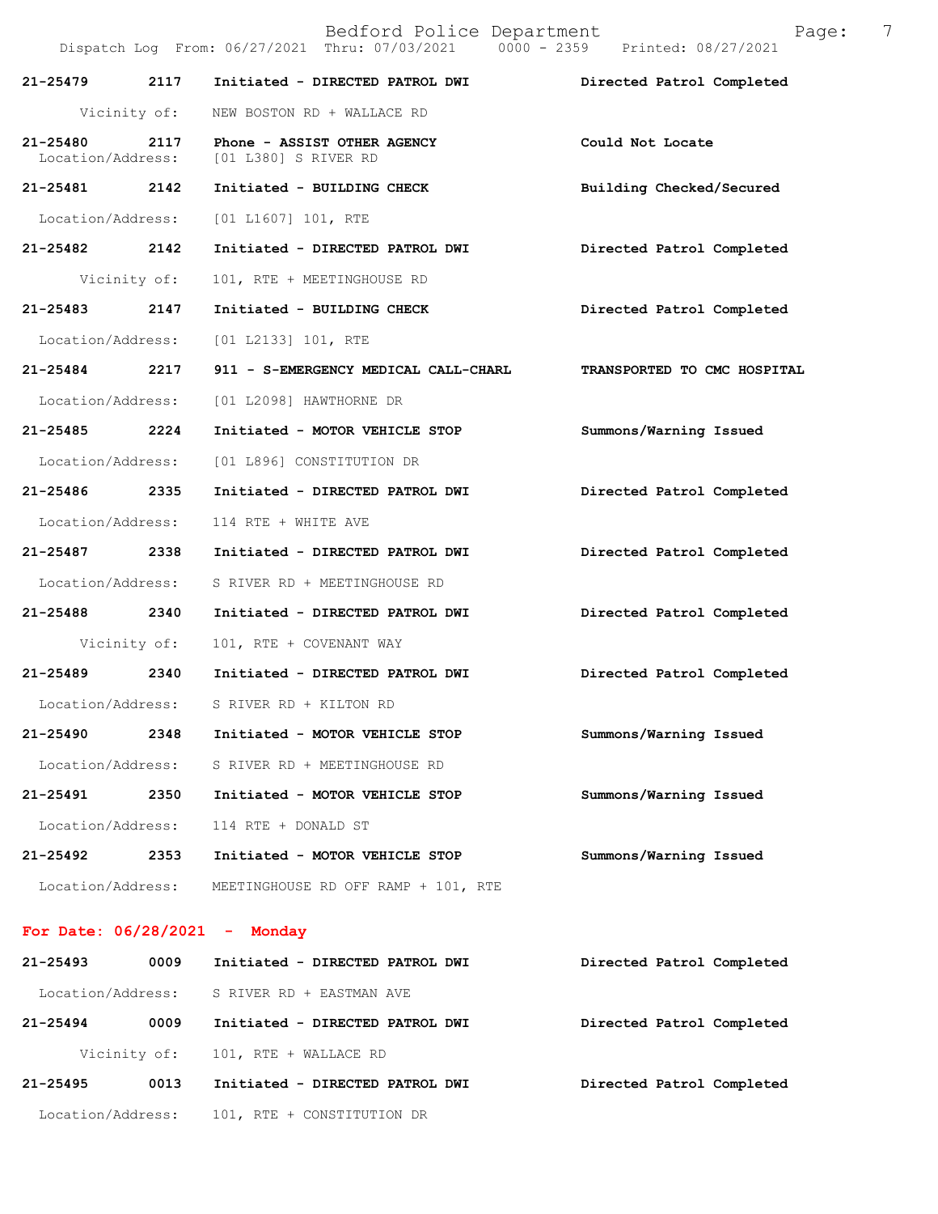| Call # | Time | Call Reason | Action |
|---|---|---|---|
| 21-25479 | 2117 | Initiated - DIRECTED PATROL DWI | Directed Patrol Completed |
| | | Vicinity of: NEW BOSTON RD + WALLACE RD | |
| 21-25480 | 2117 | Phone - ASSIST OTHER AGENCY | Could Not Locate |
| | | Location/Address: [01 L380] S RIVER RD | |
| 21-25481 | 2142 | Initiated - BUILDING CHECK | Building Checked/Secured |
| | | Location/Address: [01 L1607] 101, RTE | |
| 21-25482 | 2142 | Initiated - DIRECTED PATROL DWI | Directed Patrol Completed |
| | | Vicinity of: 101, RTE + MEETINGHOUSE RD | |
| 21-25483 | 2147 | Initiated - BUILDING CHECK | Directed Patrol Completed |
| | | Location/Address: [01 L2133] 101, RTE | |
| 21-25484 | 2217 | 911 - S-EMERGENCY MEDICAL CALL-CHARL | TRANSPORTED TO CMC HOSPITAL |
| | | Location/Address: [01 L2098] HAWTHORNE DR | |
| 21-25485 | 2224 | Initiated - MOTOR VEHICLE STOP | Summons/Warning Issued |
| | | Location/Address: [01 L896] CONSTITUTION DR | |
| 21-25486 | 2335 | Initiated - DIRECTED PATROL DWI | Directed Patrol Completed |
| | | Location/Address: 114 RTE + WHITE AVE | |
| 21-25487 | 2338 | Initiated - DIRECTED PATROL DWI | Directed Patrol Completed |
| | | Location/Address: S RIVER RD + MEETINGHOUSE RD | |
| 21-25488 | 2340 | Initiated - DIRECTED PATROL DWI | Directed Patrol Completed |
| | | Vicinity of: 101, RTE + COVENANT WAY | |
| 21-25489 | 2340 | Initiated - DIRECTED PATROL DWI | Directed Patrol Completed |
| | | Location/Address: S RIVER RD + KILTON RD | |
| 21-25490 | 2348 | Initiated - MOTOR VEHICLE STOP | Summons/Warning Issued |
| | | Location/Address: S RIVER RD + MEETINGHOUSE RD | |
| 21-25491 | 2350 | Initiated - MOTOR VEHICLE STOP | Summons/Warning Issued |
| | | Location/Address: 114 RTE + DONALD ST | |
| 21-25492 | 2353 | Initiated - MOTOR VEHICLE STOP | Summons/Warning Issued |
| | | Location/Address: MEETINGHOUSE RD OFF RAMP + 101, RTE | |

## For Date: 06/28/2021 - Monday

| Call # | Time | Call Reason | Action |
|---|---|---|---|
| 21-25493 | 0009 | Initiated - DIRECTED PATROL DWI | Directed Patrol Completed |
| | | Location/Address: S RIVER RD + EASTMAN AVE | |
| 21-25494 | 0009 | Initiated - DIRECTED PATROL DWI | Directed Patrol Completed |
| | | Vicinity of: 101, RTE + WALLACE RD | |
| 21-25495 | 0013 | Initiated - DIRECTED PATROL DWI | Directed Patrol Completed |
| | | Location/Address: 101, RTE + CONSTITUTION DR | |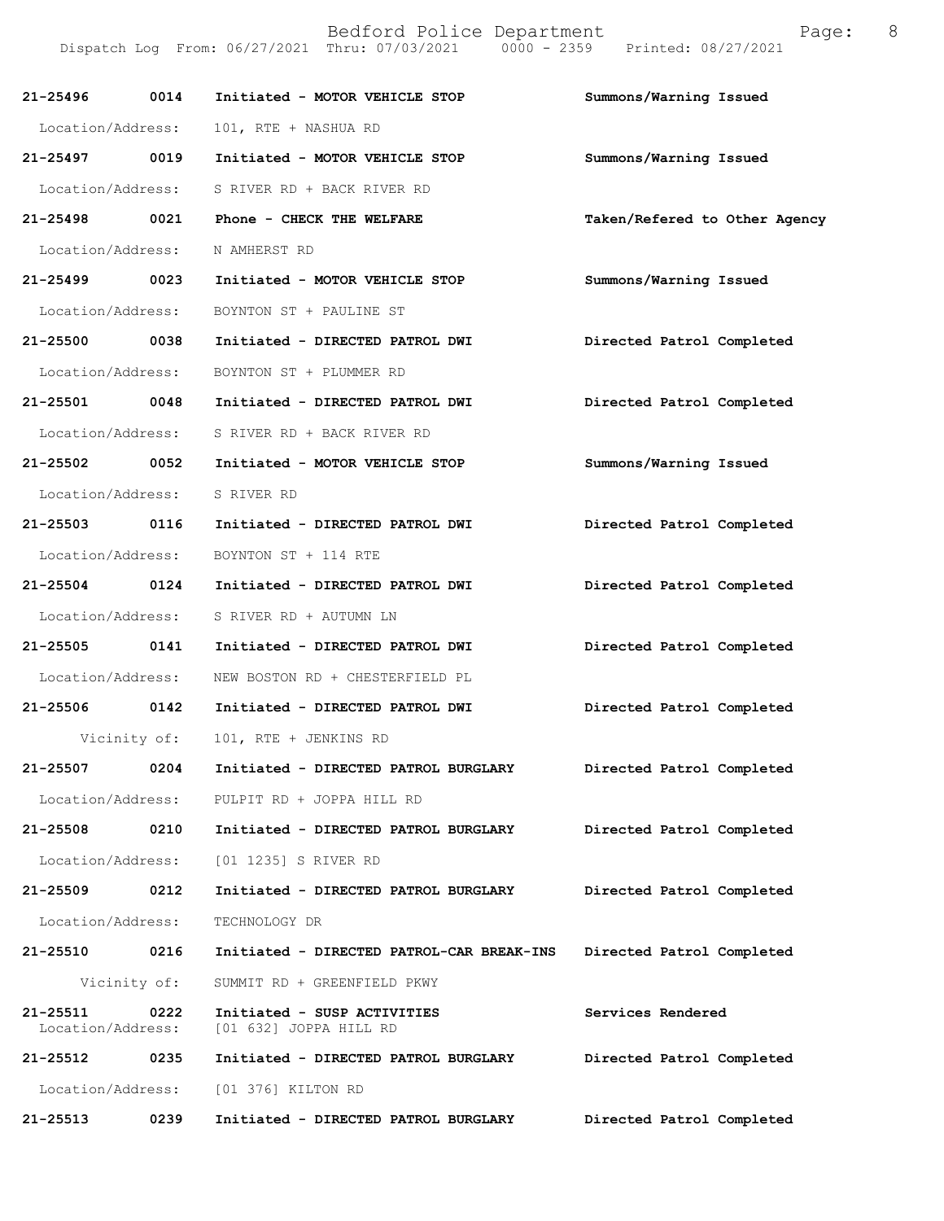Bedford Police Department
Dispatch Log From: 06/27/2021 Thru: 07/03/2021 0000 - 2359 Printed: 08/27/2021

**21-25496 0014 Initiated - MOTOR VEHICLE STOP** **Summons/Warning Issued**
Location/Address: 101, RTE + NASHUA RD

**21-25497 0019 Initiated - MOTOR VEHICLE STOP** **Summons/Warning Issued**
Location/Address: S RIVER RD + BACK RIVER RD

**21-25498 0021 Phone - CHECK THE WELFARE** **Taken/Refered to Other Agency**
Location/Address: N AMHERST RD

**21-25499 0023 Initiated - MOTOR VEHICLE STOP** **Summons/Warning Issued**
Location/Address: BOYNTON ST + PAULINE ST

**21-25500 0038 Initiated - DIRECTED PATROL DWI** **Directed Patrol Completed**
Location/Address: BOYNTON ST + PLUMMER RD

**21-25501 0048 Initiated - DIRECTED PATROL DWI** **Directed Patrol Completed**
Location/Address: S RIVER RD + BACK RIVER RD

**21-25502 0052 Initiated - MOTOR VEHICLE STOP** **Summons/Warning Issued**
Location/Address: S RIVER RD

**21-25503 0116 Initiated - DIRECTED PATROL DWI** **Directed Patrol Completed**
Location/Address: BOYNTON ST + 114 RTE

**21-25504 0124 Initiated - DIRECTED PATROL DWI** **Directed Patrol Completed**
Location/Address: S RIVER RD + AUTUMN LN

**21-25505 0141 Initiated - DIRECTED PATROL DWI** **Directed Patrol Completed**
Location/Address: NEW BOSTON RD + CHESTERFIELD PL

**21-25506 0142 Initiated - DIRECTED PATROL DWI** **Directed Patrol Completed**
Vicinity of: 101, RTE + JENKINS RD

**21-25507 0204 Initiated - DIRECTED PATROL BURGLARY** **Directed Patrol Completed**
Location/Address: PULPIT RD + JOPPA HILL RD

**21-25508 0210 Initiated - DIRECTED PATROL BURGLARY** **Directed Patrol Completed**
Location/Address: [01 1235] S RIVER RD

**21-25509 0212 Initiated - DIRECTED PATROL BURGLARY** **Directed Patrol Completed**
Location/Address: TECHNOLOGY DR

**21-25510 0216 Initiated - DIRECTED PATROL-CAR BREAK-INS** **Directed Patrol Completed**
Vicinity of: SUMMIT RD + GREENFIELD PKWY

**21-25511 0222 Initiated - SUSP ACTIVITIES** **Services Rendered**
Location/Address: [01 632] JOPPA HILL RD

**21-25512 0235 Initiated - DIRECTED PATROL BURGLARY** **Directed Patrol Completed**
Location/Address: [01 376] KILTON RD

**21-25513 0239 Initiated - DIRECTED PATROL BURGLARY** **Directed Patrol Completed**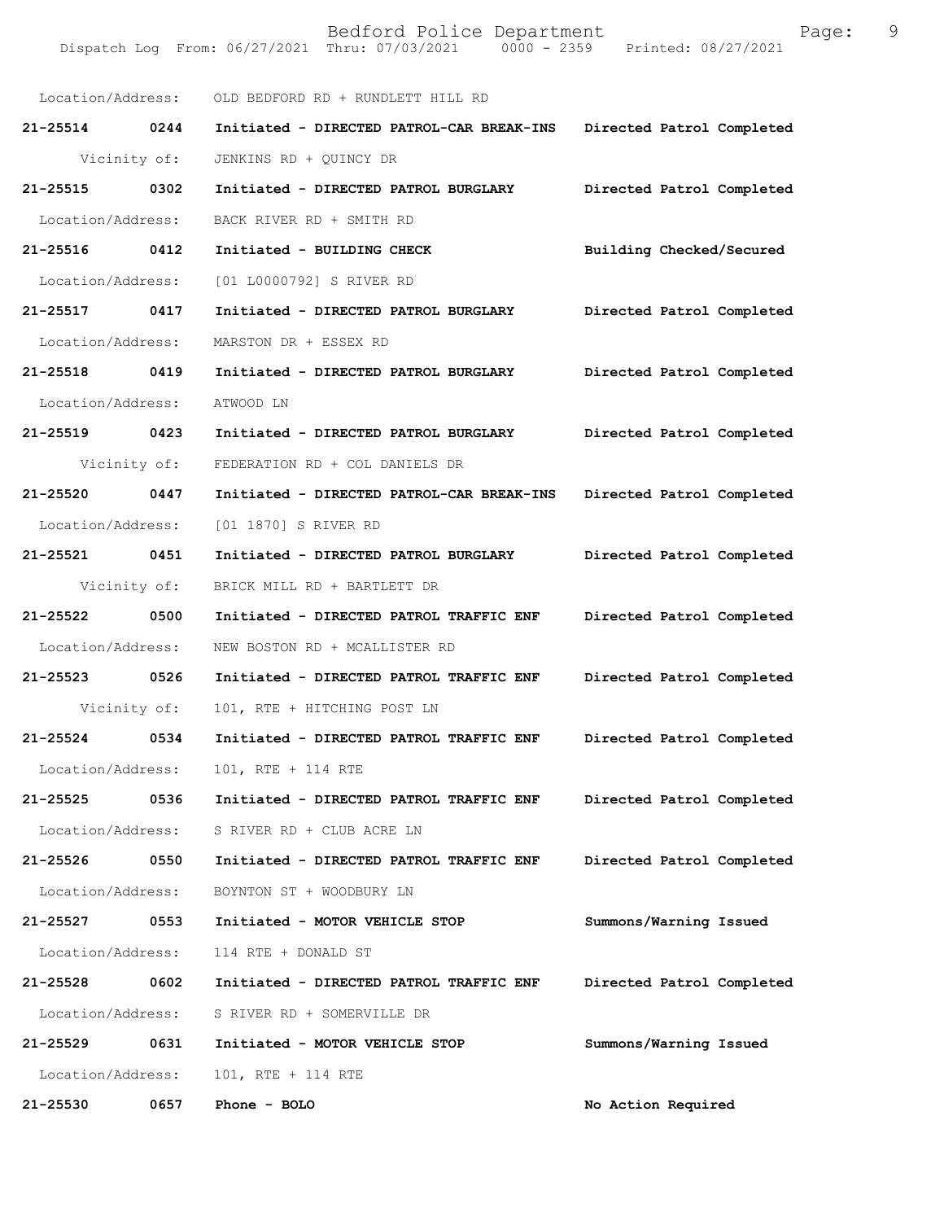Location/Address: OLD BEDFORD RD + RUNDLETT HILL RD

**21-25514 0244 Initiated - DIRECTED PATROL-CAR BREAK-INS Directed Patrol Completed**

Vicinity of: JENKINS RD + QUINCY DR

**21-25515 0302 Initiated - DIRECTED PATROL BURGLARY Directed Patrol Completed**

Location/Address: BACK RIVER RD + SMITH RD

**21-25516 0412 Initiated - BUILDING CHECK Building Checked/Secured**

Location/Address: [01 L0000792] S RIVER RD

**21-25517 0417 Initiated - DIRECTED PATROL BURGLARY Directed Patrol Completed**

Location/Address: MARSTON DR + ESSEX RD

**21-25518 0419 Initiated - DIRECTED PATROL BURGLARY Directed Patrol Completed**

Location/Address: ATWOOD LN

**21-25519 0423 Initiated - DIRECTED PATROL BURGLARY Directed Patrol Completed**

Vicinity of: FEDERATION RD + COL DANIELS DR

**21-25520 0447 Initiated - DIRECTED PATROL-CAR BREAK-INS Directed Patrol Completed**

Location/Address: [01 1870] S RIVER RD

**21-25521 0451 Initiated - DIRECTED PATROL BURGLARY Directed Patrol Completed**

Vicinity of: BRICK MILL RD + BARTLETT DR

**21-25522 0500 Initiated - DIRECTED PATROL TRAFFIC ENF Directed Patrol Completed**

Location/Address: NEW BOSTON RD + MCALLISTER RD

**21-25523 0526 Initiated - DIRECTED PATROL TRAFFIC ENF Directed Patrol Completed**

Vicinity of: 101, RTE + HITCHING POST LN

**21-25524 0534 Initiated - DIRECTED PATROL TRAFFIC ENF Directed Patrol Completed**

Location/Address: 101, RTE + 114 RTE

**21-25525 0536 Initiated - DIRECTED PATROL TRAFFIC ENF Directed Patrol Completed**

Location/Address: S RIVER RD + CLUB ACRE LN

**21-25526 0550 Initiated - DIRECTED PATROL TRAFFIC ENF Directed Patrol Completed**

Location/Address: BOYNTON ST + WOODBURY LN

**21-25527 0553 Initiated - MOTOR VEHICLE STOP Summons/Warning Issued**

Location/Address: 114 RTE + DONALD ST

**21-25528 0602 Initiated - DIRECTED PATROL TRAFFIC ENF Directed Patrol Completed**

Location/Address: S RIVER RD + SOMERVILLE DR

**21-25529 0631 Initiated - MOTOR VEHICLE STOP Summons/Warning Issued**

Location/Address: 101, RTE + 114 RTE

**21-25530 0657 Phone - BOLO No Action Required**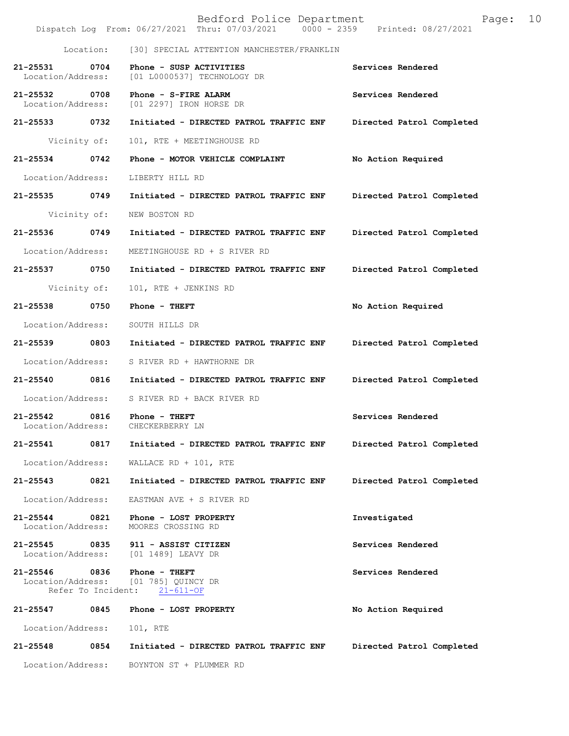Location: [30] SPECIAL ATTENTION MANCHESTER/FRANKLIN

**21-25531 0704 Phone - SUSP ACTIVITIES** — **Services Rendered**
Location/Address: [01 L0000537] TECHNOLOGY DR

**21-25532 0708 Phone - S-FIRE ALARM** — **Services Rendered**
Location/Address: [01 2297] IRON HORSE DR

**21-25533 0732 Initiated - DIRECTED PATROL TRAFFIC ENF** — **Directed Patrol Completed**
Vicinity of: 101, RTE + MEETINGHOUSE RD

**21-25534 0742 Phone - MOTOR VEHICLE COMPLAINT** — **No Action Required**
Location/Address: LIBERTY HILL RD

**21-25535 0749 Initiated - DIRECTED PATROL TRAFFIC ENF** — **Directed Patrol Completed**
Vicinity of: NEW BOSTON RD

**21-25536 0749 Initiated - DIRECTED PATROL TRAFFIC ENF** — **Directed Patrol Completed**
Location/Address: MEETINGHOUSE RD + S RIVER RD

**21-25537 0750 Initiated - DIRECTED PATROL TRAFFIC ENF** — **Directed Patrol Completed**
Vicinity of: 101, RTE + JENKINS RD

**21-25538 0750 Phone - THEFT** — **No Action Required**
Location/Address: SOUTH HILLS DR

**21-25539 0803 Initiated - DIRECTED PATROL TRAFFIC ENF** — **Directed Patrol Completed**
Location/Address: S RIVER RD + HAWTHORNE DR

**21-25540 0816 Initiated - DIRECTED PATROL TRAFFIC ENF** — **Directed Patrol Completed**
Location/Address: S RIVER RD + BACK RIVER RD

**21-25542 0816 Phone - THEFT** — **Services Rendered**
Location/Address: CHECKERBERRY LN

**21-25541 0817 Initiated - DIRECTED PATROL TRAFFIC ENF** — **Directed Patrol Completed**
Location/Address: WALLACE RD + 101, RTE

**21-25543 0821 Initiated - DIRECTED PATROL TRAFFIC ENF** — **Directed Patrol Completed**
Location/Address: EASTMAN AVE + S RIVER RD

**21-25544 0821 Phone - LOST PROPERTY** — **Investigated**
Location/Address: MOORES CROSSING RD

**21-25545 0835 911 - ASSIST CITIZEN** — **Services Rendered**
Location/Address: [01 1489] LEAVY DR

**21-25546 0836 Phone - THEFT** — **Services Rendered**
Location/Address: [01 785] QUINCY DR
Refer To Incident: 21-611-OF

**21-25547 0845 Phone - LOST PROPERTY** — **No Action Required**
Location/Address: 101, RTE

**21-25548 0854 Initiated - DIRECTED PATROL TRAFFIC ENF** — **Directed Patrol Completed**
Location/Address: BOYNTON ST + PLUMMER RD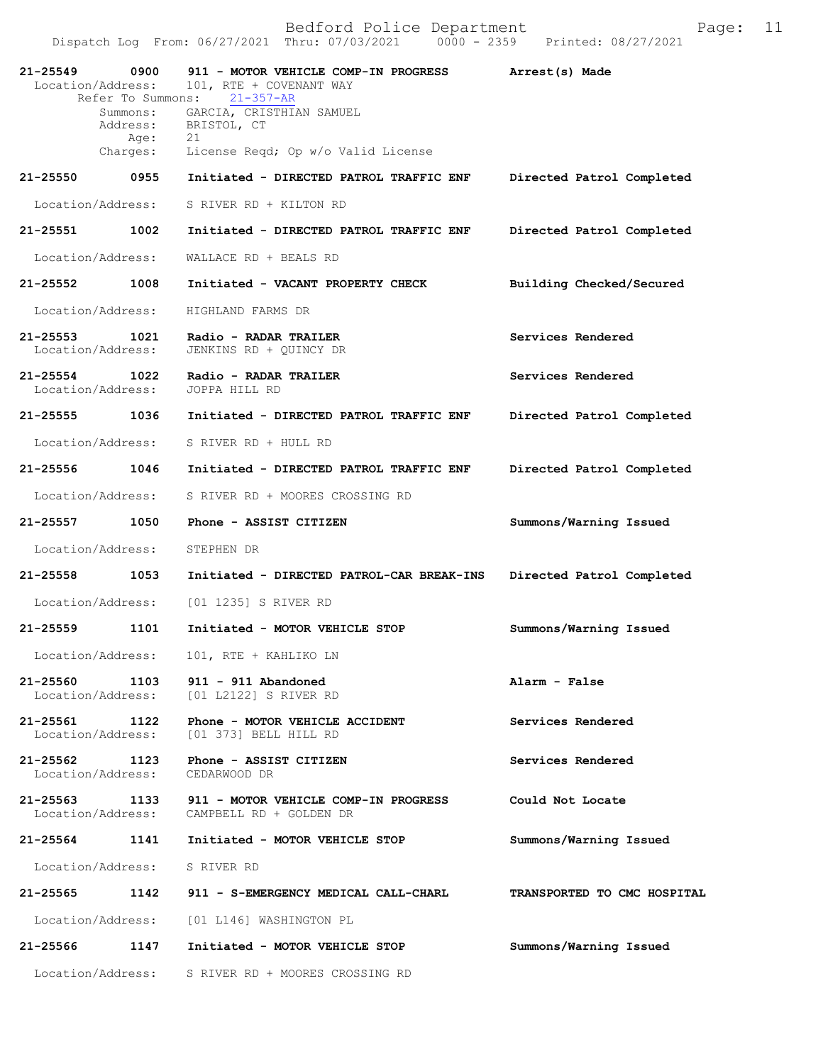| Call Number | Time | Call Reason | Action |
|---|---|---|---|
| 21-25549 | 0900 | 911 - MOTOR VEHICLE COMP-IN PROGRESS | Arrest(s) Made |

Location/Address: 101, RTE + COVENANT WAY
Refer To Summons: 21-357-AR
Summons: GARCIA, CRISTHIAN SAMUEL
Address: BRISTOL, CT
Age: 21
Charges: License Reqd; Op w/o Valid License

| Call Number | Time | Call Reason | Action |
|---|---|---|---|
| 21-25550 | 0955 | Initiated - DIRECTED PATROL TRAFFIC ENF | Directed Patrol Completed |

Location/Address: S RIVER RD + KILTON RD

| Call Number | Time | Call Reason | Action |
|---|---|---|---|
| 21-25551 | 1002 | Initiated - DIRECTED PATROL TRAFFIC ENF | Directed Patrol Completed |

Location/Address: WALLACE RD + BEALS RD

| Call Number | Time | Call Reason | Action |
|---|---|---|---|
| 21-25552 | 1008 | Initiated - VACANT PROPERTY CHECK | Building Checked/Secured |

Location/Address: HIGHLAND FARMS DR

| Call Number | Time | Call Reason | Action |
|---|---|---|---|
| 21-25553 | 1021 | Radio - RADAR TRAILER | Services Rendered |

Location/Address: JENKINS RD + QUINCY DR

| Call Number | Time | Call Reason | Action |
|---|---|---|---|
| 21-25554 | 1022 | Radio - RADAR TRAILER | Services Rendered |

Location/Address: JOPPA HILL RD

| Call Number | Time | Call Reason | Action |
|---|---|---|---|
| 21-25555 | 1036 | Initiated - DIRECTED PATROL TRAFFIC ENF | Directed Patrol Completed |

Location/Address: S RIVER RD + HULL RD

| Call Number | Time | Call Reason | Action |
|---|---|---|---|
| 21-25556 | 1046 | Initiated - DIRECTED PATROL TRAFFIC ENF | Directed Patrol Completed |

Location/Address: S RIVER RD + MOORES CROSSING RD

| Call Number | Time | Call Reason | Action |
|---|---|---|---|
| 21-25557 | 1050 | Phone - ASSIST CITIZEN | Summons/Warning Issued |

Location/Address: STEPHEN DR

| Call Number | Time | Call Reason | Action |
|---|---|---|---|
| 21-25558 | 1053 | Initiated - DIRECTED PATROL-CAR BREAK-INS | Directed Patrol Completed |

Location/Address: [01 1235] S RIVER RD

| Call Number | Time | Call Reason | Action |
|---|---|---|---|
| 21-25559 | 1101 | Initiated - MOTOR VEHICLE STOP | Summons/Warning Issued |

Location/Address: 101, RTE + KAHLIKO LN

| Call Number | Time | Call Reason | Action |
|---|---|---|---|
| 21-25560 | 1103 | 911 - 911 Abandoned | Alarm - False |

Location/Address: [01 L2122] S RIVER RD

| Call Number | Time | Call Reason | Action |
|---|---|---|---|
| 21-25561 | 1122 | Phone - MOTOR VEHICLE ACCIDENT | Services Rendered |

Location/Address: [01 373] BELL HILL RD

| Call Number | Time | Call Reason | Action |
|---|---|---|---|
| 21-25562 | 1123 | Phone - ASSIST CITIZEN | Services Rendered |

Location/Address: CEDARWOOD DR

| Call Number | Time | Call Reason | Action |
|---|---|---|---|
| 21-25563 | 1133 | 911 - MOTOR VEHICLE COMP-IN PROGRESS | Could Not Locate |

Location/Address: CAMPBELL RD + GOLDEN DR

| Call Number | Time | Call Reason | Action |
|---|---|---|---|
| 21-25564 | 1141 | Initiated - MOTOR VEHICLE STOP | Summons/Warning Issued |

Location/Address: S RIVER RD

| Call Number | Time | Call Reason | Action |
|---|---|---|---|
| 21-25565 | 1142 | 911 - S-EMERGENCY MEDICAL CALL-CHARL | TRANSPORTED TO CMC HOSPITAL |

Location/Address: [01 L146] WASHINGTON PL

| Call Number | Time | Call Reason | Action |
|---|---|---|---|
| 21-25566 | 1147 | Initiated - MOTOR VEHICLE STOP | Summons/Warning Issued |

Location/Address: S RIVER RD + MOORES CROSSING RD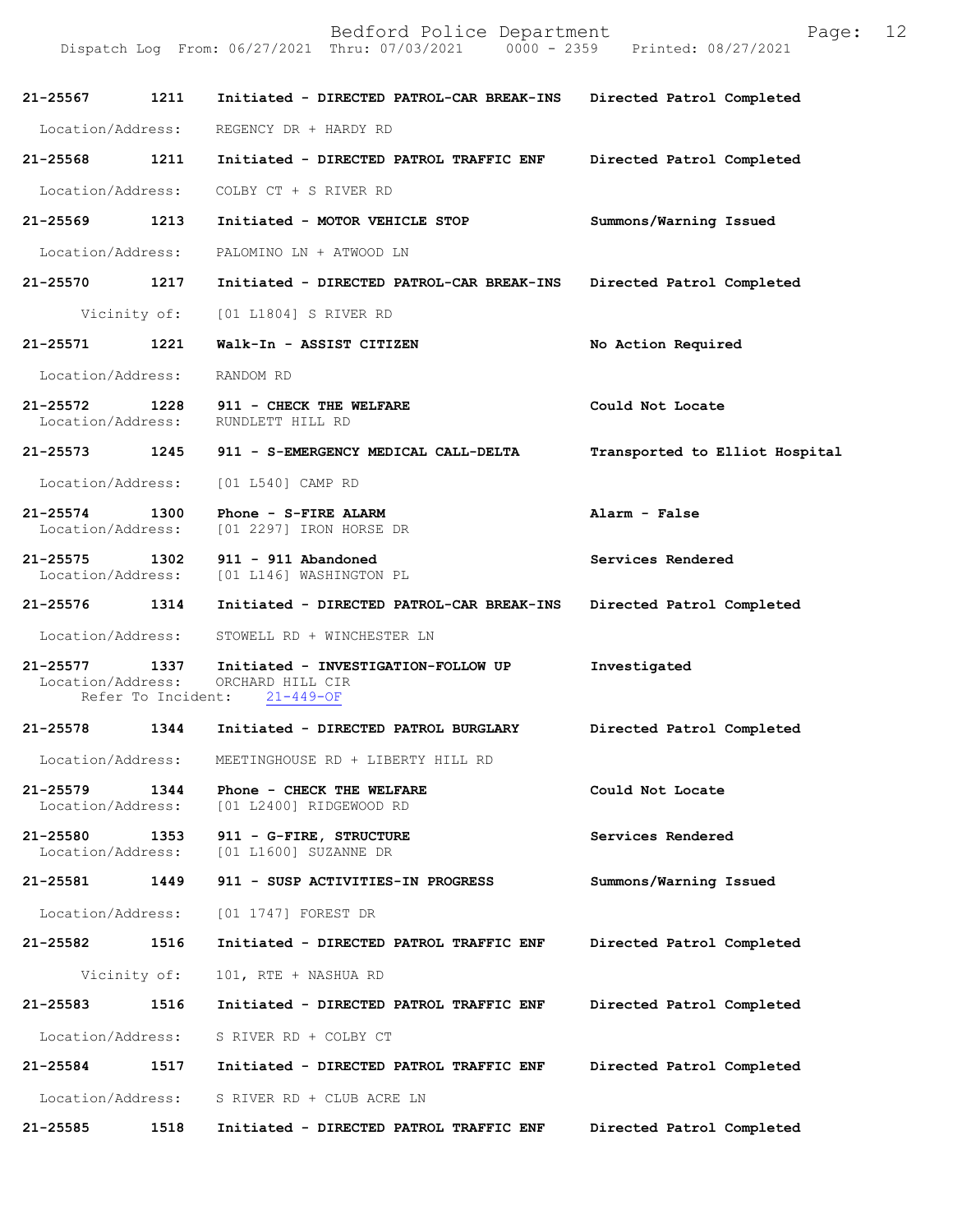**21-25567 1211 Initiated - DIRECTED PATROL-CAR BREAK-INS Directed Patrol Completed**

Location/Address: REGENCY DR + HARDY RD

**21-25568 1211 Initiated - DIRECTED PATROL TRAFFIC ENF Directed Patrol Completed**

Location/Address: COLBY CT + S RIVER RD

**21-25569 1213 Initiated - MOTOR VEHICLE STOP Summons/Warning Issued**

Location/Address: PALOMINO LN + ATWOOD LN

**21-25570 1217 Initiated - DIRECTED PATROL-CAR BREAK-INS Directed Patrol Completed**

Vicinity of: [01 L1804] S RIVER RD

**21-25571 1221 Walk-In - ASSIST CITIZEN No Action Required**

Location/Address: RANDOM RD

**21-25572 1228 911 - CHECK THE WELFARE Could Not Locate**

Location/Address: RUNDLETT HILL RD

**21-25573 1245 911 - S-EMERGENCY MEDICAL CALL-DELTA Transported to Elliot Hospital**

Location/Address: [01 L540] CAMP RD

**21-25574 1300 Phone - S-FIRE ALARM Alarm - False**

Location/Address: [01 2297] IRON HORSE DR

**21-25575 1302 911 - 911 Abandoned Services Rendered**

Location/Address: [01 L146] WASHINGTON PL

**21-25576 1314 Initiated - DIRECTED PATROL-CAR BREAK-INS Directed Patrol Completed**

Location/Address: STOWELL RD + WINCHESTER LN

**21-25577 1337 Initiated - INVESTIGATION-FOLLOW UP Investigated**

Location/Address: ORCHARD HILL CIR
Refer To Incident: 21-449-OF

**21-25578 1344 Initiated - DIRECTED PATROL BURGLARY Directed Patrol Completed**

Location/Address: MEETINGHOUSE RD + LIBERTY HILL RD

**21-25579 1344 Phone - CHECK THE WELFARE Could Not Locate**

Location/Address: [01 L2400] RIDGEWOOD RD

**21-25580 1353 911 - G-FIRE, STRUCTURE Services Rendered**

Location/Address: [01 L1600] SUZANNE DR

**21-25581 1449 911 - SUSP ACTIVITIES-IN PROGRESS Summons/Warning Issued**

Location/Address: [01 1747] FOREST DR

**21-25582 1516 Initiated - DIRECTED PATROL TRAFFIC ENF Directed Patrol Completed**

Vicinity of: 101, RTE + NASHUA RD

**21-25583 1516 Initiated - DIRECTED PATROL TRAFFIC ENF Directed Patrol Completed**

Location/Address: S RIVER RD + COLBY CT

**21-25584 1517 Initiated - DIRECTED PATROL TRAFFIC ENF Directed Patrol Completed**

Location/Address: S RIVER RD + CLUB ACRE LN

**21-25585 1518 Initiated - DIRECTED PATROL TRAFFIC ENF Directed Patrol Completed**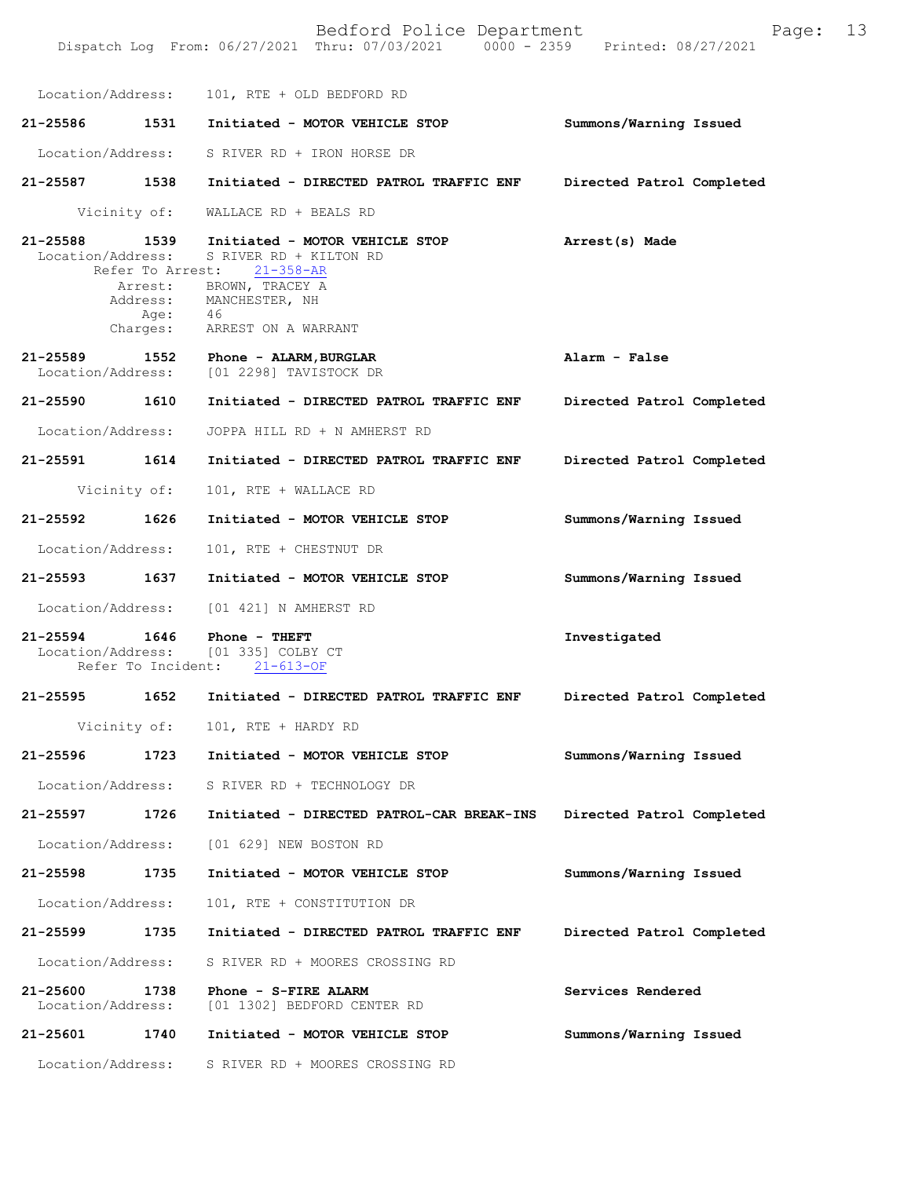Location/Address: 101, RTE + OLD BEDFORD RD

**21-25586 1531 Initiated - MOTOR VEHICLE STOP** **Summons/Warning Issued**

Location/Address: S RIVER RD + IRON HORSE DR

**21-25587 1538 Initiated - DIRECTED PATROL TRAFFIC ENF** **Directed Patrol Completed**

Vicinity of: WALLACE RD + BEALS RD

**21-25588 1539 Initiated - MOTOR VEHICLE STOP** **Arrest(s) Made**

Location/Address: S RIVER RD + KILTON RD
Refer To Arrest: 21-358-AR
Arrest: BROWN, TRACEY A
Address: MANCHESTER, NH
Age: 46
Charges: ARREST ON A WARRANT

**21-25589 1552 Phone - ALARM,BURGLAR** **Alarm - False**

Location/Address: [01 2298] TAVISTOCK DR

**21-25590 1610 Initiated - DIRECTED PATROL TRAFFIC ENF** **Directed Patrol Completed**

Location/Address: JOPPA HILL RD + N AMHERST RD

**21-25591 1614 Initiated - DIRECTED PATROL TRAFFIC ENF** **Directed Patrol Completed**

Vicinity of: 101, RTE + WALLACE RD

**21-25592 1626 Initiated - MOTOR VEHICLE STOP** **Summons/Warning Issued**

Location/Address: 101, RTE + CHESTNUT DR

**21-25593 1637 Initiated - MOTOR VEHICLE STOP** **Summons/Warning Issued**

Location/Address: [01 421] N AMHERST RD

**21-25594 1646 Phone - THEFT** **Investigated**

Location/Address: [01 335] COLBY CT
Refer To Incident: 21-613-OF

**21-25595 1652 Initiated - DIRECTED PATROL TRAFFIC ENF** **Directed Patrol Completed**

Vicinity of: 101, RTE + HARDY RD

**21-25596 1723 Initiated - MOTOR VEHICLE STOP** **Summons/Warning Issued**

Location/Address: S RIVER RD + TECHNOLOGY DR

**21-25597 1726 Initiated - DIRECTED PATROL-CAR BREAK-INS** **Directed Patrol Completed**

Location/Address: [01 629] NEW BOSTON RD

**21-25598 1735 Initiated - MOTOR VEHICLE STOP** **Summons/Warning Issued**

Location/Address: 101, RTE + CONSTITUTION DR

**21-25599 1735 Initiated - DIRECTED PATROL TRAFFIC ENF** **Directed Patrol Completed**

Location/Address: S RIVER RD + MOORES CROSSING RD

**21-25600 1738 Phone - S-FIRE ALARM** **Services Rendered**

Location/Address: [01 1302] BEDFORD CENTER RD

**21-25601 1740 Initiated - MOTOR VEHICLE STOP** **Summons/Warning Issued**

Location/Address: S RIVER RD + MOORES CROSSING RD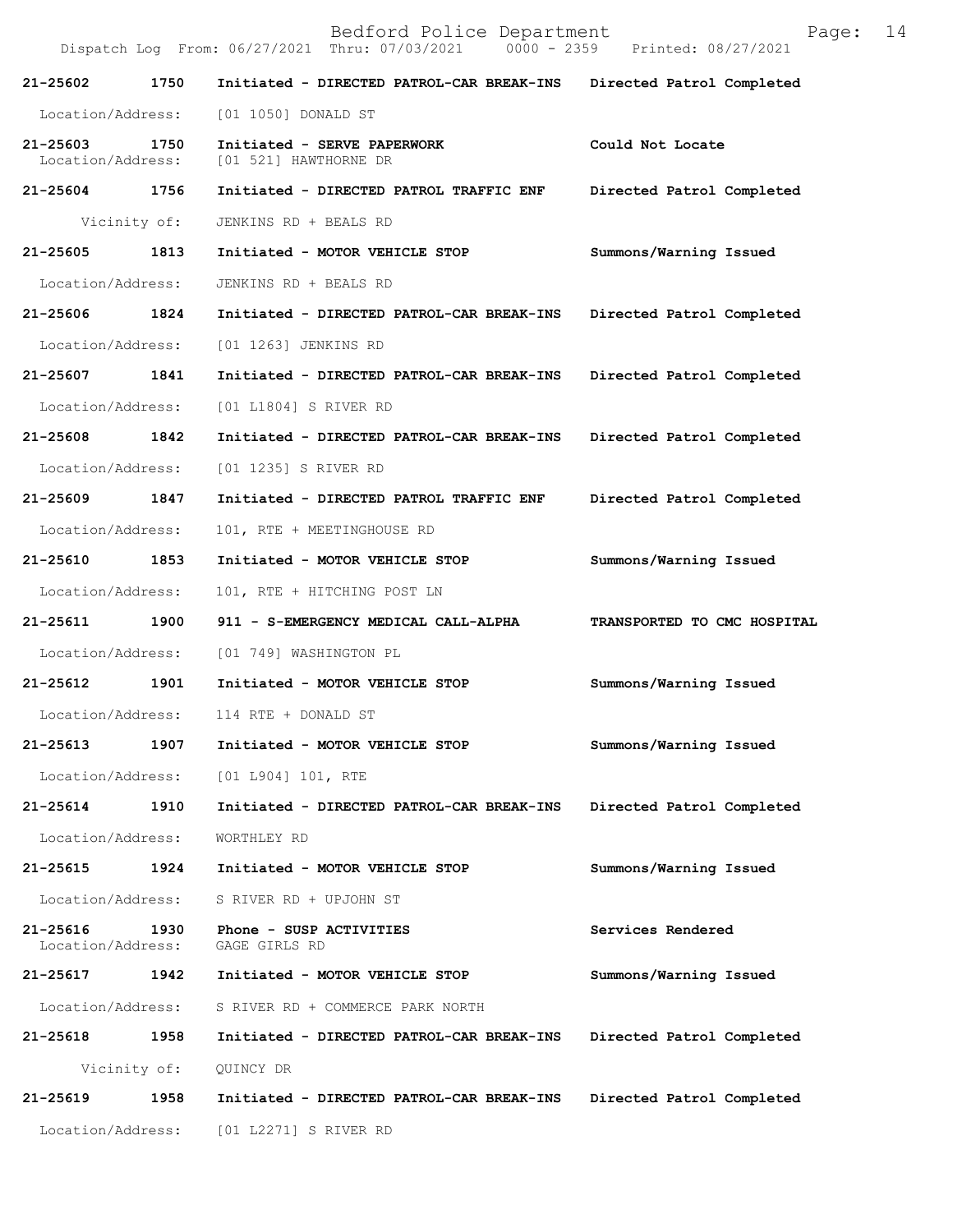Bedford Police Department
Dispatch Log From: 06/27/2021 Thru: 07/03/2021 0000 - 2359 Printed: 08/27/2021

**21-25602 1750 Initiated - DIRECTED PATROL-CAR BREAK-INS Directed Patrol Completed**

Location/Address: [01 1050] DONALD ST

**21-25603 1750 Initiated - SERVE PAPERWORK Could Not Locate**
Location/Address: [01 521] HAWTHORNE DR

**21-25604 1756 Initiated - DIRECTED PATROL TRAFFIC ENF Directed Patrol Completed**

Vicinity of: JENKINS RD + BEALS RD

**21-25605 1813 Initiated - MOTOR VEHICLE STOP Summons/Warning Issued**

Location/Address: JENKINS RD + BEALS RD

**21-25606 1824 Initiated - DIRECTED PATROL-CAR BREAK-INS Directed Patrol Completed**

Location/Address: [01 1263] JENKINS RD

**21-25607 1841 Initiated - DIRECTED PATROL-CAR BREAK-INS Directed Patrol Completed**

Location/Address: [01 L1804] S RIVER RD

**21-25608 1842 Initiated - DIRECTED PATROL-CAR BREAK-INS Directed Patrol Completed**

Location/Address: [01 1235] S RIVER RD

**21-25609 1847 Initiated - DIRECTED PATROL TRAFFIC ENF Directed Patrol Completed**

Location/Address: 101, RTE + MEETINGHOUSE RD

**21-25610 1853 Initiated - MOTOR VEHICLE STOP Summons/Warning Issued**

Location/Address: 101, RTE + HITCHING POST LN

**21-25611 1900 911 - S-EMERGENCY MEDICAL CALL-ALPHA TRANSPORTED TO CMC HOSPITAL**

Location/Address: [01 749] WASHINGTON PL

**21-25612 1901 Initiated - MOTOR VEHICLE STOP Summons/Warning Issued**

Location/Address: 114 RTE + DONALD ST

**21-25613 1907 Initiated - MOTOR VEHICLE STOP Summons/Warning Issued**

Location/Address: [01 L904] 101, RTE

**21-25614 1910 Initiated - DIRECTED PATROL-CAR BREAK-INS Directed Patrol Completed**

Location/Address: WORTHLEY RD

**21-25615 1924 Initiated - MOTOR VEHICLE STOP Summons/Warning Issued**

Location/Address: S RIVER RD + UPJOHN ST

**21-25616 1930 Phone - SUSP ACTIVITIES Services Rendered**
Location/Address: GAGE GIRLS RD

**21-25617 1942 Initiated - MOTOR VEHICLE STOP Summons/Warning Issued**

Location/Address: S RIVER RD + COMMERCE PARK NORTH

**21-25618 1958 Initiated - DIRECTED PATROL-CAR BREAK-INS Directed Patrol Completed**

Vicinity of: QUINCY DR

**21-25619 1958 Initiated - DIRECTED PATROL-CAR BREAK-INS Directed Patrol Completed**

Location/Address: [01 L2271] S RIVER RD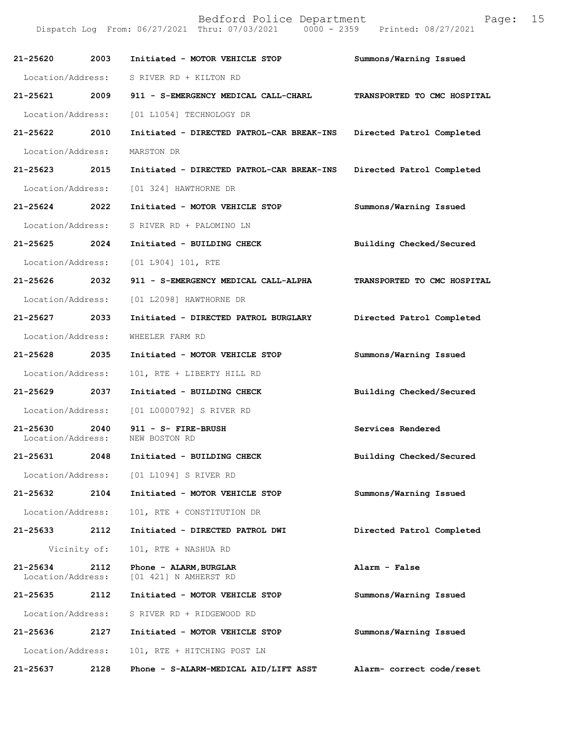Dispatch Log From: 06/27/2021 Thru: 07/03/2021 0000 - 2359 Printed: 08/27/2021

**21-25620 2003 Initiated - MOTOR VEHICLE STOP** Summons/Warning Issued
Location/Address: S RIVER RD + KILTON RD

**21-25621 2009 911 - S-EMERGENCY MEDICAL CALL-CHARL** TRANSPORTED TO CMC HOSPITAL
Location/Address: [01 L1054] TECHNOLOGY DR

**21-25622 2010 Initiated - DIRECTED PATROL-CAR BREAK-INS** Directed Patrol Completed
Location/Address: MARSTON DR

**21-25623 2015 Initiated - DIRECTED PATROL-CAR BREAK-INS** Directed Patrol Completed
Location/Address: [01 324] HAWTHORNE DR

**21-25624 2022 Initiated - MOTOR VEHICLE STOP** Summons/Warning Issued
Location/Address: S RIVER RD + PALOMINO LN

**21-25625 2024 Initiated - BUILDING CHECK** Building Checked/Secured
Location/Address: [01 L904] 101, RTE

**21-25626 2032 911 - S-EMERGENCY MEDICAL CALL-ALPHA** TRANSPORTED TO CMC HOSPITAL
Location/Address: [01 L2098] HAWTHORNE DR

**21-25627 2033 Initiated - DIRECTED PATROL BURGLARY** Directed Patrol Completed
Location/Address: WHEELER FARM RD

**21-25628 2035 Initiated - MOTOR VEHICLE STOP** Summons/Warning Issued
Location/Address: 101, RTE + LIBERTY HILL RD

**21-25629 2037 Initiated - BUILDING CHECK** Building Checked/Secured
Location/Address: [01 L0000792] S RIVER RD

**21-25630 2040 911 - S- FIRE-BRUSH** Services Rendered
Location/Address: NEW BOSTON RD

**21-25631 2048 Initiated - BUILDING CHECK** Building Checked/Secured
Location/Address: [01 L1094] S RIVER RD

**21-25632 2104 Initiated - MOTOR VEHICLE STOP** Summons/Warning Issued
Location/Address: 101, RTE + CONSTITUTION DR

**21-25633 2112 Initiated - DIRECTED PATROL DWI** Directed Patrol Completed
Vicinity of: 101, RTE + NASHUA RD

**21-25634 2112 Phone - ALARM,BURGLAR** Alarm - False
Location/Address: [01 421] N AMHERST RD

**21-25635 2112 Initiated - MOTOR VEHICLE STOP** Summons/Warning Issued
Location/Address: S RIVER RD + RIDGEWOOD RD

**21-25636 2127 Initiated - MOTOR VEHICLE STOP** Summons/Warning Issued
Location/Address: 101, RTE + HITCHING POST LN

**21-25637 2128 Phone - S-ALARM-MEDICAL AID/LIFT ASST** Alarm- correct code/reset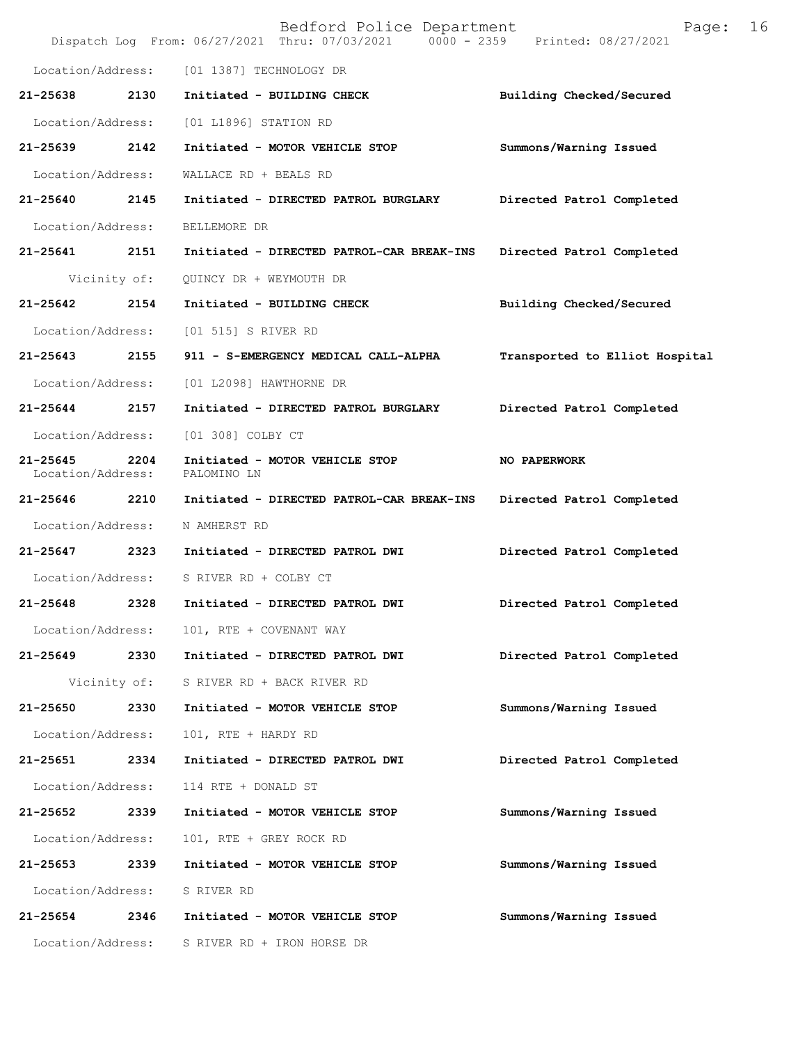Location/Address: [01 1387] TECHNOLOGY DR

**21-25638 2130 Initiated - BUILDING CHECK Building Checked/Secured**

Location/Address: [01 L1896] STATION RD

**21-25639 2142 Initiated - MOTOR VEHICLE STOP Summons/Warning Issued**

Location/Address: WALLACE RD + BEALS RD

**21-25640 2145 Initiated - DIRECTED PATROL BURGLARY Directed Patrol Completed**

Location/Address: BELLEMORE DR

**21-25641 2151 Initiated - DIRECTED PATROL-CAR BREAK-INS Directed Patrol Completed**

Vicinity of: QUINCY DR + WEYMOUTH DR

**21-25642 2154 Initiated - BUILDING CHECK Building Checked/Secured**

Location/Address: [01 515] S RIVER RD

**21-25643 2155 911 - S-EMERGENCY MEDICAL CALL-ALPHA Transported to Elliot Hospital**

Location/Address: [01 L2098] HAWTHORNE DR

**21-25644 2157 Initiated - DIRECTED PATROL BURGLARY Directed Patrol Completed**

Location/Address: [01 308] COLBY CT

**21-25645 2204 Initiated - MOTOR VEHICLE STOP NO PAPERWORK**

Location/Address: PALOMINO LN

**21-25646 2210 Initiated - DIRECTED PATROL-CAR BREAK-INS Directed Patrol Completed**

Location/Address: N AMHERST RD

**21-25647 2323 Initiated - DIRECTED PATROL DWI Directed Patrol Completed**

Location/Address: S RIVER RD + COLBY CT

**21-25648 2328 Initiated - DIRECTED PATROL DWI Directed Patrol Completed**

Location/Address: 101, RTE + COVENANT WAY

**21-25649 2330 Initiated - DIRECTED PATROL DWI Directed Patrol Completed**

Vicinity of: S RIVER RD + BACK RIVER RD

**21-25650 2330 Initiated - MOTOR VEHICLE STOP Summons/Warning Issued**

Location/Address: 101, RTE + HARDY RD

**21-25651 2334 Initiated - DIRECTED PATROL DWI Directed Patrol Completed**

Location/Address: 114 RTE + DONALD ST

**21-25652 2339 Initiated - MOTOR VEHICLE STOP Summons/Warning Issued**

Location/Address: 101, RTE + GREY ROCK RD

**21-25653 2339 Initiated - MOTOR VEHICLE STOP Summons/Warning Issued**

Location/Address: S RIVER RD

**21-25654 2346 Initiated - MOTOR VEHICLE STOP Summons/Warning Issued**

Location/Address: S RIVER RD + IRON HORSE DR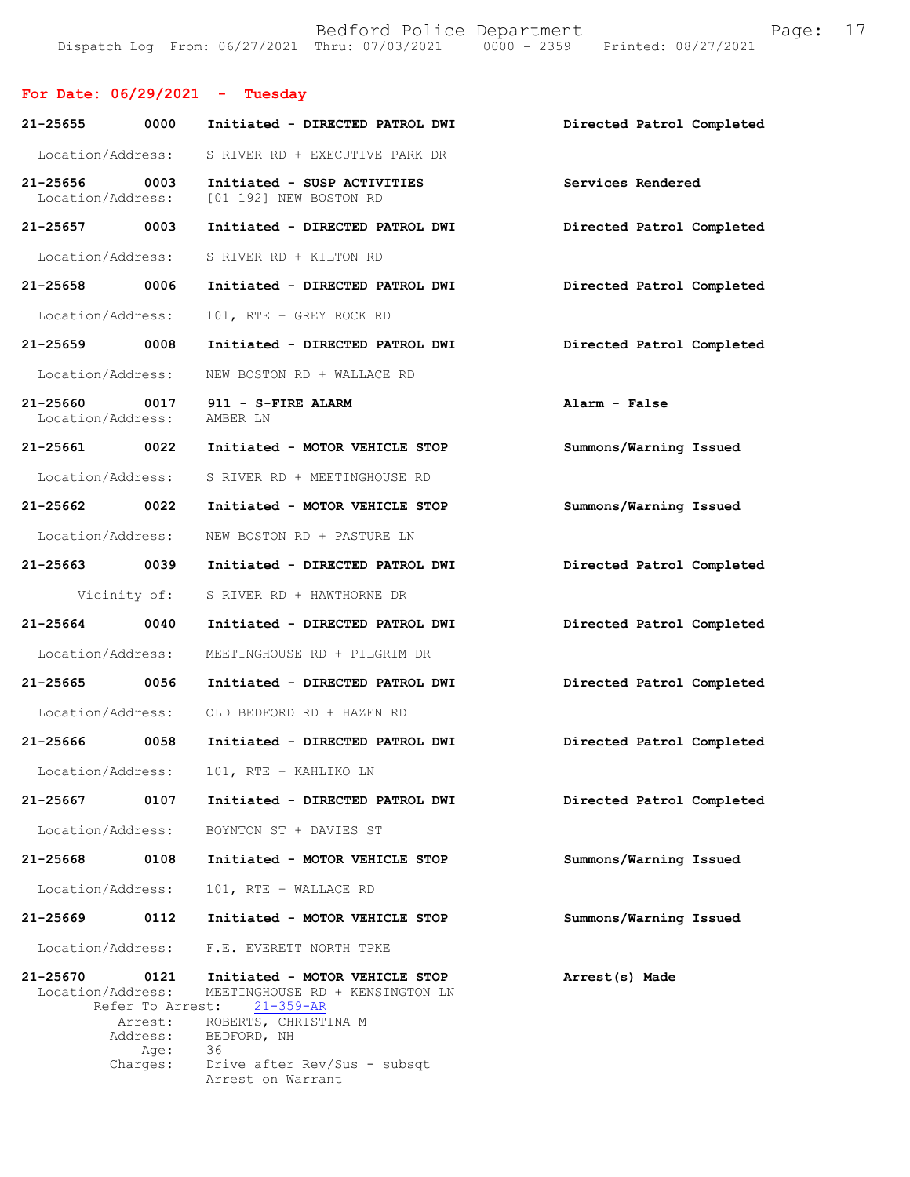**For Date: 06/29/2021 - Tuesday**

| Call # | Time | Call Reason / Action | Disposition |
|---|---|---|---|
| 21-25655 | 0000 | Initiated - **DIRECTED PATROL DWI** | **Directed Patrol Completed** |
| | | Location/Address: S RIVER RD + EXECUTIVE PARK DR | |
| 21-25656 | 0003 | Initiated - **SUSP ACTIVITIES** | **Services Rendered** |
| | | Location/Address: [01 192] NEW BOSTON RD | |
| 21-25657 | 0003 | Initiated - **DIRECTED PATROL DWI** | **Directed Patrol Completed** |
| | | Location/Address: S RIVER RD + KILTON RD | |
| 21-25658 | 0006 | Initiated - **DIRECTED PATROL DWI** | **Directed Patrol Completed** |
| | | Location/Address: 101, RTE + GREY ROCK RD | |
| 21-25659 | 0008 | Initiated - **DIRECTED PATROL DWI** | **Directed Patrol Completed** |
| | | Location/Address: NEW BOSTON RD + WALLACE RD | |
| 21-25660 | 0017 | 911 - **S-FIRE ALARM** | **Alarm - False** |
| | | Location/Address: AMBER LN | |
| 21-25661 | 0022 | Initiated - **MOTOR VEHICLE STOP** | **Summons/Warning Issued** |
| | | Location/Address: S RIVER RD + MEETINGHOUSE RD | |
| 21-25662 | 0022 | Initiated - **MOTOR VEHICLE STOP** | **Summons/Warning Issued** |
| | | Location/Address: NEW BOSTON RD + PASTURE LN | |
| 21-25663 | 0039 | Initiated - **DIRECTED PATROL DWI** | **Directed Patrol Completed** |
| | | Vicinity of: S RIVER RD + HAWTHORNE DR | |
| 21-25664 | 0040 | Initiated - **DIRECTED PATROL DWI** | **Directed Patrol Completed** |
| | | Location/Address: MEETINGHOUSE RD + PILGRIM DR | |
| 21-25665 | 0056 | Initiated - **DIRECTED PATROL DWI** | **Directed Patrol Completed** |
| | | Location/Address: OLD BEDFORD RD + HAZEN RD | |
| 21-25666 | 0058 | Initiated - **DIRECTED PATROL DWI** | **Directed Patrol Completed** |
| | | Location/Address: 101, RTE + KAHLIKO LN | |
| 21-25667 | 0107 | Initiated - **DIRECTED PATROL DWI** | **Directed Patrol Completed** |
| | | Location/Address: BOYNTON ST + DAVIES ST | |
| 21-25668 | 0108 | Initiated - **MOTOR VEHICLE STOP** | **Summons/Warning Issued** |
| | | Location/Address: 101, RTE + WALLACE RD | |
| 21-25669 | 0112 | Initiated - **MOTOR VEHICLE STOP** | **Summons/Warning Issued** |
| | | Location/Address: F.E. EVERETT NORTH TPKE | |
| 21-25670 | 0121 | Initiated - **MOTOR VEHICLE STOP** | **Arrest(s) Made** |
| | | Location/Address: MEETINGHOUSE RD + KENSINGTON LN | |
| | | Refer To Arrest: 21-359-AR | |
| | | Arrest: ROBERTS, CHRISTINA M | |
| | | Address: BEDFORD, NH | |
| | | Age: 36 | |
| | | Charges: Drive after Rev/Sus - subsqt; Arrest on Warrant | |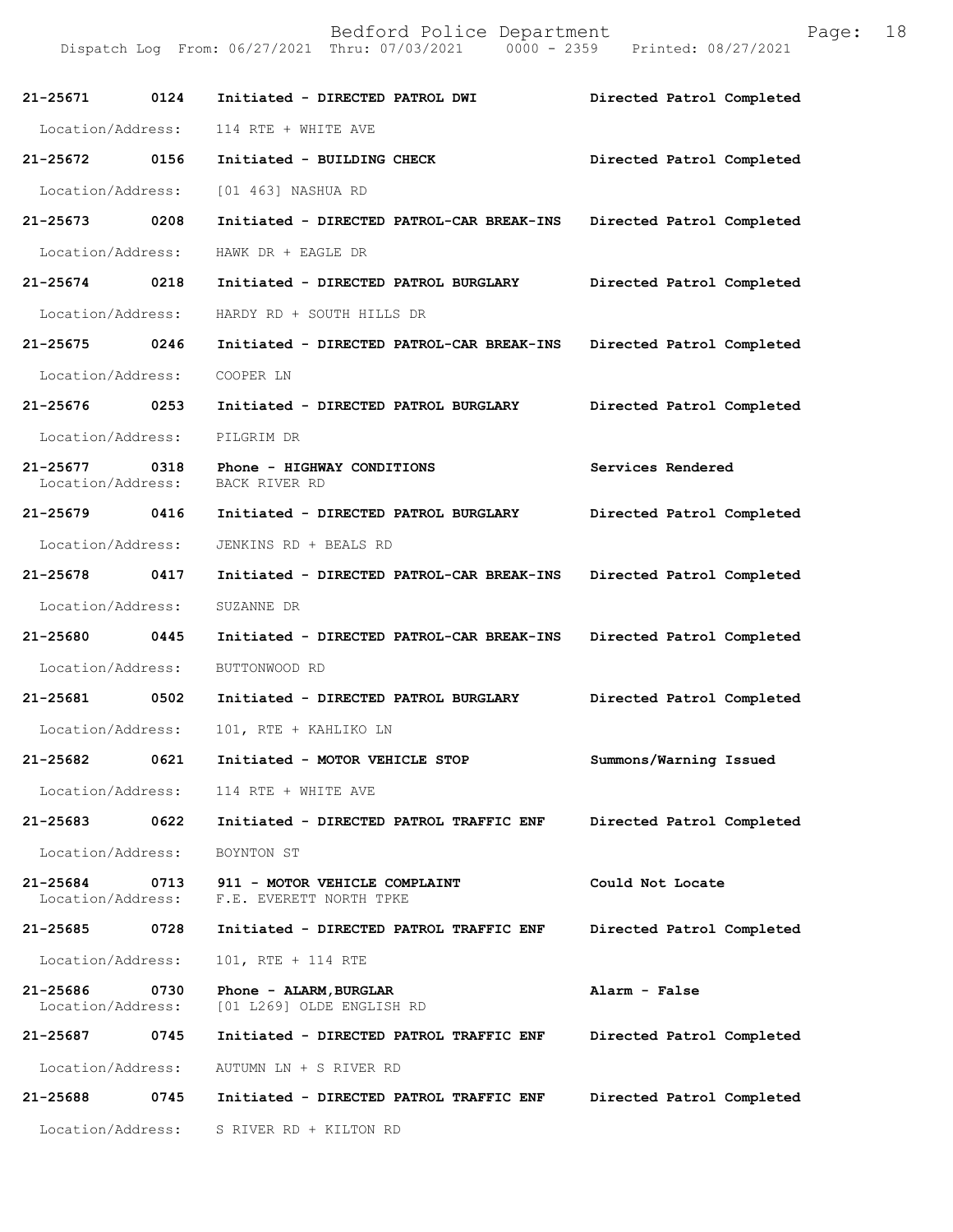| Call Number | Time | Call Reason | Action |
|---|---|---|---|
| 21-25671 | 0124 | Initiated - DIRECTED PATROL DWI | Directed Patrol Completed |
| Location/Address: | | 114 RTE + WHITE AVE | |
| 21-25672 | 0156 | Initiated - BUILDING CHECK | Directed Patrol Completed |
| Location/Address: | | [01 463] NASHUA RD | |
| 21-25673 | 0208 | Initiated - DIRECTED PATROL-CAR BREAK-INS | Directed Patrol Completed |
| Location/Address: | | HAWK DR + EAGLE DR | |
| 21-25674 | 0218 | Initiated - DIRECTED PATROL BURGLARY | Directed Patrol Completed |
| Location/Address: | | HARDY RD + SOUTH HILLS DR | |
| 21-25675 | 0246 | Initiated - DIRECTED PATROL-CAR BREAK-INS | Directed Patrol Completed |
| Location/Address: | | COOPER LN | |
| 21-25676 | 0253 | Initiated - DIRECTED PATROL BURGLARY | Directed Patrol Completed |
| Location/Address: | | PILGRIM DR | |
| 21-25677 | 0318 | Phone - HIGHWAY CONDITIONS | Services Rendered |
| Location/Address: | | BACK RIVER RD | |
| 21-25679 | 0416 | Initiated - DIRECTED PATROL BURGLARY | Directed Patrol Completed |
| Location/Address: | | JENKINS RD + BEALS RD | |
| 21-25678 | 0417 | Initiated - DIRECTED PATROL-CAR BREAK-INS | Directed Patrol Completed |
| Location/Address: | | SUZANNE DR | |
| 21-25680 | 0445 | Initiated - DIRECTED PATROL-CAR BREAK-INS | Directed Patrol Completed |
| Location/Address: | | BUTTONWOOD RD | |
| 21-25681 | 0502 | Initiated - DIRECTED PATROL BURGLARY | Directed Patrol Completed |
| Location/Address: | | 101, RTE + KAHLIKO LN | |
| 21-25682 | 0621 | Initiated - MOTOR VEHICLE STOP | Summons/Warning Issued |
| Location/Address: | | 114 RTE + WHITE AVE | |
| 21-25683 | 0622 | Initiated - DIRECTED PATROL TRAFFIC ENF | Directed Patrol Completed |
| Location/Address: | | BOYNTON ST | |
| 21-25684 | 0713 | 911 - MOTOR VEHICLE COMPLAINT | Could Not Locate |
| Location/Address: | | F.E. EVERETT NORTH TPKE | |
| 21-25685 | 0728 | Initiated - DIRECTED PATROL TRAFFIC ENF | Directed Patrol Completed |
| Location/Address: | | 101, RTE + 114 RTE | |
| 21-25686 | 0730 | Phone - ALARM,BURGLAR | Alarm - False |
| Location/Address: | | [01 L269] OLDE ENGLISH RD | |
| 21-25687 | 0745 | Initiated - DIRECTED PATROL TRAFFIC ENF | Directed Patrol Completed |
| Location/Address: | | AUTUMN LN + S RIVER RD | |
| 21-25688 | 0745 | Initiated - DIRECTED PATROL TRAFFIC ENF | Directed Patrol Completed |
| Location/Address: | | S RIVER RD + KILTON RD | |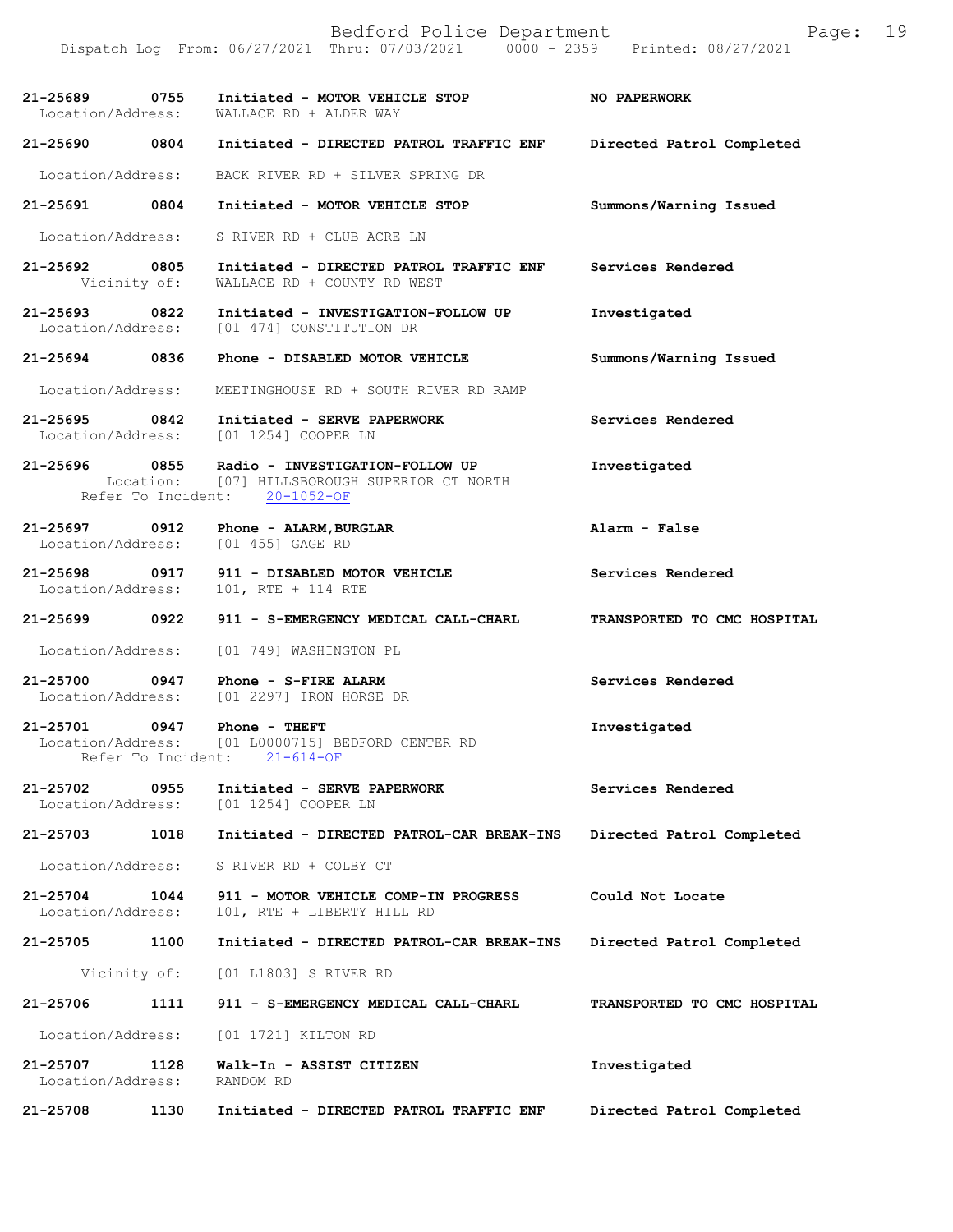21-25689 0755 Initiated - MOTOR VEHICLE STOP NO PAPERWORK
Location/Address: WALLACE RD + ALDER WAY

21-25690 0804 Initiated - DIRECTED PATROL TRAFFIC ENF Directed Patrol Completed
Location/Address: BACK RIVER RD + SILVER SPRING DR

21-25691 0804 Initiated - MOTOR VEHICLE STOP Summons/Warning Issued
Location/Address: S RIVER RD + CLUB ACRE LN

21-25692 0805 Initiated - DIRECTED PATROL TRAFFIC ENF Services Rendered
Vicinity of: WALLACE RD + COUNTY RD WEST

21-25693 0822 Initiated - INVESTIGATION-FOLLOW UP Investigated
Location/Address: [01 474] CONSTITUTION DR

21-25694 0836 Phone - DISABLED MOTOR VEHICLE Summons/Warning Issued
Location/Address: MEETINGHOUSE RD + SOUTH RIVER RD RAMP

21-25695 0842 Initiated - SERVE PAPERWORK Services Rendered
Location/Address: [01 1254] COOPER LN

21-25696 0855 Radio - INVESTIGATION-FOLLOW UP Investigated
Location: [07] HILLSBOROUGH SUPERIOR CT NORTH
Refer To Incident: 20-1052-OF

21-25697 0912 Phone - ALARM,BURGLAR Alarm - False
Location/Address: [01 455] GAGE RD

21-25698 0917 911 - DISABLED MOTOR VEHICLE Services Rendered
Location/Address: 101, RTE + 114 RTE

21-25699 0922 911 - S-EMERGENCY MEDICAL CALL-CHARL TRANSPORTED TO CMC HOSPITAL
Location/Address: [01 749] WASHINGTON PL

21-25700 0947 Phone - S-FIRE ALARM Services Rendered
Location/Address: [01 2297] IRON HORSE DR

21-25701 0947 Phone - THEFT Investigated
Location/Address: [01 L0000715] BEDFORD CENTER RD
Refer To Incident: 21-614-OF

21-25702 0955 Initiated - SERVE PAPERWORK Services Rendered
Location/Address: [01 1254] COOPER LN

21-25703 1018 Initiated - DIRECTED PATROL-CAR BREAK-INS Directed Patrol Completed
Location/Address: S RIVER RD + COLBY CT

21-25704 1044 911 - MOTOR VEHICLE COMP-IN PROGRESS Could Not Locate
Location/Address: 101, RTE + LIBERTY HILL RD

21-25705 1100 Initiated - DIRECTED PATROL-CAR BREAK-INS Directed Patrol Completed
Vicinity of: [01 L1803] S RIVER RD

21-25706 1111 911 - S-EMERGENCY MEDICAL CALL-CHARL TRANSPORTED TO CMC HOSPITAL
Location/Address: [01 1721] KILTON RD

21-25707 1128 Walk-In - ASSIST CITIZEN Investigated
Location/Address: RANDOM RD

21-25708 1130 Initiated - DIRECTED PATROL TRAFFIC ENF Directed Patrol Completed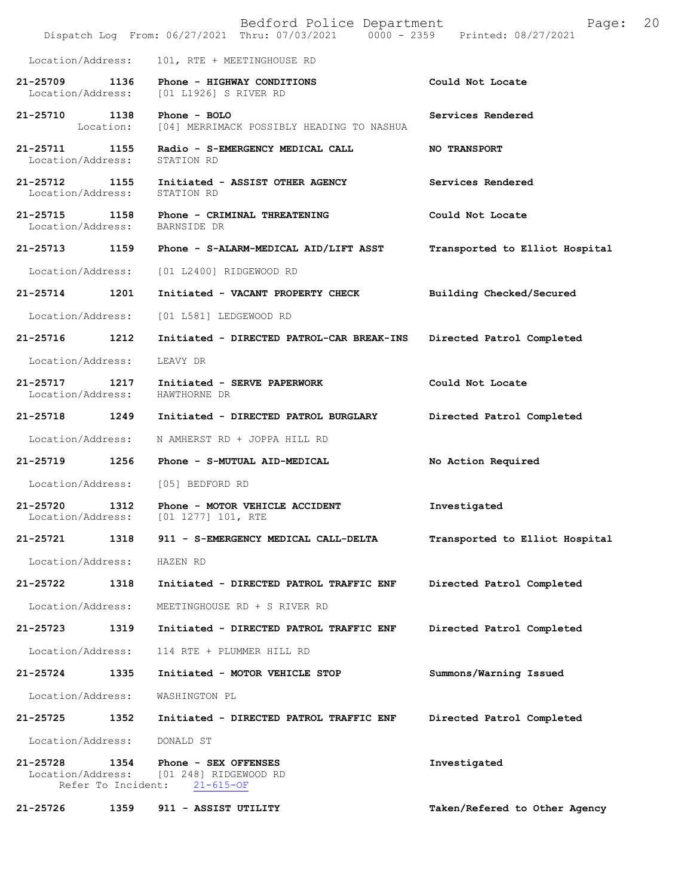Location/Address: 101, RTE + MEETINGHOUSE RD

| Call # | Time | Call Type | Disposition |
|---|---|---|---|
| 21-25709 | 1136 | Phone - HIGHWAY CONDITIONS | Could Not Locate |
| Location/Address: | | [01 L1926] S RIVER RD | |
| 21-25710 | 1138 | Phone - BOLO | Services Rendered |
| Location: | | [04] MERRIMACK POSSIBLY HEADING TO NASHUA | |
| 21-25711 | 1155 | Radio - S-EMERGENCY MEDICAL CALL | NO TRANSPORT |
| Location/Address: | | STATION RD | |
| 21-25712 | 1155 | Initiated - ASSIST OTHER AGENCY | Services Rendered |
| Location/Address: | | STATION RD | |
| 21-25715 | 1158 | Phone - CRIMINAL THREATENING | Could Not Locate |
| Location/Address: | | BARNSIDE DR | |
| 21-25713 | 1159 | Phone - S-ALARM-MEDICAL AID/LIFT ASST | Transported to Elliot Hospital |
| Location/Address: | | [01 L2400] RIDGEWOOD RD | |
| 21-25714 | 1201 | Initiated - VACANT PROPERTY CHECK | Building Checked/Secured |
| Location/Address: | | [01 L581] LEDGEWOOD RD | |
| 21-25716 | 1212 | Initiated - DIRECTED PATROL-CAR BREAK-INS | Directed Patrol Completed |
| Location/Address: | | LEAVY DR | |
| 21-25717 | 1217 | Initiated - SERVE PAPERWORK | Could Not Locate |
| Location/Address: | | HAWTHORNE DR | |
| 21-25718 | 1249 | Initiated - DIRECTED PATROL BURGLARY | Directed Patrol Completed |
| Location/Address: | | N AMHERST RD + JOPPA HILL RD | |
| 21-25719 | 1256 | Phone - S-MUTUAL AID-MEDICAL | No Action Required |
| Location/Address: | | [05] BEDFORD RD | |
| 21-25720 | 1312 | Phone - MOTOR VEHICLE ACCIDENT | Investigated |
| Location/Address: | | [01 1277] 101, RTE | |
| 21-25721 | 1318 | 911 - S-EMERGENCY MEDICAL CALL-DELTA | Transported to Elliot Hospital |
| Location/Address: | | HAZEN RD | |
| 21-25722 | 1318 | Initiated - DIRECTED PATROL TRAFFIC ENF | Directed Patrol Completed |
| Location/Address: | | MEETINGHOUSE RD + S RIVER RD | |
| 21-25723 | 1319 | Initiated - DIRECTED PATROL TRAFFIC ENF | Directed Patrol Completed |
| Location/Address: | | 114 RTE + PLUMMER HILL RD | |
| 21-25724 | 1335 | Initiated - MOTOR VEHICLE STOP | Summons/Warning Issued |
| Location/Address: | | WASHINGTON PL | |
| 21-25725 | 1352 | Initiated - DIRECTED PATROL TRAFFIC ENF | Directed Patrol Completed |
| Location/Address: | | DONALD ST | |
| 21-25728 | 1354 | Phone - SEX OFFENSES | Investigated |
| Location/Address: | | [01 248] RIDGEWOOD RD | |
| Refer To Incident: | | 21-615-OF | |
| 21-25726 | 1359 | 911 - ASSIST UTILITY | Taken/Refered to Other Agency |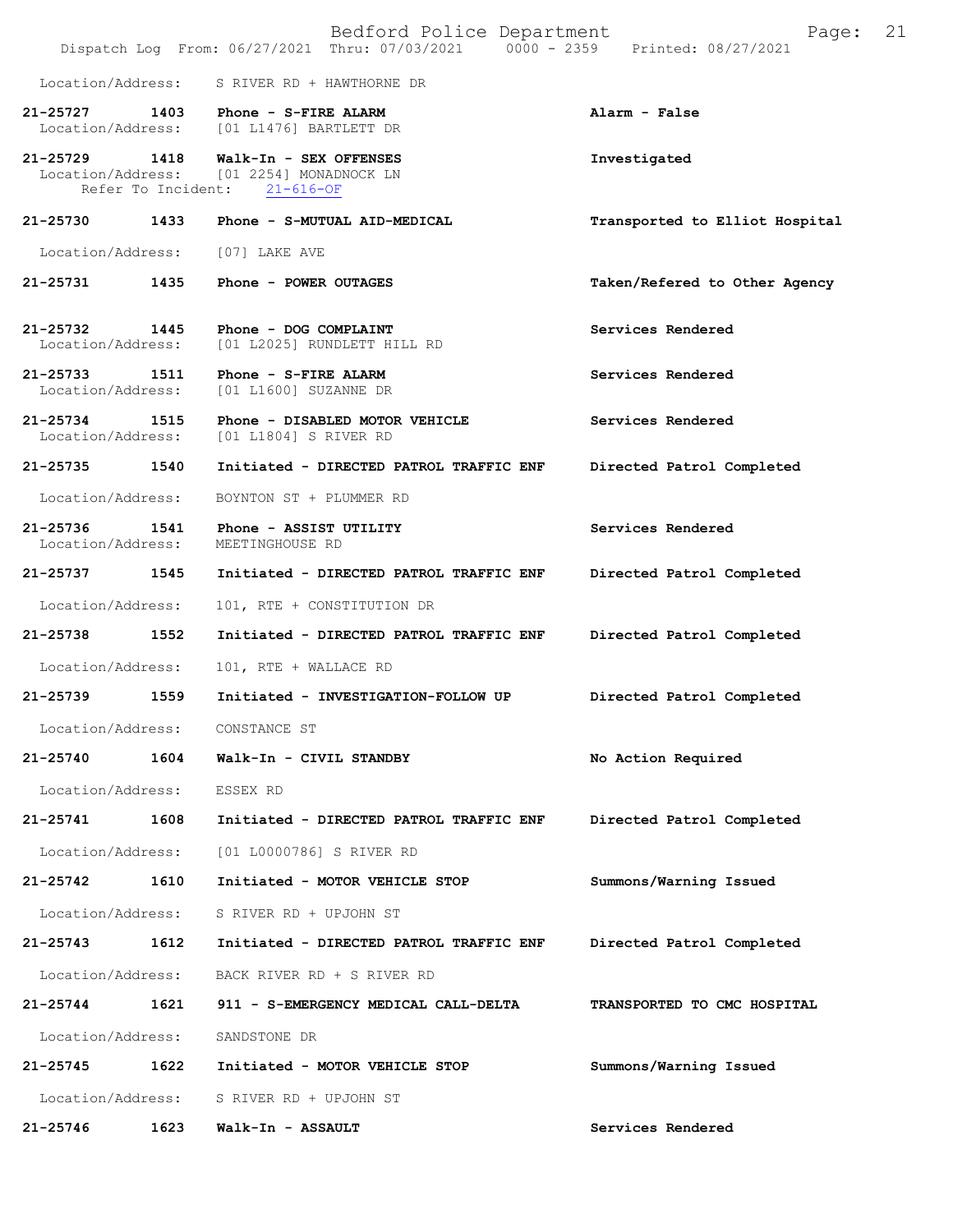Location/Address: S RIVER RD + HAWTHORNE DR

**21-25727 1403 Phone - S-FIRE ALARM** — **Alarm - False**
Location/Address: [01 L1476] BARTLETT DR

**21-25729 1418 Walk-In - SEX OFFENSES** — **Investigated**
Location/Address: [01 2254] MONADNOCK LN
Refer To Incident: 21-616-OF

**21-25730 1433 Phone - S-MUTUAL AID-MEDICAL** — **Transported to Elliot Hospital**
Location/Address: [07] LAKE AVE

**21-25731 1435 Phone - POWER OUTAGES** — **Taken/Refered to Other Agency**

**21-25732 1445 Phone - DOG COMPLAINT** — **Services Rendered**
Location/Address: [01 L2025] RUNDLETT HILL RD

**21-25733 1511 Phone - S-FIRE ALARM** — **Services Rendered**
Location/Address: [01 L1600] SUZANNE DR

**21-25734 1515 Phone - DISABLED MOTOR VEHICLE** — **Services Rendered**
Location/Address: [01 L1804] S RIVER RD

**21-25735 1540 Initiated - DIRECTED PATROL TRAFFIC ENF** — **Directed Patrol Completed**
Location/Address: BOYNTON ST + PLUMMER RD

**21-25736 1541 Phone - ASSIST UTILITY** — **Services Rendered**
Location/Address: MEETINGHOUSE RD

**21-25737 1545 Initiated - DIRECTED PATROL TRAFFIC ENF** — **Directed Patrol Completed**
Location/Address: 101, RTE + CONSTITUTION DR

**21-25738 1552 Initiated - DIRECTED PATROL TRAFFIC ENF** — **Directed Patrol Completed**
Location/Address: 101, RTE + WALLACE RD

**21-25739 1559 Initiated - INVESTIGATION-FOLLOW UP** — **Directed Patrol Completed**
Location/Address: CONSTANCE ST

**21-25740 1604 Walk-In - CIVIL STANDBY** — **No Action Required**
Location/Address: ESSEX RD

**21-25741 1608 Initiated - DIRECTED PATROL TRAFFIC ENF** — **Directed Patrol Completed**
Location/Address: [01 L0000786] S RIVER RD

**21-25742 1610 Initiated - MOTOR VEHICLE STOP** — **Summons/Warning Issued**
Location/Address: S RIVER RD + UPJOHN ST

**21-25743 1612 Initiated - DIRECTED PATROL TRAFFIC ENF** — **Directed Patrol Completed**
Location/Address: BACK RIVER RD + S RIVER RD

**21-25744 1621 911 - S-EMERGENCY MEDICAL CALL-DELTA** — **TRANSPORTED TO CMC HOSPITAL**
Location/Address: SANDSTONE DR

**21-25745 1622 Initiated - MOTOR VEHICLE STOP** — **Summons/Warning Issued**
Location/Address: S RIVER RD + UPJOHN ST

**21-25746 1623 Walk-In - ASSAULT** — **Services Rendered**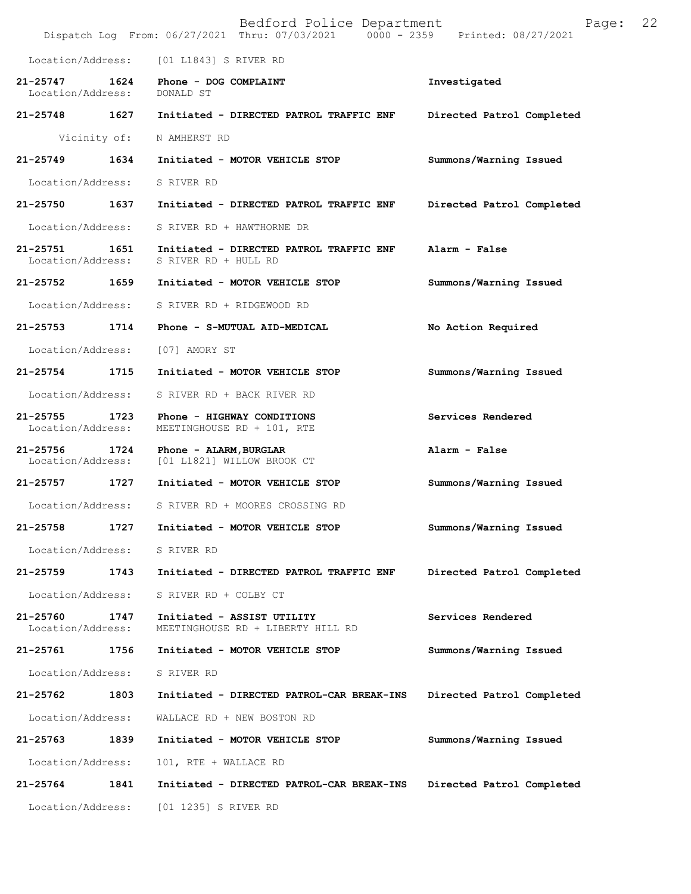Location/Address: [01 L1843] S RIVER RD

| Call # | Time | Call Type | Disposition |
|---|---|---|---|
| 21-25747 | 1624 | Phone - DOG COMPLAINT | Investigated |
| Location/Address: | | DONALD ST | |
| 21-25748 | 1627 | Initiated - DIRECTED PATROL TRAFFIC ENF | Directed Patrol Completed |
| Vicinity of: | | N AMHERST RD | |
| 21-25749 | 1634 | Initiated - MOTOR VEHICLE STOP | Summons/Warning Issued |
| Location/Address: | | S RIVER RD | |
| 21-25750 | 1637 | Initiated - DIRECTED PATROL TRAFFIC ENF | Directed Patrol Completed |
| Location/Address: | | S RIVER RD + HAWTHORNE DR | |
| 21-25751 | 1651 | Initiated - DIRECTED PATROL TRAFFIC ENF | Alarm - False |
| Location/Address: | | S RIVER RD + HULL RD | |
| 21-25752 | 1659 | Initiated - MOTOR VEHICLE STOP | Summons/Warning Issued |
| Location/Address: | | S RIVER RD + RIDGEWOOD RD | |
| 21-25753 | 1714 | Phone - S-MUTUAL AID-MEDICAL | No Action Required |
| Location/Address: | | [07] AMORY ST | |
| 21-25754 | 1715 | Initiated - MOTOR VEHICLE STOP | Summons/Warning Issued |
| Location/Address: | | S RIVER RD + BACK RIVER RD | |
| 21-25755 | 1723 | Phone - HIGHWAY CONDITIONS | Services Rendered |
| Location/Address: | | MEETINGHOUSE RD + 101, RTE | |
| 21-25756 | 1724 | Phone - ALARM,BURGLAR | Alarm - False |
| Location/Address: | | [01 L1821] WILLOW BROOK CT | |
| 21-25757 | 1727 | Initiated - MOTOR VEHICLE STOP | Summons/Warning Issued |
| Location/Address: | | S RIVER RD + MOORES CROSSING RD | |
| 21-25758 | 1727 | Initiated - MOTOR VEHICLE STOP | Summons/Warning Issued |
| Location/Address: | | S RIVER RD | |
| 21-25759 | 1743 | Initiated - DIRECTED PATROL TRAFFIC ENF | Directed Patrol Completed |
| Location/Address: | | S RIVER RD + COLBY CT | |
| 21-25760 | 1747 | Initiated - ASSIST UTILITY | Services Rendered |
| Location/Address: | | MEETINGHOUSE RD + LIBERTY HILL RD | |
| 21-25761 | 1756 | Initiated - MOTOR VEHICLE STOP | Summons/Warning Issued |
| Location/Address: | | S RIVER RD | |
| 21-25762 | 1803 | Initiated - DIRECTED PATROL-CAR BREAK-INS | Directed Patrol Completed |
| Location/Address: | | WALLACE RD + NEW BOSTON RD | |
| 21-25763 | 1839 | Initiated - MOTOR VEHICLE STOP | Summons/Warning Issued |
| Location/Address: | | 101, RTE + WALLACE RD | |
| 21-25764 | 1841 | Initiated - DIRECTED PATROL-CAR BREAK-INS | Directed Patrol Completed |
| Location/Address: | | [01 1235] S RIVER RD | |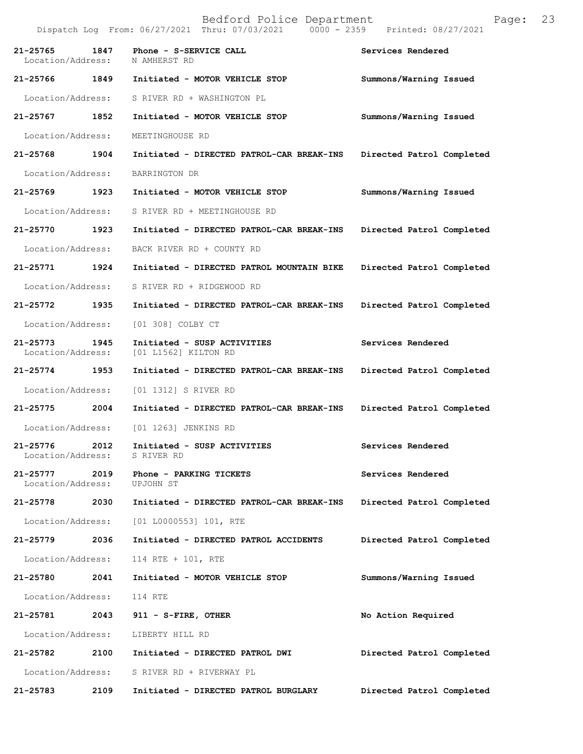| Call Number | Time | Call Reason | Action |
|---|---|---|---|
| 21-25765 | 1847 | Phone - S-SERVICE CALL | Services Rendered |
| Location/Address: | | N AMHERST RD | |
| 21-25766 | 1849 | Initiated - MOTOR VEHICLE STOP | Summons/Warning Issued |
| Location/Address: | | S RIVER RD + WASHINGTON PL | |
| 21-25767 | 1852 | Initiated - MOTOR VEHICLE STOP | Summons/Warning Issued |
| Location/Address: | | MEETINGHOUSE RD | |
| 21-25768 | 1904 | Initiated - DIRECTED PATROL-CAR BREAK-INS | Directed Patrol Completed |
| Location/Address: | | BARRINGTON DR | |
| 21-25769 | 1923 | Initiated - MOTOR VEHICLE STOP | Summons/Warning Issued |
| Location/Address: | | S RIVER RD + MEETINGHOUSE RD | |
| 21-25770 | 1923 | Initiated - DIRECTED PATROL-CAR BREAK-INS | Directed Patrol Completed |
| Location/Address: | | BACK RIVER RD + COUNTY RD | |
| 21-25771 | 1924 | Initiated - DIRECTED PATROL MOUNTAIN BIKE | Directed Patrol Completed |
| Location/Address: | | S RIVER RD + RIDGEWOOD RD | |
| 21-25772 | 1935 | Initiated - DIRECTED PATROL-CAR BREAK-INS | Directed Patrol Completed |
| Location/Address: | | [01 308] COLBY CT | |
| 21-25773 | 1945 | Initiated - SUSP ACTIVITIES | Services Rendered |
| Location/Address: | | [01 L1562] KILTON RD | |
| 21-25774 | 1953 | Initiated - DIRECTED PATROL-CAR BREAK-INS | Directed Patrol Completed |
| Location/Address: | | [01 1312] S RIVER RD | |
| 21-25775 | 2004 | Initiated - DIRECTED PATROL-CAR BREAK-INS | Directed Patrol Completed |
| Location/Address: | | [01 1263] JENKINS RD | |
| 21-25776 | 2012 | Initiated - SUSP ACTIVITIES | Services Rendered |
| Location/Address: | | S RIVER RD | |
| 21-25777 | 2019 | Phone - PARKING TICKETS | Services Rendered |
| Location/Address: | | UPJOHN ST | |
| 21-25778 | 2030 | Initiated - DIRECTED PATROL-CAR BREAK-INS | Directed Patrol Completed |
| Location/Address: | | [01 L0000553] 101, RTE | |
| 21-25779 | 2036 | Initiated - DIRECTED PATROL ACCIDENTS | Directed Patrol Completed |
| Location/Address: | | 114 RTE + 101, RTE | |
| 21-25780 | 2041 | Initiated - MOTOR VEHICLE STOP | Summons/Warning Issued |
| Location/Address: | | 114 RTE | |
| 21-25781 | 2043 | 911 - S-FIRE, OTHER | No Action Required |
| Location/Address: | | LIBERTY HILL RD | |
| 21-25782 | 2100 | Initiated - DIRECTED PATROL DWI | Directed Patrol Completed |
| Location/Address: | | S RIVER RD + RIVERWAY PL | |
| 21-25783 | 2109 | Initiated - DIRECTED PATROL BURGLARY | Directed Patrol Completed |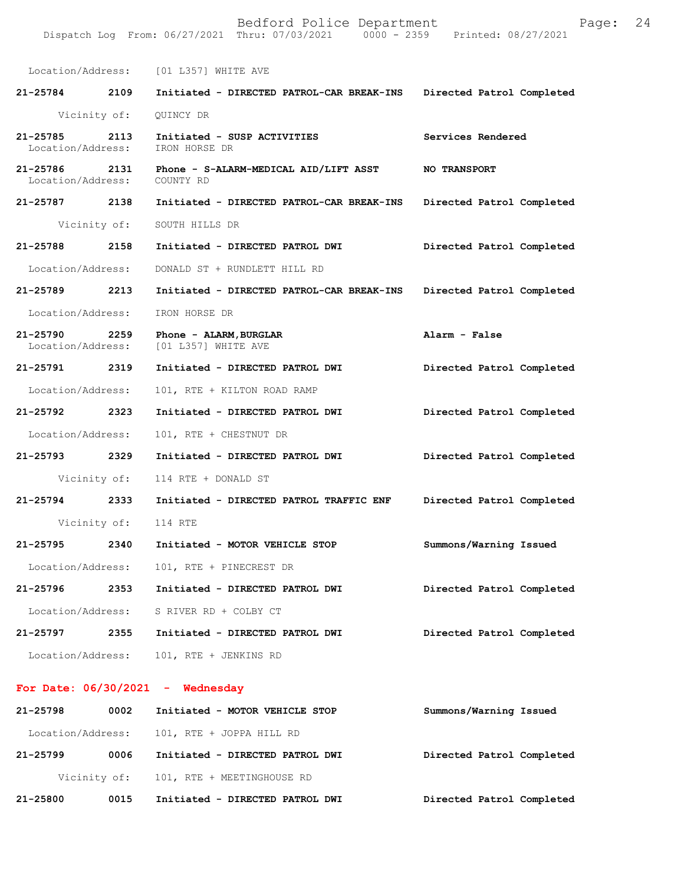Location/Address: [01 L357] WHITE AVE

**21-25784 2109 Initiated - DIRECTED PATROL-CAR BREAK-INS Directed Patrol Completed**

Vicinity of: QUINCY DR

**21-25785 2113 Initiated - SUSP ACTIVITIES Services Rendered**
Location/Address: IRON HORSE DR

**21-25786 2131 Phone - S-ALARM-MEDICAL AID/LIFT ASST NO TRANSPORT**
Location/Address: COUNTY RD

**21-25787 2138 Initiated - DIRECTED PATROL-CAR BREAK-INS Directed Patrol Completed**

Vicinity of: SOUTH HILLS DR

**21-25788 2158 Initiated - DIRECTED PATROL DWI Directed Patrol Completed**

Location/Address: DONALD ST + RUNDLETT HILL RD

**21-25789 2213 Initiated - DIRECTED PATROL-CAR BREAK-INS Directed Patrol Completed**

Location/Address: IRON HORSE DR

**21-25790 2259 Phone - ALARM,BURGLAR Alarm - False**
Location/Address: [01 L357] WHITE AVE

**21-25791 2319 Initiated - DIRECTED PATROL DWI Directed Patrol Completed**

Location/Address: 101, RTE + KILTON ROAD RAMP

**21-25792 2323 Initiated - DIRECTED PATROL DWI Directed Patrol Completed**

Location/Address: 101, RTE + CHESTNUT DR

**21-25793 2329 Initiated - DIRECTED PATROL DWI Directed Patrol Completed**

Vicinity of: 114 RTE + DONALD ST

**21-25794 2333 Initiated - DIRECTED PATROL TRAFFIC ENF Directed Patrol Completed**

Vicinity of: 114 RTE

**21-25795 2340 Initiated - MOTOR VEHICLE STOP Summons/Warning Issued**

Location/Address: 101, RTE + PINECREST DR

**21-25796 2353 Initiated - DIRECTED PATROL DWI Directed Patrol Completed**

Location/Address: S RIVER RD + COLBY CT

**21-25797 2355 Initiated - DIRECTED PATROL DWI Directed Patrol Completed**

Location/Address: 101, RTE + JENKINS RD

## For Date: 06/30/2021 - Wednesday

**21-25798 0002 Initiated - MOTOR VEHICLE STOP Summons/Warning Issued**

Location/Address: 101, RTE + JOPPA HILL RD

**21-25799 0006 Initiated - DIRECTED PATROL DWI Directed Patrol Completed**

Vicinity of: 101, RTE + MEETINGHOUSE RD

**21-25800 0015 Initiated - DIRECTED PATROL DWI Directed Patrol Completed**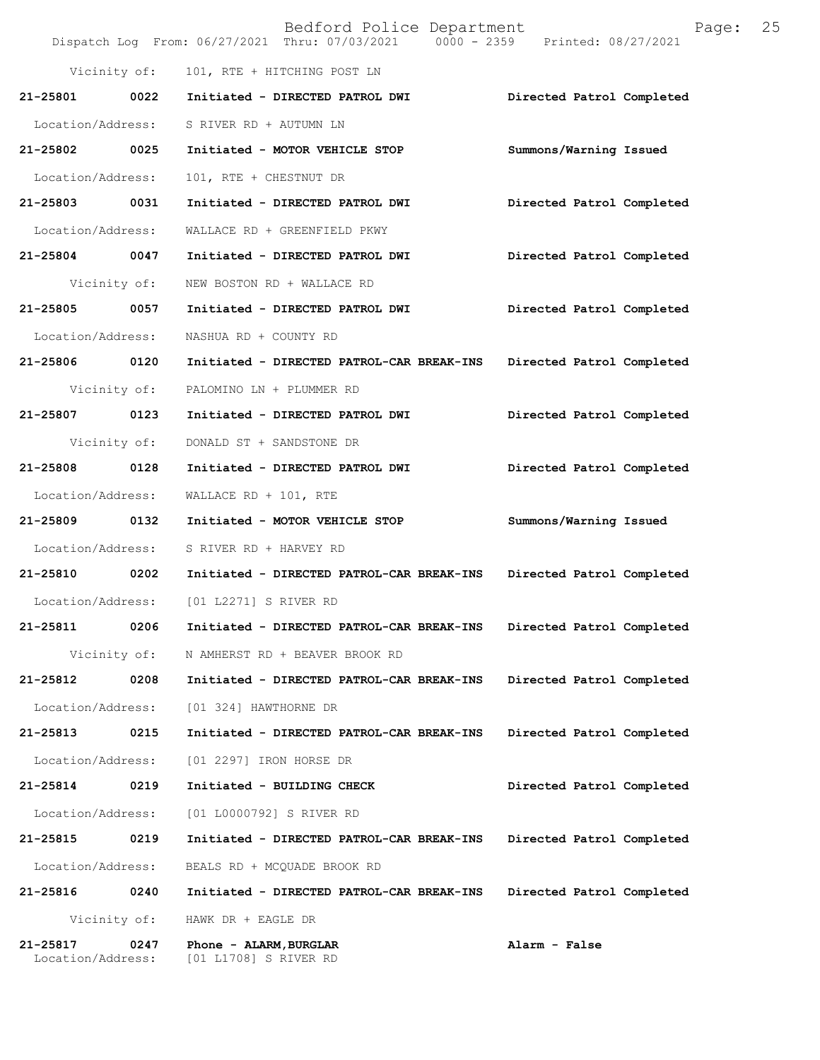Vicinity of: 101, RTE + HITCHING POST LN

**21-25801 0022 Initiated - DIRECTED PATROL DWI Directed Patrol Completed**

Location/Address: S RIVER RD + AUTUMN LN

**21-25802 0025 Initiated - MOTOR VEHICLE STOP Summons/Warning Issued**

Location/Address: 101, RTE + CHESTNUT DR

**21-25803 0031 Initiated - DIRECTED PATROL DWI Directed Patrol Completed**

Location/Address: WALLACE RD + GREENFIELD PKWY

**21-25804 0047 Initiated - DIRECTED PATROL DWI Directed Patrol Completed**

Vicinity of: NEW BOSTON RD + WALLACE RD

**21-25805 0057 Initiated - DIRECTED PATROL DWI Directed Patrol Completed**

Location/Address: NASHUA RD + COUNTY RD

**21-25806 0120 Initiated - DIRECTED PATROL-CAR BREAK-INS Directed Patrol Completed**

Vicinity of: PALOMINO LN + PLUMMER RD

**21-25807 0123 Initiated - DIRECTED PATROL DWI Directed Patrol Completed**

Vicinity of: DONALD ST + SANDSTONE DR

**21-25808 0128 Initiated - DIRECTED PATROL DWI Directed Patrol Completed**

Location/Address: WALLACE RD + 101, RTE

**21-25809 0132 Initiated - MOTOR VEHICLE STOP Summons/Warning Issued**

Location/Address: S RIVER RD + HARVEY RD

**21-25810 0202 Initiated - DIRECTED PATROL-CAR BREAK-INS Directed Patrol Completed**

Location/Address: [01 L2271] S RIVER RD

**21-25811 0206 Initiated - DIRECTED PATROL-CAR BREAK-INS Directed Patrol Completed**

Vicinity of: N AMHERST RD + BEAVER BROOK RD

**21-25812 0208 Initiated - DIRECTED PATROL-CAR BREAK-INS Directed Patrol Completed**

Location/Address: [01 324] HAWTHORNE DR

**21-25813 0215 Initiated - DIRECTED PATROL-CAR BREAK-INS Directed Patrol Completed**

Location/Address: [01 2297] IRON HORSE DR

**21-25814 0219 Initiated - BUILDING CHECK Directed Patrol Completed**

Location/Address: [01 L0000792] S RIVER RD

**21-25815 0219 Initiated - DIRECTED PATROL-CAR BREAK-INS Directed Patrol Completed**

Location/Address: BEALS RD + MCQUADE BROOK RD

**21-25816 0240 Initiated - DIRECTED PATROL-CAR BREAK-INS Directed Patrol Completed**

Vicinity of: HAWK DR + EAGLE DR

**21-25817 0247 Phone - ALARM,BURGLAR Alarm - False**

Location/Address: [01 L1708] S RIVER RD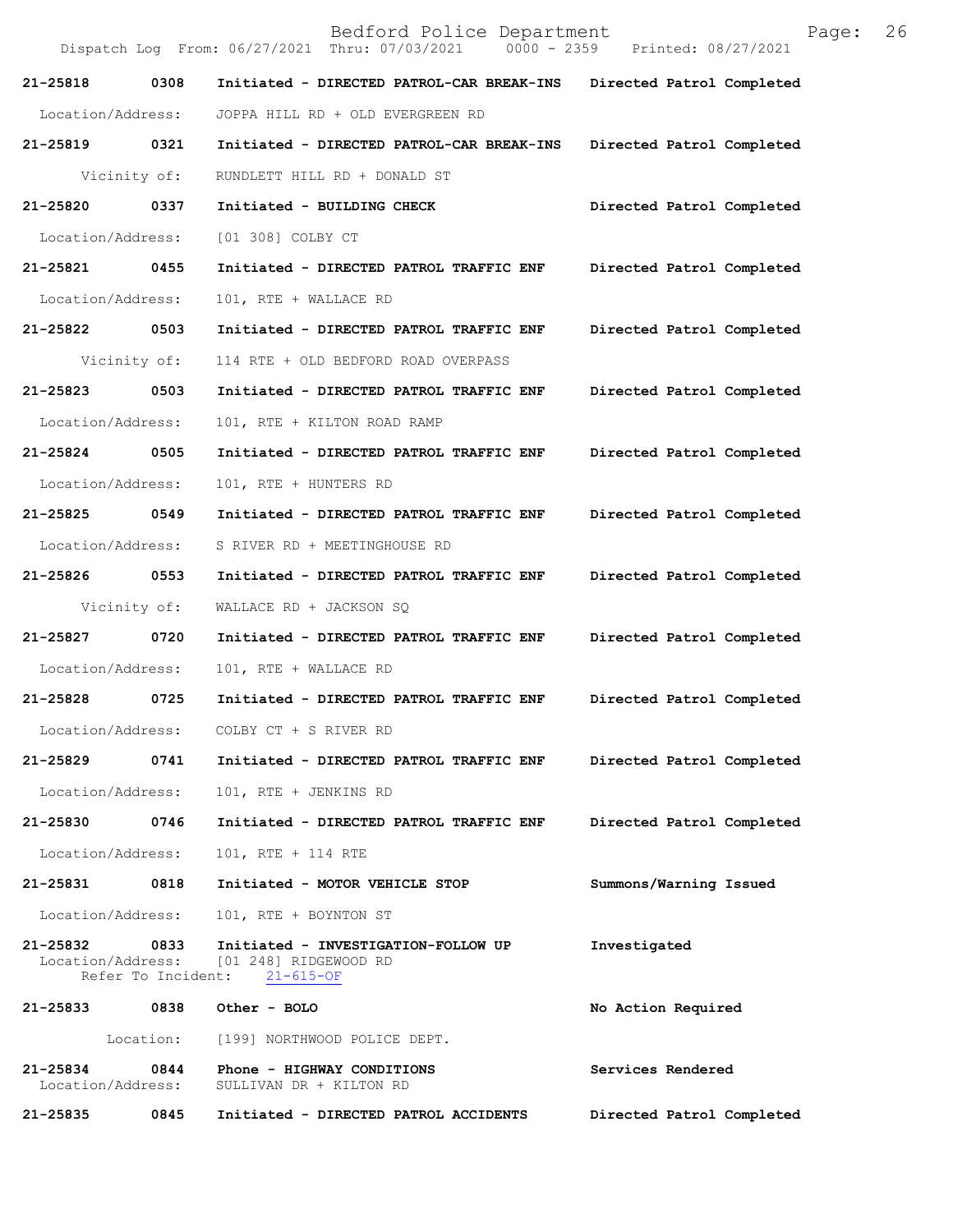Bedford Police Department
Dispatch Log From: 06/27/2021 Thru: 07/03/2021 0000 - 2359 Printed: 08/27/2021

**21-25818 0308 Initiated - DIRECTED PATROL-CAR BREAK-INS** Directed Patrol Completed
Location/Address: JOPPA HILL RD + OLD EVERGREEN RD

**21-25819 0321 Initiated - DIRECTED PATROL-CAR BREAK-INS** Directed Patrol Completed
Vicinity of: RUNDLETT HILL RD + DONALD ST

**21-25820 0337 Initiated - BUILDING CHECK** Directed Patrol Completed
Location/Address: [01 308] COLBY CT

**21-25821 0455 Initiated - DIRECTED PATROL TRAFFIC ENF** Directed Patrol Completed
Location/Address: 101, RTE + WALLACE RD

**21-25822 0503 Initiated - DIRECTED PATROL TRAFFIC ENF** Directed Patrol Completed
Vicinity of: 114 RTE + OLD BEDFORD ROAD OVERPASS

**21-25823 0503 Initiated - DIRECTED PATROL TRAFFIC ENF** Directed Patrol Completed
Location/Address: 101, RTE + KILTON ROAD RAMP

**21-25824 0505 Initiated - DIRECTED PATROL TRAFFIC ENF** Directed Patrol Completed
Location/Address: 101, RTE + HUNTERS RD

**21-25825 0549 Initiated - DIRECTED PATROL TRAFFIC ENF** Directed Patrol Completed
Location/Address: S RIVER RD + MEETINGHOUSE RD

**21-25826 0553 Initiated - DIRECTED PATROL TRAFFIC ENF** Directed Patrol Completed
Vicinity of: WALLACE RD + JACKSON SQ

**21-25827 0720 Initiated - DIRECTED PATROL TRAFFIC ENF** Directed Patrol Completed
Location/Address: 101, RTE + WALLACE RD

**21-25828 0725 Initiated - DIRECTED PATROL TRAFFIC ENF** Directed Patrol Completed
Location/Address: COLBY CT + S RIVER RD

**21-25829 0741 Initiated - DIRECTED PATROL TRAFFIC ENF** Directed Patrol Completed
Location/Address: 101, RTE + JENKINS RD

**21-25830 0746 Initiated - DIRECTED PATROL TRAFFIC ENF** Directed Patrol Completed
Location/Address: 101, RTE + 114 RTE

**21-25831 0818 Initiated - MOTOR VEHICLE STOP** Summons/Warning Issued
Location/Address: 101, RTE + BOYNTON ST

**21-25832 0833 Initiated - INVESTIGATION-FOLLOW UP** Investigated
Location/Address: [01 248] RIDGEWOOD RD
Refer To Incident: 21-615-OF

**21-25833 0838 Other - BOLO** No Action Required
Location: [199] NORTHWOOD POLICE DEPT.

**21-25834 0844 Phone - HIGHWAY CONDITIONS** Services Rendered
Location/Address: SULLIVAN DR + KILTON RD

**21-25835 0845 Initiated - DIRECTED PATROL ACCIDENTS** Directed Patrol Completed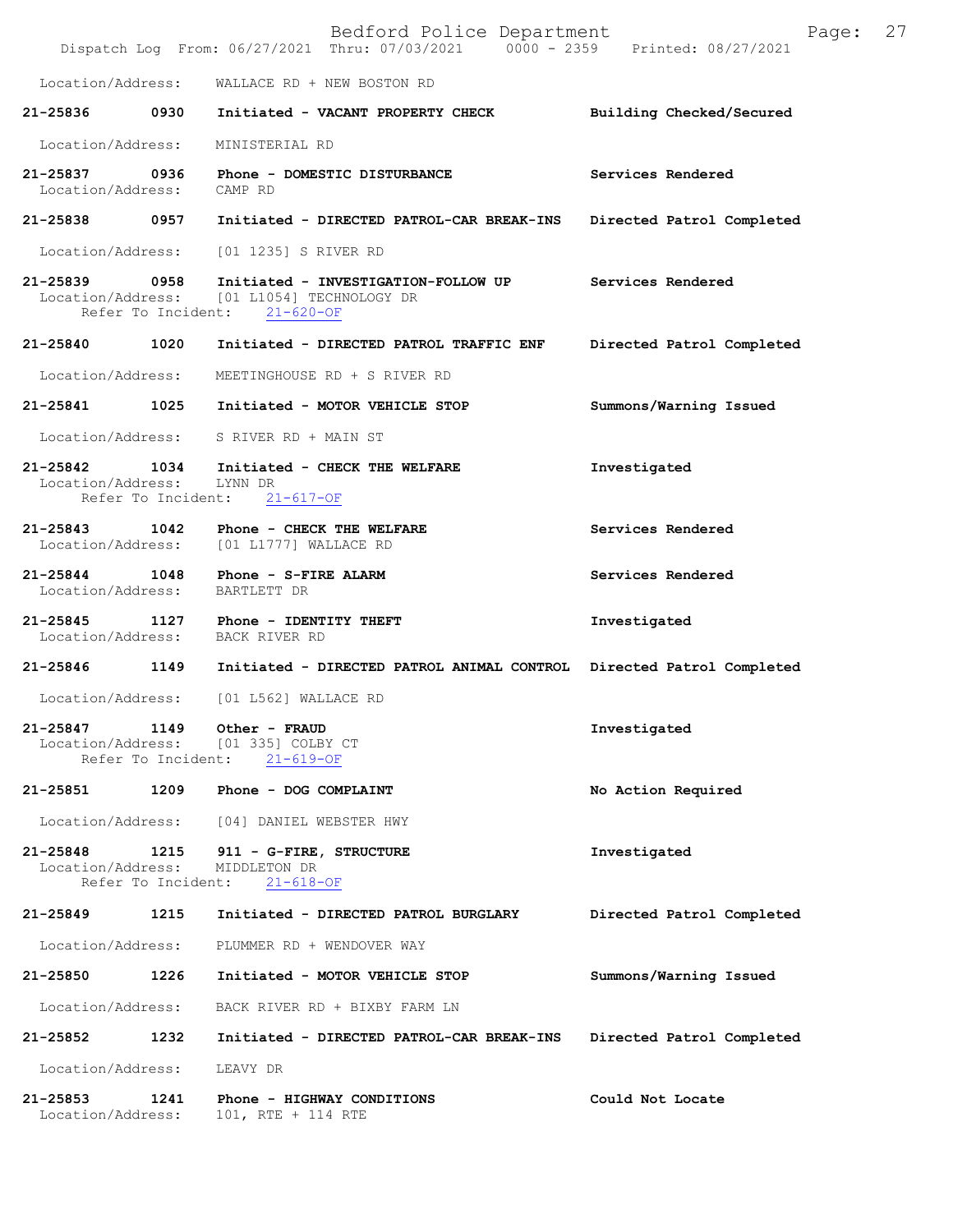Location/Address: WALLACE RD + NEW BOSTON RD

**21-25836 0930 Initiated - VACANT PROPERTY CHECK** Building Checked/Secured
Location/Address: MINISTERIAL RD

**21-25837 0936 Phone - DOMESTIC DISTURBANCE** Services Rendered
Location/Address: CAMP RD

**21-25838 0957 Initiated - DIRECTED PATROL-CAR BREAK-INS** Directed Patrol Completed
Location/Address: [01 1235] S RIVER RD

**21-25839 0958 Initiated - INVESTIGATION-FOLLOW UP** Services Rendered
Location/Address: [01 L1054] TECHNOLOGY DR
Refer To Incident: 21-620-OF

**21-25840 1020 Initiated - DIRECTED PATROL TRAFFIC ENF** Directed Patrol Completed
Location/Address: MEETINGHOUSE RD + S RIVER RD

**21-25841 1025 Initiated - MOTOR VEHICLE STOP** Summons/Warning Issued
Location/Address: S RIVER RD + MAIN ST

**21-25842 1034 Initiated - CHECK THE WELFARE** Investigated
Location/Address: LYNN DR
Refer To Incident: 21-617-OF

**21-25843 1042 Phone - CHECK THE WELFARE** Services Rendered
Location/Address: [01 L1777] WALLACE RD

**21-25844 1048 Phone - S-FIRE ALARM** Services Rendered
Location/Address: BARTLETT DR

**21-25845 1127 Phone - IDENTITY THEFT** Investigated
Location/Address: BACK RIVER RD

**21-25846 1149 Initiated - DIRECTED PATROL ANIMAL CONTROL** Directed Patrol Completed
Location/Address: [01 L562] WALLACE RD

**21-25847 1149 Other - FRAUD** Investigated
Location/Address: [01 335] COLBY CT
Refer To Incident: 21-619-OF

**21-25851 1209 Phone - DOG COMPLAINT** No Action Required
Location/Address: [04] DANIEL WEBSTER HWY

**21-25848 1215 911 - G-FIRE, STRUCTURE** Investigated
Location/Address: MIDDLETON DR
Refer To Incident: 21-618-OF

**21-25849 1215 Initiated - DIRECTED PATROL BURGLARY** Directed Patrol Completed
Location/Address: PLUMMER RD + WENDOVER WAY

**21-25850 1226 Initiated - MOTOR VEHICLE STOP** Summons/Warning Issued
Location/Address: BACK RIVER RD + BIXBY FARM LN

**21-25852 1232 Initiated - DIRECTED PATROL-CAR BREAK-INS** Directed Patrol Completed
Location/Address: LEAVY DR

**21-25853 1241 Phone - HIGHWAY CONDITIONS** Could Not Locate
Location/Address: 101, RTE + 114 RTE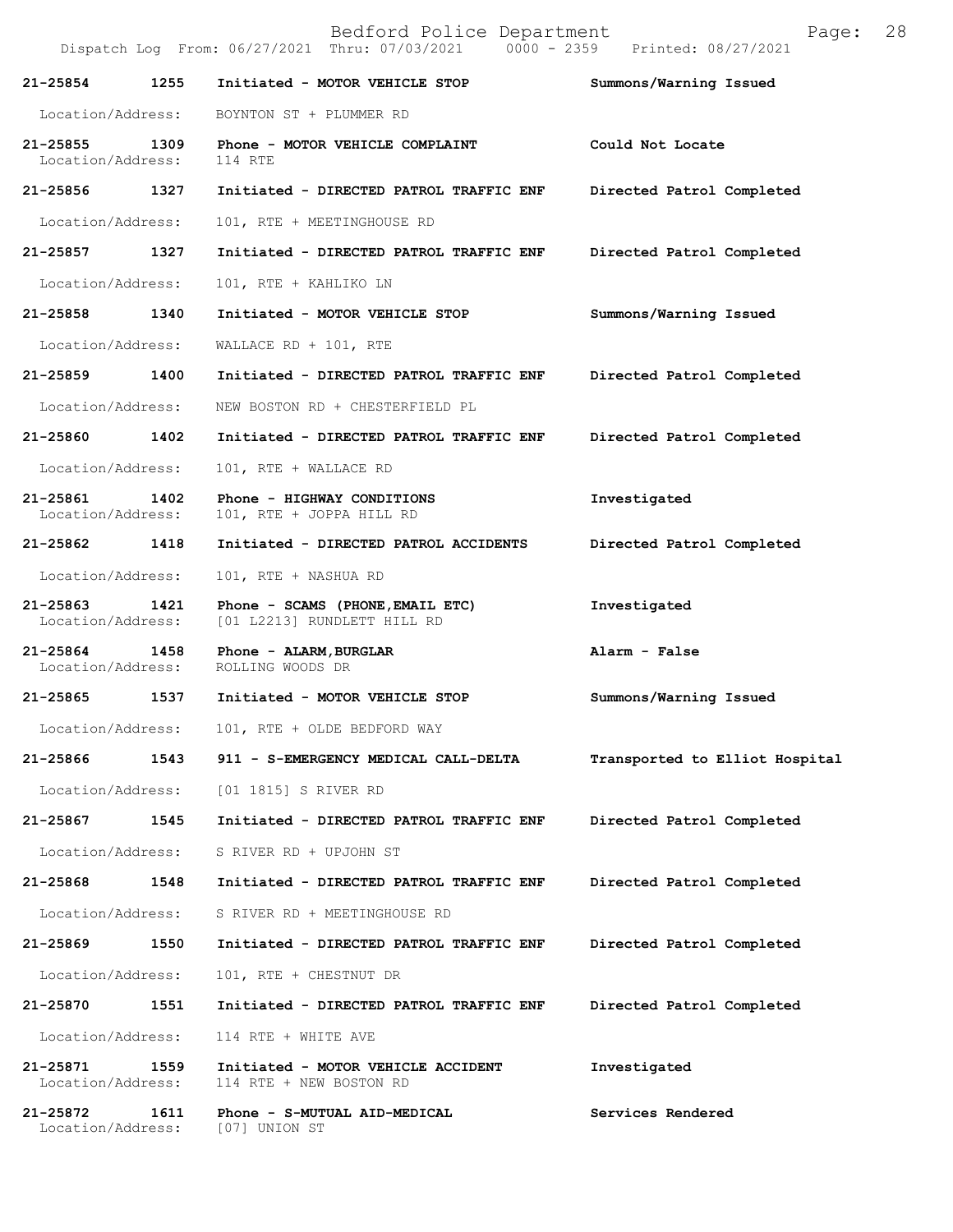Bedford Police Department

Dispatch Log From: 06/27/2021 Thru: 07/03/2021 0000 - 2359 Printed: 08/27/2021

| Call Number | Time | Call Reason | Action |
|---|---|---|---|
| 21-25854 | 1255 | Initiated - MOTOR VEHICLE STOP | Summons/Warning Issued |
| Location/Address: | | BOYNTON ST + PLUMMER RD | |
| 21-25855 | 1309 | Phone - MOTOR VEHICLE COMPLAINT | Could Not Locate |
| Location/Address: | | 114 RTE | |
| 21-25856 | 1327 | Initiated - DIRECTED PATROL TRAFFIC ENF | Directed Patrol Completed |
| Location/Address: | | 101, RTE + MEETINGHOUSE RD | |
| 21-25857 | 1327 | Initiated - DIRECTED PATROL TRAFFIC ENF | Directed Patrol Completed |
| Location/Address: | | 101, RTE + KAHLIKO LN | |
| 21-25858 | 1340 | Initiated - MOTOR VEHICLE STOP | Summons/Warning Issued |
| Location/Address: | | WALLACE RD + 101, RTE | |
| 21-25859 | 1400 | Initiated - DIRECTED PATROL TRAFFIC ENF | Directed Patrol Completed |
| Location/Address: | | NEW BOSTON RD + CHESTERFIELD PL | |
| 21-25860 | 1402 | Initiated - DIRECTED PATROL TRAFFIC ENF | Directed Patrol Completed |
| Location/Address: | | 101, RTE + WALLACE RD | |
| 21-25861 | 1402 | Phone - HIGHWAY CONDITIONS | Investigated |
| Location/Address: | | 101, RTE + JOPPA HILL RD | |
| 21-25862 | 1418 | Initiated - DIRECTED PATROL ACCIDENTS | Directed Patrol Completed |
| Location/Address: | | 101, RTE + NASHUA RD | |
| 21-25863 | 1421 | Phone - SCAMS (PHONE,EMAIL ETC) | Investigated |
| Location/Address: | | [01 L2213] RUNDLETT HILL RD | |
| 21-25864 | 1458 | Phone - ALARM,BURGLAR | Alarm - False |
| Location/Address: | | ROLLING WOODS DR | |
| 21-25865 | 1537 | Initiated - MOTOR VEHICLE STOP | Summons/Warning Issued |
| Location/Address: | | 101, RTE + OLDE BEDFORD WAY | |
| 21-25866 | 1543 | 911 - S-EMERGENCY MEDICAL CALL-DELTA | Transported to Elliot Hospital |
| Location/Address: | | [01 1815] S RIVER RD | |
| 21-25867 | 1545 | Initiated - DIRECTED PATROL TRAFFIC ENF | Directed Patrol Completed |
| Location/Address: | | S RIVER RD + UPJOHN ST | |
| 21-25868 | 1548 | Initiated - DIRECTED PATROL TRAFFIC ENF | Directed Patrol Completed |
| Location/Address: | | S RIVER RD + MEETINGHOUSE RD | |
| 21-25869 | 1550 | Initiated - DIRECTED PATROL TRAFFIC ENF | Directed Patrol Completed |
| Location/Address: | | 101, RTE + CHESTNUT DR | |
| 21-25870 | 1551 | Initiated - DIRECTED PATROL TRAFFIC ENF | Directed Patrol Completed |
| Location/Address: | | 114 RTE + WHITE AVE | |
| 21-25871 | 1559 | Initiated - MOTOR VEHICLE ACCIDENT | Investigated |
| Location/Address: | | 114 RTE + NEW BOSTON RD | |
| 21-25872 | 1611 | Phone - S-MUTUAL AID-MEDICAL | Services Rendered |
| Location/Address: | | [07] UNION ST | |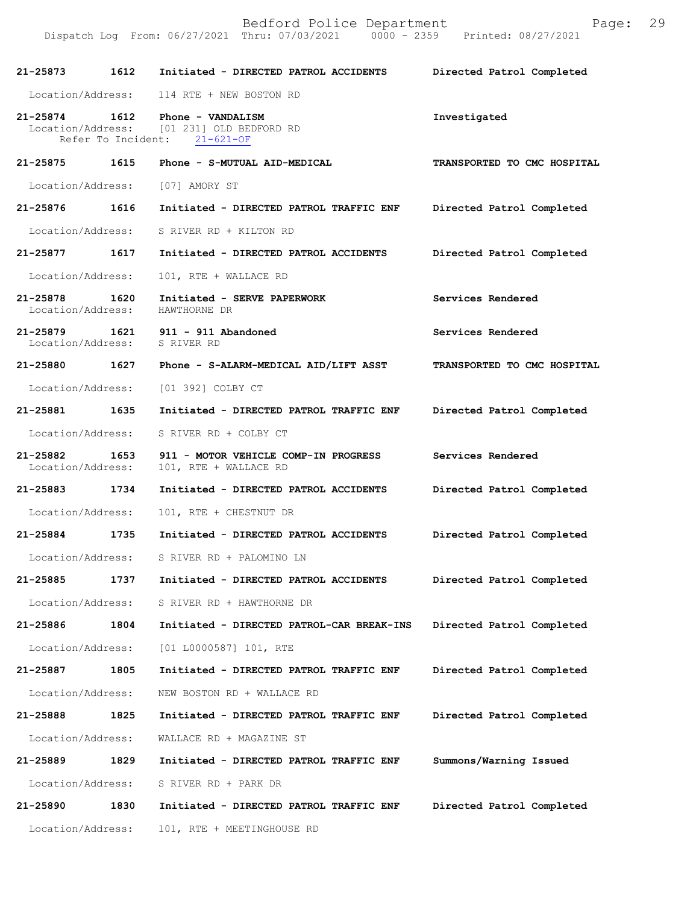| Call Number | Time | Call Reason | Action |
|---|---|---|---|
| 21-25873 | 1612 | Initiated - DIRECTED PATROL ACCIDENTS | Directed Patrol Completed |
| Location/Address: 114 RTE + NEW BOSTON RD | | | |
| 21-25874 | 1612 | Phone - VANDALISM | Investigated |
| Location/Address: [01 231] OLD BEDFORD RD; Refer To Incident: 21-621-OF | | | |
| 21-25875 | 1615 | Phone - S-MUTUAL AID-MEDICAL | TRANSPORTED TO CMC HOSPITAL |
| Location/Address: [07] AMORY ST | | | |
| 21-25876 | 1616 | Initiated - DIRECTED PATROL TRAFFIC ENF | Directed Patrol Completed |
| Location/Address: S RIVER RD + KILTON RD | | | |
| 21-25877 | 1617 | Initiated - DIRECTED PATROL ACCIDENTS | Directed Patrol Completed |
| Location/Address: 101, RTE + WALLACE RD | | | |
| 21-25878 | 1620 | Initiated - SERVE PAPERWORK | Services Rendered |
| Location/Address: HAWTHORNE DR | | | |
| 21-25879 | 1621 | 911 - 911 Abandoned | Services Rendered |
| Location/Address: S RIVER RD | | | |
| 21-25880 | 1627 | Phone - S-ALARM-MEDICAL AID/LIFT ASST | TRANSPORTED TO CMC HOSPITAL |
| Location/Address: [01 392] COLBY CT | | | |
| 21-25881 | 1635 | Initiated - DIRECTED PATROL TRAFFIC ENF | Directed Patrol Completed |
| Location/Address: S RIVER RD + COLBY CT | | | |
| 21-25882 | 1653 | 911 - MOTOR VEHICLE COMP-IN PROGRESS | Services Rendered |
| Location/Address: 101, RTE + WALLACE RD | | | |
| 21-25883 | 1734 | Initiated - DIRECTED PATROL ACCIDENTS | Directed Patrol Completed |
| Location/Address: 101, RTE + CHESTNUT DR | | | |
| 21-25884 | 1735 | Initiated - DIRECTED PATROL ACCIDENTS | Directed Patrol Completed |
| Location/Address: S RIVER RD + PALOMINO LN | | | |
| 21-25885 | 1737 | Initiated - DIRECTED PATROL ACCIDENTS | Directed Patrol Completed |
| Location/Address: S RIVER RD + HAWTHORNE DR | | | |
| 21-25886 | 1804 | Initiated - DIRECTED PATROL-CAR BREAK-INS | Directed Patrol Completed |
| Location/Address: [01 L0000587] 101, RTE | | | |
| 21-25887 | 1805 | Initiated - DIRECTED PATROL TRAFFIC ENF | Directed Patrol Completed |
| Location/Address: NEW BOSTON RD + WALLACE RD | | | |
| 21-25888 | 1825 | Initiated - DIRECTED PATROL TRAFFIC ENF | Directed Patrol Completed |
| Location/Address: WALLACE RD + MAGAZINE ST | | | |
| 21-25889 | 1829 | Initiated - DIRECTED PATROL TRAFFIC ENF | Summons/Warning Issued |
| Location/Address: S RIVER RD + PARK DR | | | |
| 21-25890 | 1830 | Initiated - DIRECTED PATROL TRAFFIC ENF | Directed Patrol Completed |
| Location/Address: 101, RTE + MEETINGHOUSE RD | | | |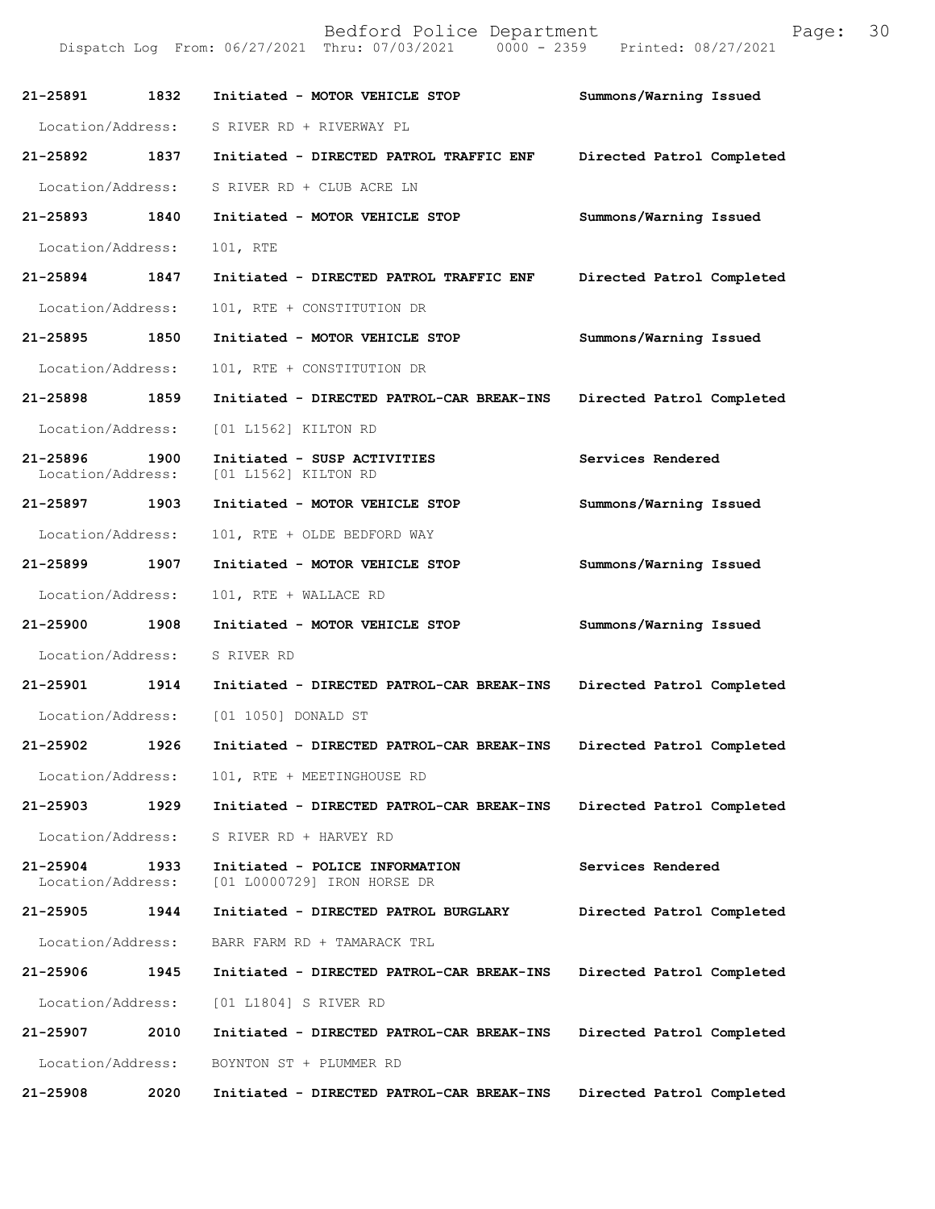Dispatch Log From: 06/27/2021 Thru: 07/03/2021 0000 - 2359 Printed: 08/27/2021

| | | | |
|---|---|---|---|
| 21-25891 | 1832 | Initiated - MOTOR VEHICLE STOP | Summons/Warning Issued |
| Location/Address: | | S RIVER RD + RIVERWAY PL | |
| 21-25892 | 1837 | Initiated - DIRECTED PATROL TRAFFIC ENF | Directed Patrol Completed |
| Location/Address: | | S RIVER RD + CLUB ACRE LN | |
| 21-25893 | 1840 | Initiated - MOTOR VEHICLE STOP | Summons/Warning Issued |
| Location/Address: | | 101, RTE | |
| 21-25894 | 1847 | Initiated - DIRECTED PATROL TRAFFIC ENF | Directed Patrol Completed |
| Location/Address: | | 101, RTE + CONSTITUTION DR | |
| 21-25895 | 1850 | Initiated - MOTOR VEHICLE STOP | Summons/Warning Issued |
| Location/Address: | | 101, RTE + CONSTITUTION DR | |
| 21-25898 | 1859 | Initiated - DIRECTED PATROL-CAR BREAK-INS | Directed Patrol Completed |
| Location/Address: | | [01 L1562] KILTON RD | |
| 21-25896 | 1900 | Initiated - SUSP ACTIVITIES | Services Rendered |
| Location/Address: | | [01 L1562] KILTON RD | |
| 21-25897 | 1903 | Initiated - MOTOR VEHICLE STOP | Summons/Warning Issued |
| Location/Address: | | 101, RTE + OLDE BEDFORD WAY | |
| 21-25899 | 1907 | Initiated - MOTOR VEHICLE STOP | Summons/Warning Issued |
| Location/Address: | | 101, RTE + WALLACE RD | |
| 21-25900 | 1908 | Initiated - MOTOR VEHICLE STOP | Summons/Warning Issued |
| Location/Address: | | S RIVER RD | |
| 21-25901 | 1914 | Initiated - DIRECTED PATROL-CAR BREAK-INS | Directed Patrol Completed |
| Location/Address: | | [01 1050] DONALD ST | |
| 21-25902 | 1926 | Initiated - DIRECTED PATROL-CAR BREAK-INS | Directed Patrol Completed |
| Location/Address: | | 101, RTE + MEETINGHOUSE RD | |
| 21-25903 | 1929 | Initiated - DIRECTED PATROL-CAR BREAK-INS | Directed Patrol Completed |
| Location/Address: | | S RIVER RD + HARVEY RD | |
| 21-25904 | 1933 | Initiated - POLICE INFORMATION | Services Rendered |
| Location/Address: | | [01 L0000729] IRON HORSE DR | |
| 21-25905 | 1944 | Initiated - DIRECTED PATROL BURGLARY | Directed Patrol Completed |
| Location/Address: | | BARR FARM RD + TAMARACK TRL | |
| 21-25906 | 1945 | Initiated - DIRECTED PATROL-CAR BREAK-INS | Directed Patrol Completed |
| Location/Address: | | [01 L1804] S RIVER RD | |
| 21-25907 | 2010 | Initiated - DIRECTED PATROL-CAR BREAK-INS | Directed Patrol Completed |
| Location/Address: | | BOYNTON ST + PLUMMER RD | |
| 21-25908 | 2020 | Initiated - DIRECTED PATROL-CAR BREAK-INS | Directed Patrol Completed |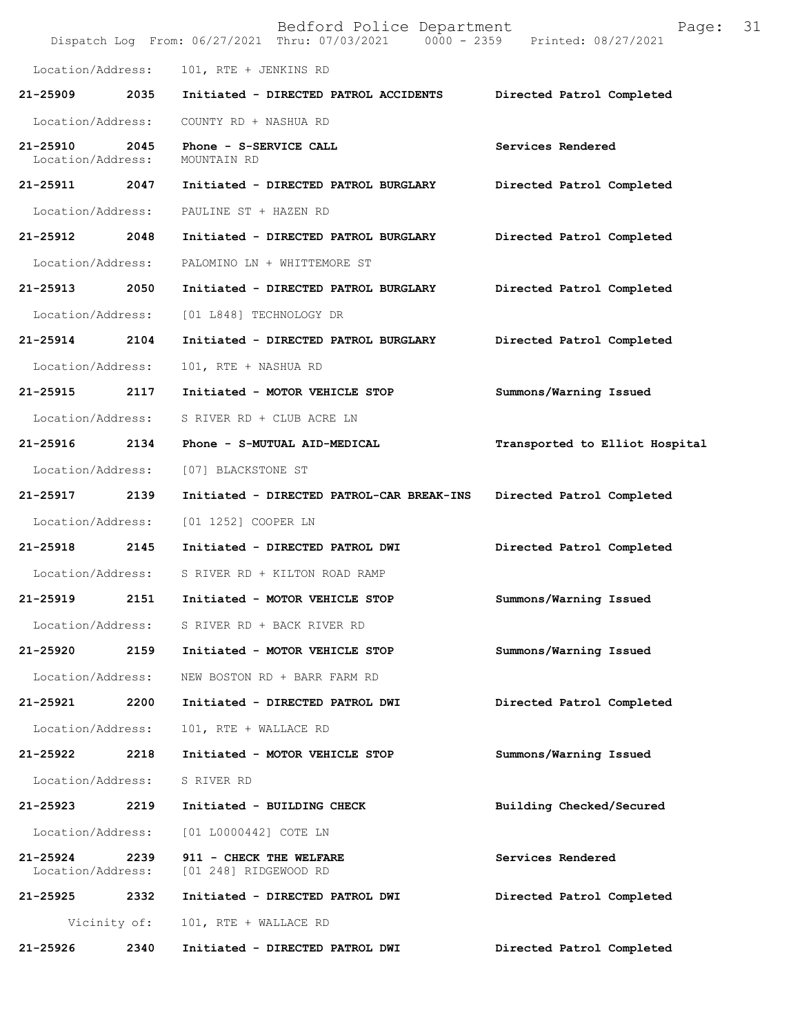Location/Address: 101, RTE + JENKINS RD

**21-25909 2035 Initiated - DIRECTED PATROL ACCIDENTS Directed Patrol Completed**

Location/Address: COUNTY RD + NASHUA RD

**21-25910 2045 Phone - S-SERVICE CALL Services Rendered**
Location/Address: MOUNTAIN RD

**21-25911 2047 Initiated - DIRECTED PATROL BURGLARY Directed Patrol Completed**

Location/Address: PAULINE ST + HAZEN RD

**21-25912 2048 Initiated - DIRECTED PATROL BURGLARY Directed Patrol Completed**

Location/Address: PALOMINO LN + WHITTEMORE ST

**21-25913 2050 Initiated - DIRECTED PATROL BURGLARY Directed Patrol Completed**

Location/Address: [01 L848] TECHNOLOGY DR

**21-25914 2104 Initiated - DIRECTED PATROL BURGLARY Directed Patrol Completed**

Location/Address: 101, RTE + NASHUA RD

**21-25915 2117 Initiated - MOTOR VEHICLE STOP Summons/Warning Issued**

Location/Address: S RIVER RD + CLUB ACRE LN

**21-25916 2134 Phone - S-MUTUAL AID-MEDICAL Transported to Elliot Hospital**

Location/Address: [07] BLACKSTONE ST

**21-25917 2139 Initiated - DIRECTED PATROL-CAR BREAK-INS Directed Patrol Completed**

Location/Address: [01 1252] COOPER LN

**21-25918 2145 Initiated - DIRECTED PATROL DWI Directed Patrol Completed**

Location/Address: S RIVER RD + KILTON ROAD RAMP

**21-25919 2151 Initiated - MOTOR VEHICLE STOP Summons/Warning Issued**

Location/Address: S RIVER RD + BACK RIVER RD

**21-25920 2159 Initiated - MOTOR VEHICLE STOP Summons/Warning Issued**

Location/Address: NEW BOSTON RD + BARR FARM RD

**21-25921 2200 Initiated - DIRECTED PATROL DWI Directed Patrol Completed**

Location/Address: 101, RTE + WALLACE RD

**21-25922 2218 Initiated - MOTOR VEHICLE STOP Summons/Warning Issued**

Location/Address: S RIVER RD

**21-25923 2219 Initiated - BUILDING CHECK Building Checked/Secured**

Location/Address: [01 L0000442] COTE LN

**21-25924 2239 911 - CHECK THE WELFARE Services Rendered**
Location/Address: [01 248] RIDGEWOOD RD

**21-25925 2332 Initiated - DIRECTED PATROL DWI Directed Patrol Completed**

Vicinity of: 101, RTE + WALLACE RD

**21-25926 2340 Initiated - DIRECTED PATROL DWI Directed Patrol Completed**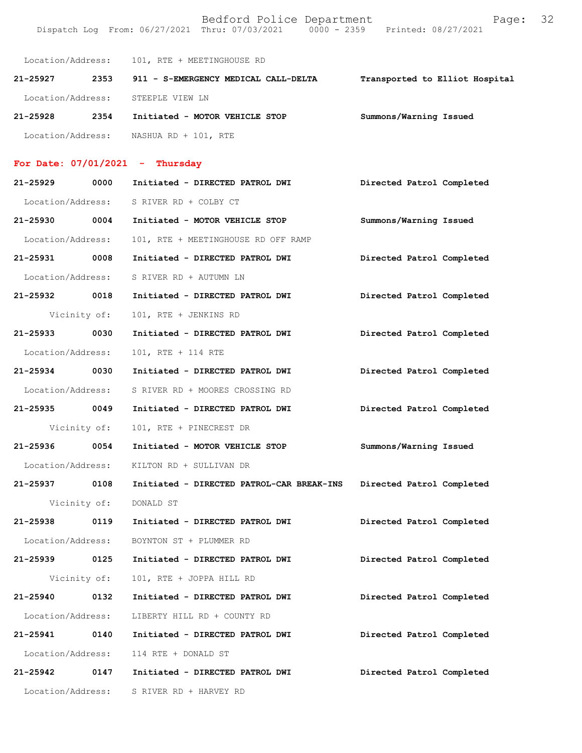Location/Address: 101, RTE + MEETINGHOUSE RD

**21-25927 2353 911 - S-EMERGENCY MEDICAL CALL-DELTA Transported to Elliot Hospital**

Location/Address: STEEPLE VIEW LN

**21-25928 2354 Initiated - MOTOR VEHICLE STOP Summons/Warning Issued**

Location/Address: NASHUA RD + 101, RTE

## For Date: 07/01/2021 - Thursday

**21-25929 0000 Initiated - DIRECTED PATROL DWI Directed Patrol Completed**

Location/Address: S RIVER RD + COLBY CT

**21-25930 0004 Initiated - MOTOR VEHICLE STOP Summons/Warning Issued**

Location/Address: 101, RTE + MEETINGHOUSE RD OFF RAMP

**21-25931 0008 Initiated - DIRECTED PATROL DWI Directed Patrol Completed**

Location/Address: S RIVER RD + AUTUMN LN

**21-25932 0018 Initiated - DIRECTED PATROL DWI Directed Patrol Completed**

Vicinity of: 101, RTE + JENKINS RD

**21-25933 0030 Initiated - DIRECTED PATROL DWI Directed Patrol Completed**

Location/Address: 101, RTE + 114 RTE

**21-25934 0030 Initiated - DIRECTED PATROL DWI Directed Patrol Completed**

Location/Address: S RIVER RD + MOORES CROSSING RD

**21-25935 0049 Initiated - DIRECTED PATROL DWI Directed Patrol Completed**

Vicinity of: 101, RTE + PINECREST DR

**21-25936 0054 Initiated - MOTOR VEHICLE STOP Summons/Warning Issued**

Location/Address: KILTON RD + SULLIVAN DR

**21-25937 0108 Initiated - DIRECTED PATROL-CAR BREAK-INS Directed Patrol Completed**

Vicinity of: DONALD ST

**21-25938 0119 Initiated - DIRECTED PATROL DWI Directed Patrol Completed**

Location/Address: BOYNTON ST + PLUMMER RD

**21-25939 0125 Initiated - DIRECTED PATROL DWI Directed Patrol Completed**

Vicinity of: 101, RTE + JOPPA HILL RD

**21-25940 0132 Initiated - DIRECTED PATROL DWI Directed Patrol Completed**

Location/Address: LIBERTY HILL RD + COUNTY RD

**21-25941 0140 Initiated - DIRECTED PATROL DWI Directed Patrol Completed**

Location/Address: 114 RTE + DONALD ST

**21-25942 0147 Initiated - DIRECTED PATROL DWI Directed Patrol Completed**

Location/Address: S RIVER RD + HARVEY RD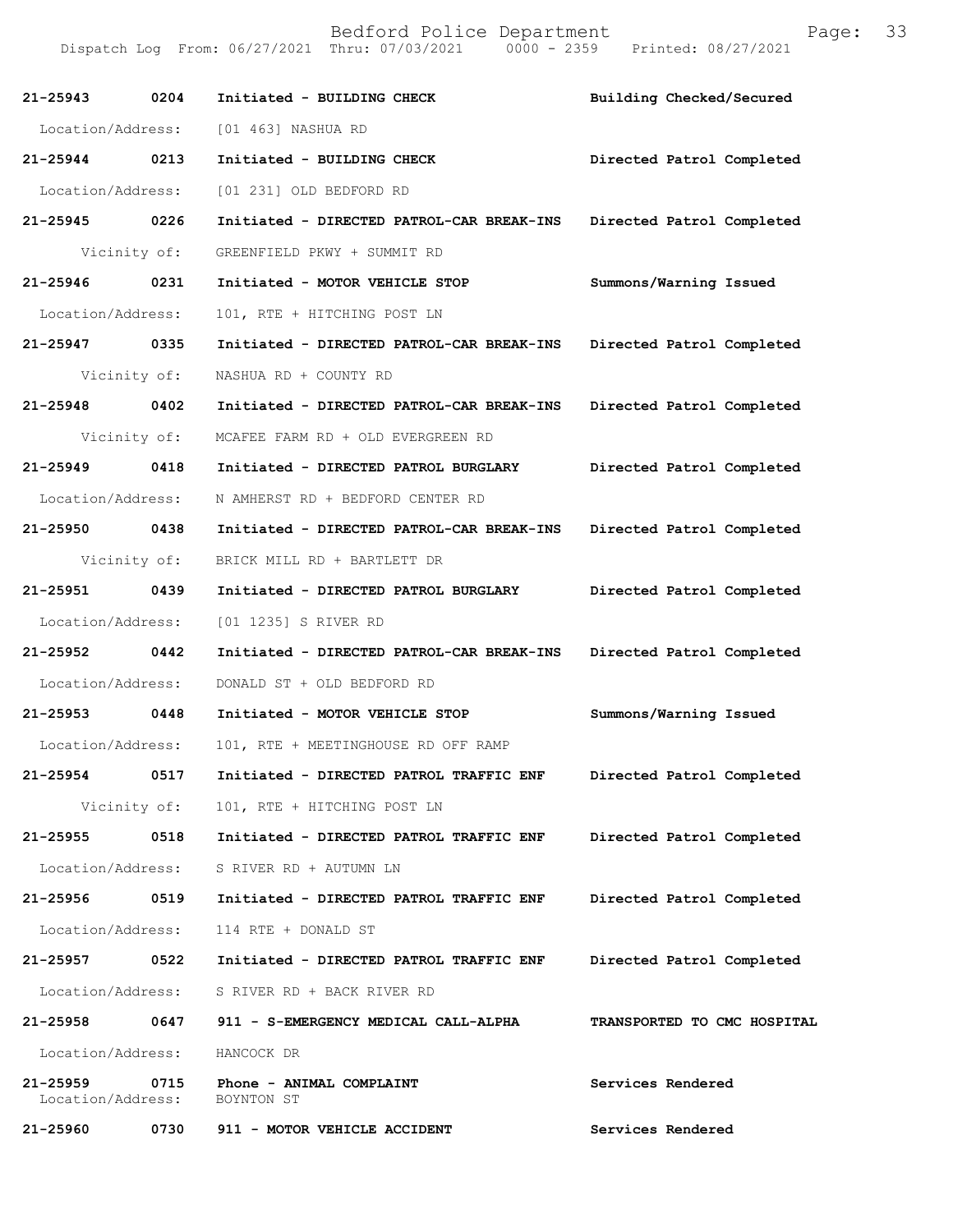21-25943 0204 Initiated - BUILDING CHECK Building Checked/Secured

Location/Address: [01 463] NASHUA RD

21-25944 0213 Initiated - BUILDING CHECK Directed Patrol Completed

Location/Address: [01 231] OLD BEDFORD RD

21-25945 0226 Initiated - DIRECTED PATROL-CAR BREAK-INS Directed Patrol Completed

Vicinity of: GREENFIELD PKWY + SUMMIT RD

21-25946 0231 Initiated - MOTOR VEHICLE STOP Summons/Warning Issued

Location/Address: 101, RTE + HITCHING POST LN

21-25947 0335 Initiated - DIRECTED PATROL-CAR BREAK-INS Directed Patrol Completed

Vicinity of: NASHUA RD + COUNTY RD

21-25948 0402 Initiated - DIRECTED PATROL-CAR BREAK-INS Directed Patrol Completed

Vicinity of: MCAFEE FARM RD + OLD EVERGREEN RD

21-25949 0418 Initiated - DIRECTED PATROL BURGLARY Directed Patrol Completed

Location/Address: N AMHERST RD + BEDFORD CENTER RD

21-25950 0438 Initiated - DIRECTED PATROL-CAR BREAK-INS Directed Patrol Completed

Vicinity of: BRICK MILL RD + BARTLETT DR

21-25951 0439 Initiated - DIRECTED PATROL BURGLARY Directed Patrol Completed

Location/Address: [01 1235] S RIVER RD

21-25952 0442 Initiated - DIRECTED PATROL-CAR BREAK-INS Directed Patrol Completed

Location/Address: DONALD ST + OLD BEDFORD RD

21-25953 0448 Initiated - MOTOR VEHICLE STOP Summons/Warning Issued

Location/Address: 101, RTE + MEETINGHOUSE RD OFF RAMP

21-25954 0517 Initiated - DIRECTED PATROL TRAFFIC ENF Directed Patrol Completed

Vicinity of: 101, RTE + HITCHING POST LN

21-25955 0518 Initiated - DIRECTED PATROL TRAFFIC ENF Directed Patrol Completed

Location/Address: S RIVER RD + AUTUMN LN

21-25956 0519 Initiated - DIRECTED PATROL TRAFFIC ENF Directed Patrol Completed

Location/Address: 114 RTE + DONALD ST

21-25957 0522 Initiated - DIRECTED PATROL TRAFFIC ENF Directed Patrol Completed

Location/Address: S RIVER RD + BACK RIVER RD

21-25958 0647 911 - S-EMERGENCY MEDICAL CALL-ALPHA TRANSPORTED TO CMC HOSPITAL

Location/Address: HANCOCK DR

21-25959 0715 Phone - ANIMAL COMPLAINT Services Rendered

Location/Address: BOYNTON ST

21-25960 0730 911 - MOTOR VEHICLE ACCIDENT Services Rendered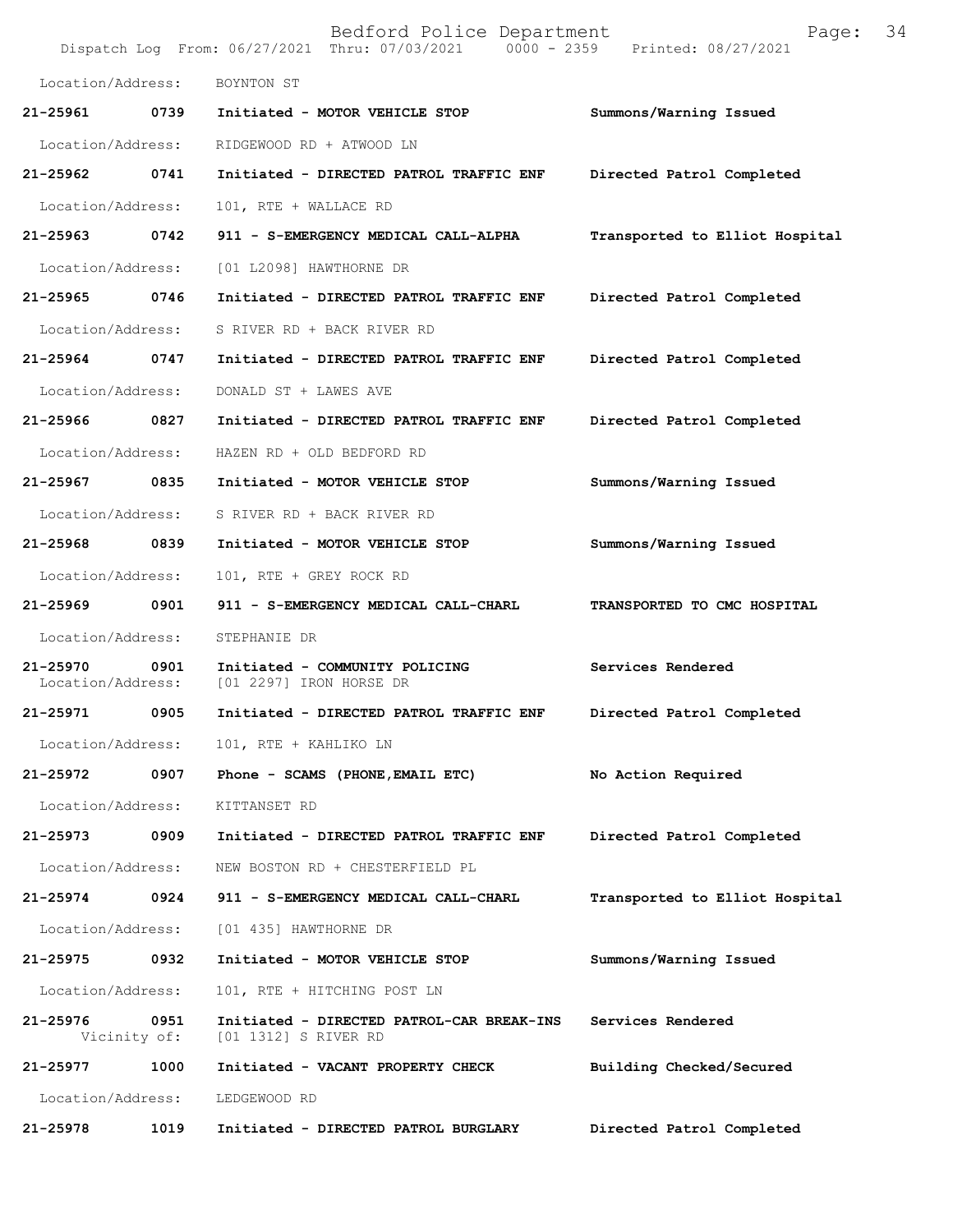Location/Address: BOYNTON ST

| | | | |
|---|---|---|---|
| 21-25961 | 0739 | Initiated - MOTOR VEHICLE STOP | Summons/Warning Issued |
| Location/Address: | | RIDGEWOOD RD + ATWOOD LN | |
| 21-25962 | 0741 | Initiated - DIRECTED PATROL TRAFFIC ENF | Directed Patrol Completed |
| Location/Address: | | 101, RTE + WALLACE RD | |
| 21-25963 | 0742 | 911 - S-EMERGENCY MEDICAL CALL-ALPHA | Transported to Elliot Hospital |
| Location/Address: | | [01 L2098] HAWTHORNE DR | |
| 21-25965 | 0746 | Initiated - DIRECTED PATROL TRAFFIC ENF | Directed Patrol Completed |
| Location/Address: | | S RIVER RD + BACK RIVER RD | |
| 21-25964 | 0747 | Initiated - DIRECTED PATROL TRAFFIC ENF | Directed Patrol Completed |
| Location/Address: | | DONALD ST + LAWES AVE | |
| 21-25966 | 0827 | Initiated - DIRECTED PATROL TRAFFIC ENF | Directed Patrol Completed |
| Location/Address: | | HAZEN RD + OLD BEDFORD RD | |
| 21-25967 | 0835 | Initiated - MOTOR VEHICLE STOP | Summons/Warning Issued |
| Location/Address: | | S RIVER RD + BACK RIVER RD | |
| 21-25968 | 0839 | Initiated - MOTOR VEHICLE STOP | Summons/Warning Issued |
| Location/Address: | | 101, RTE + GREY ROCK RD | |
| 21-25969 | 0901 | 911 - S-EMERGENCY MEDICAL CALL-CHARL | TRANSPORTED TO CMC HOSPITAL |
| Location/Address: | | STEPHANIE DR | |
| 21-25970 | 0901 | Initiated - COMMUNITY POLICING | Services Rendered |
| Location/Address: | | [01 2297] IRON HORSE DR | |
| 21-25971 | 0905 | Initiated - DIRECTED PATROL TRAFFIC ENF | Directed Patrol Completed |
| Location/Address: | | 101, RTE + KAHLIKO LN | |
| 21-25972 | 0907 | Phone - SCAMS (PHONE,EMAIL ETC) | No Action Required |
| Location/Address: | | KITTANSET RD | |
| 21-25973 | 0909 | Initiated - DIRECTED PATROL TRAFFIC ENF | Directed Patrol Completed |
| Location/Address: | | NEW BOSTON RD + CHESTERFIELD PL | |
| 21-25974 | 0924 | 911 - S-EMERGENCY MEDICAL CALL-CHARL | Transported to Elliot Hospital |
| Location/Address: | | [01 435] HAWTHORNE DR | |
| 21-25975 | 0932 | Initiated - MOTOR VEHICLE STOP | Summons/Warning Issued |
| Location/Address: | | 101, RTE + HITCHING POST LN | |
| 21-25976 | 0951 | Initiated - DIRECTED PATROL-CAR BREAK-INS | Services Rendered |
| Vicinity of: | | [01 1312] S RIVER RD | |
| 21-25977 | 1000 | Initiated - VACANT PROPERTY CHECK | Building Checked/Secured |
| Location/Address: | | LEDGEWOOD RD | |
| 21-25978 | 1019 | Initiated - DIRECTED PATROL BURGLARY | Directed Patrol Completed |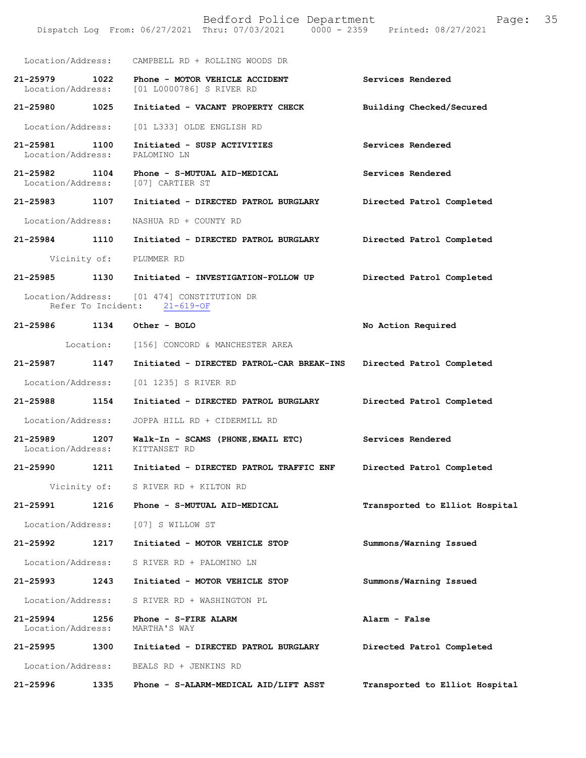Location/Address: CAMPBELL RD + ROLLING WOODS DR

**21-25979 1022 Phone - MOTOR VEHICLE ACCIDENT** — **Services Rendered**
Location/Address: [01 L0000786] S RIVER RD

**21-25980 1025 Initiated - VACANT PROPERTY CHECK** — **Building Checked/Secured**
Location/Address: [01 L333] OLDE ENGLISH RD

**21-25981 1100 Initiated - SUSP ACTIVITIES** — **Services Rendered**
Location/Address: PALOMINO LN

**21-25982 1104 Phone - S-MUTUAL AID-MEDICAL** — **Services Rendered**
Location/Address: [07] CARTIER ST

**21-25983 1107 Initiated - DIRECTED PATROL BURGLARY** — **Directed Patrol Completed**
Location/Address: NASHUA RD + COUNTY RD

**21-25984 1110 Initiated - DIRECTED PATROL BURGLARY** — **Directed Patrol Completed**
Vicinity of: PLUMMER RD

**21-25985 1130 Initiated - INVESTIGATION-FOLLOW UP** — **Directed Patrol Completed**
Location/Address: [01 474] CONSTITUTION DR
Refer To Incident: 21-619-OF

**21-25986 1134 Other - BOLO** — **No Action Required**
Location: [156] CONCORD & MANCHESTER AREA

**21-25987 1147 Initiated - DIRECTED PATROL-CAR BREAK-INS** — **Directed Patrol Completed**
Location/Address: [01 1235] S RIVER RD

**21-25988 1154 Initiated - DIRECTED PATROL BURGLARY** — **Directed Patrol Completed**
Location/Address: JOPPA HILL RD + CIDERMILL RD

**21-25989 1207 Walk-In - SCAMS (PHONE,EMAIL ETC)** — **Services Rendered**
Location/Address: KITTANSET RD

**21-25990 1211 Initiated - DIRECTED PATROL TRAFFIC ENF** — **Directed Patrol Completed**
Vicinity of: S RIVER RD + KILTON RD

**21-25991 1216 Phone - S-MUTUAL AID-MEDICAL** — **Transported to Elliot Hospital**
Location/Address: [07] S WILLOW ST

**21-25992 1217 Initiated - MOTOR VEHICLE STOP** — **Summons/Warning Issued**
Location/Address: S RIVER RD + PALOMINO LN

**21-25993 1243 Initiated - MOTOR VEHICLE STOP** — **Summons/Warning Issued**
Location/Address: S RIVER RD + WASHINGTON PL

**21-25994 1256 Phone - S-FIRE ALARM** — **Alarm - False**
Location/Address: MARTHA'S WAY

**21-25995 1300 Initiated - DIRECTED PATROL BURGLARY** — **Directed Patrol Completed**
Location/Address: BEALS RD + JENKINS RD

**21-25996 1335 Phone - S-ALARM-MEDICAL AID/LIFT ASST** — **Transported to Elliot Hospital**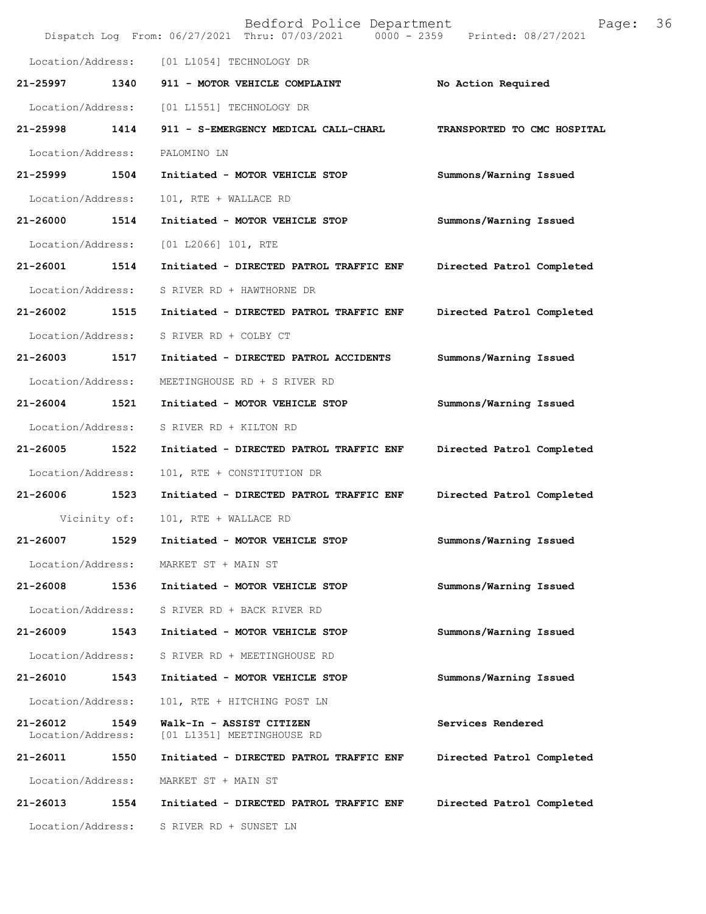Location/Address: [01 L1054] TECHNOLOGY DR

**21-25997 1340 911 - MOTOR VEHICLE COMPLAINT** **No Action Required**

Location/Address: [01 L1551] TECHNOLOGY DR

**21-25998 1414 911 - S-EMERGENCY MEDICAL CALL-CHARL** **TRANSPORTED TO CMC HOSPITAL**

Location/Address: PALOMINO LN

**21-25999 1504 Initiated - MOTOR VEHICLE STOP** **Summons/Warning Issued**

Location/Address: 101, RTE + WALLACE RD

**21-26000 1514 Initiated - MOTOR VEHICLE STOP** **Summons/Warning Issued**

Location/Address: [01 L2066] 101, RTE

**21-26001 1514 Initiated - DIRECTED PATROL TRAFFIC ENF** **Directed Patrol Completed**

Location/Address: S RIVER RD + HAWTHORNE DR

**21-26002 1515 Initiated - DIRECTED PATROL TRAFFIC ENF** **Directed Patrol Completed**

Location/Address: S RIVER RD + COLBY CT

**21-26003 1517 Initiated - DIRECTED PATROL ACCIDENTS** **Summons/Warning Issued**

Location/Address: MEETINGHOUSE RD + S RIVER RD

**21-26004 1521 Initiated - MOTOR VEHICLE STOP** **Summons/Warning Issued**

Location/Address: S RIVER RD + KILTON RD

**21-26005 1522 Initiated - DIRECTED PATROL TRAFFIC ENF** **Directed Patrol Completed**

Location/Address: 101, RTE + CONSTITUTION DR

**21-26006 1523 Initiated - DIRECTED PATROL TRAFFIC ENF** **Directed Patrol Completed**

Vicinity of: 101, RTE + WALLACE RD

**21-26007 1529 Initiated - MOTOR VEHICLE STOP** **Summons/Warning Issued**

Location/Address: MARKET ST + MAIN ST

**21-26008 1536 Initiated - MOTOR VEHICLE STOP** **Summons/Warning Issued**

Location/Address: S RIVER RD + BACK RIVER RD

**21-26009 1543 Initiated - MOTOR VEHICLE STOP** **Summons/Warning Issued**

Location/Address: S RIVER RD + MEETINGHOUSE RD

**21-26010 1543 Initiated - MOTOR VEHICLE STOP** **Summons/Warning Issued**

Location/Address: 101, RTE + HITCHING POST LN

**21-26012 1549 Walk-In - ASSIST CITIZEN** **Services Rendered**
Location/Address: [01 L1351] MEETINGHOUSE RD

**21-26011 1550 Initiated - DIRECTED PATROL TRAFFIC ENF** **Directed Patrol Completed**

Location/Address: MARKET ST + MAIN ST

**21-26013 1554 Initiated - DIRECTED PATROL TRAFFIC ENF** **Directed Patrol Completed**

Location/Address: S RIVER RD + SUNSET LN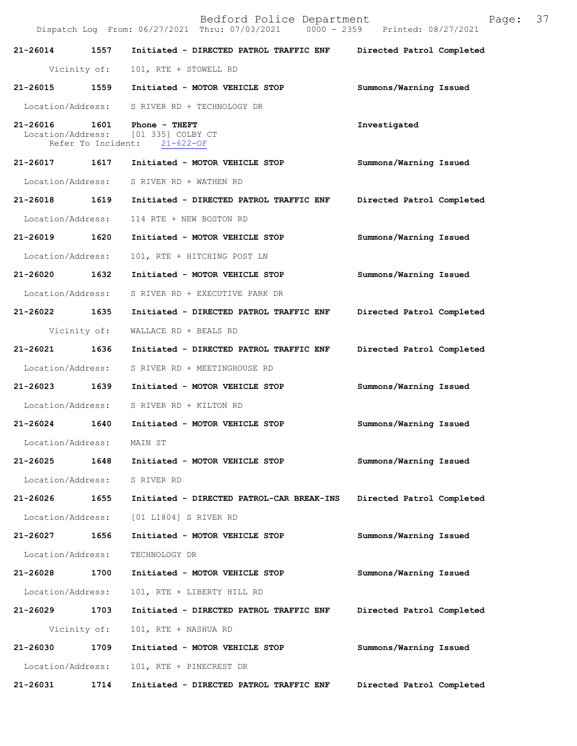21-26014 1557 Initiated - DIRECTED PATROL TRAFFIC ENF Directed Patrol Completed

Vicinity of: 101, RTE + STOWELL RD

21-26015 1559 Initiated - MOTOR VEHICLE STOP Summons/Warning Issued

Location/Address: S RIVER RD + TECHNOLOGY DR

21-26016 1601 Phone - THEFT Investigated
Location/Address: [01 335] COLBY CT
Refer To Incident: 21-622-OF

21-26017 1617 Initiated - MOTOR VEHICLE STOP Summons/Warning Issued

Location/Address: S RIVER RD + WATHEN RD

21-26018 1619 Initiated - DIRECTED PATROL TRAFFIC ENF Directed Patrol Completed

Location/Address: 114 RTE + NEW BOSTON RD

21-26019 1620 Initiated - MOTOR VEHICLE STOP Summons/Warning Issued

Location/Address: 101, RTE + HITCHING POST LN

21-26020 1632 Initiated - MOTOR VEHICLE STOP Summons/Warning Issued

Location/Address: S RIVER RD + EXECUTIVE PARK DR

21-26022 1635 Initiated - DIRECTED PATROL TRAFFIC ENF Directed Patrol Completed

Vicinity of: WALLACE RD + BEALS RD

21-26021 1636 Initiated - DIRECTED PATROL TRAFFIC ENF Directed Patrol Completed

Location/Address: S RIVER RD + MEETINGHOUSE RD

21-26023 1639 Initiated - MOTOR VEHICLE STOP Summons/Warning Issued

Location/Address: S RIVER RD + KILTON RD

21-26024 1640 Initiated - MOTOR VEHICLE STOP Summons/Warning Issued

Location/Address: MAIN ST

21-26025 1648 Initiated - MOTOR VEHICLE STOP Summons/Warning Issued

Location/Address: S RIVER RD

21-26026 1655 Initiated - DIRECTED PATROL-CAR BREAK-INS Directed Patrol Completed

Location/Address: [01 L1804] S RIVER RD

21-26027 1656 Initiated - MOTOR VEHICLE STOP Summons/Warning Issued

Location/Address: TECHNOLOGY DR

21-26028 1700 Initiated - MOTOR VEHICLE STOP Summons/Warning Issued

Location/Address: 101, RTE + LIBERTY HILL RD

21-26029 1703 Initiated - DIRECTED PATROL TRAFFIC ENF Directed Patrol Completed

Vicinity of: 101, RTE + NASHUA RD

21-26030 1709 Initiated - MOTOR VEHICLE STOP Summons/Warning Issued

Location/Address: 101, RTE + PINECREST DR

21-26031 1714 Initiated - DIRECTED PATROL TRAFFIC ENF Directed Patrol Completed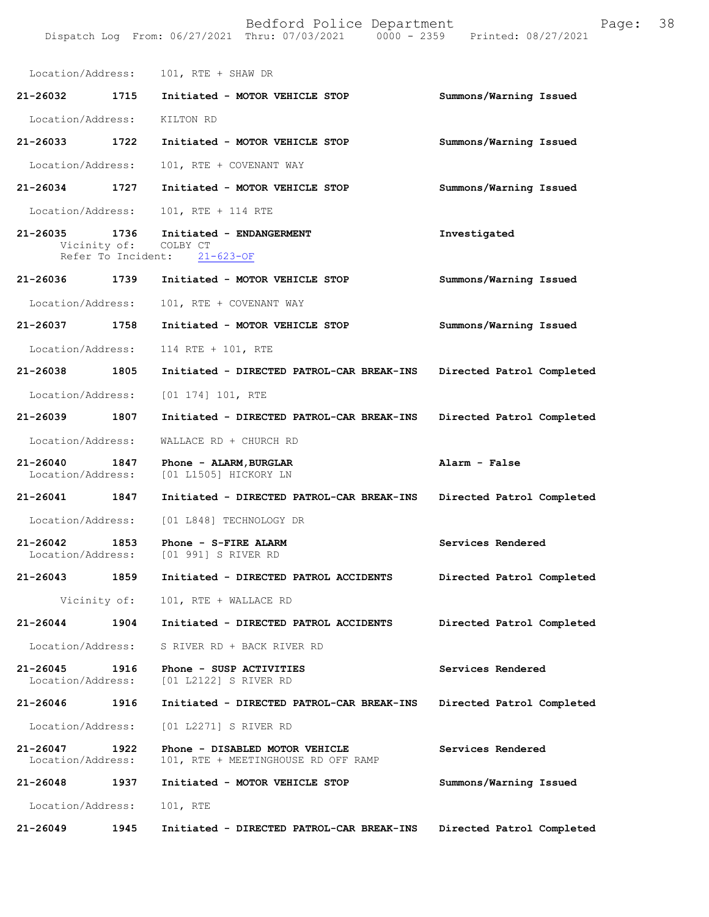Location/Address: 101, RTE + SHAW DR

**21-26032 1715 Initiated - MOTOR VEHICLE STOP** Summons/Warning Issued

Location/Address: KILTON RD

**21-26033 1722 Initiated - MOTOR VEHICLE STOP** Summons/Warning Issued

Location/Address: 101, RTE + COVENANT WAY

**21-26034 1727 Initiated - MOTOR VEHICLE STOP** Summons/Warning Issued

Location/Address: 101, RTE + 114 RTE

**21-26035 1736 Initiated - ENDANGERMENT** Investigated
Vicinity of: COLBY CT
Refer To Incident: 21-623-OF

**21-26036 1739 Initiated - MOTOR VEHICLE STOP** Summons/Warning Issued

Location/Address: 101, RTE + COVENANT WAY

**21-26037 1758 Initiated - MOTOR VEHICLE STOP** Summons/Warning Issued

Location/Address: 114 RTE + 101, RTE

**21-26038 1805 Initiated - DIRECTED PATROL-CAR BREAK-INS** Directed Patrol Completed

Location/Address: [01 174] 101, RTE

**21-26039 1807 Initiated - DIRECTED PATROL-CAR BREAK-INS** Directed Patrol Completed

Location/Address: WALLACE RD + CHURCH RD

**21-26040 1847 Phone - ALARM,BURGLAR** Alarm - False
Location/Address: [01 L1505] HICKORY LN

**21-26041 1847 Initiated - DIRECTED PATROL-CAR BREAK-INS** Directed Patrol Completed

Location/Address: [01 L848] TECHNOLOGY DR

**21-26042 1853 Phone - S-FIRE ALARM** Services Rendered
Location/Address: [01 991] S RIVER RD

**21-26043 1859 Initiated - DIRECTED PATROL ACCIDENTS** Directed Patrol Completed

Vicinity of: 101, RTE + WALLACE RD

**21-26044 1904 Initiated - DIRECTED PATROL ACCIDENTS** Directed Patrol Completed

Location/Address: S RIVER RD + BACK RIVER RD

**21-26045 1916 Phone - SUSP ACTIVITIES** Services Rendered
Location/Address: [01 L2122] S RIVER RD

**21-26046 1916 Initiated - DIRECTED PATROL-CAR BREAK-INS** Directed Patrol Completed

Location/Address: [01 L2271] S RIVER RD

**21-26047 1922 Phone - DISABLED MOTOR VEHICLE** Services Rendered
Location/Address: 101, RTE + MEETINGHOUSE RD OFF RAMP

**21-26048 1937 Initiated - MOTOR VEHICLE STOP** Summons/Warning Issued

Location/Address: 101, RTE

**21-26049 1945 Initiated - DIRECTED PATROL-CAR BREAK-INS** Directed Patrol Completed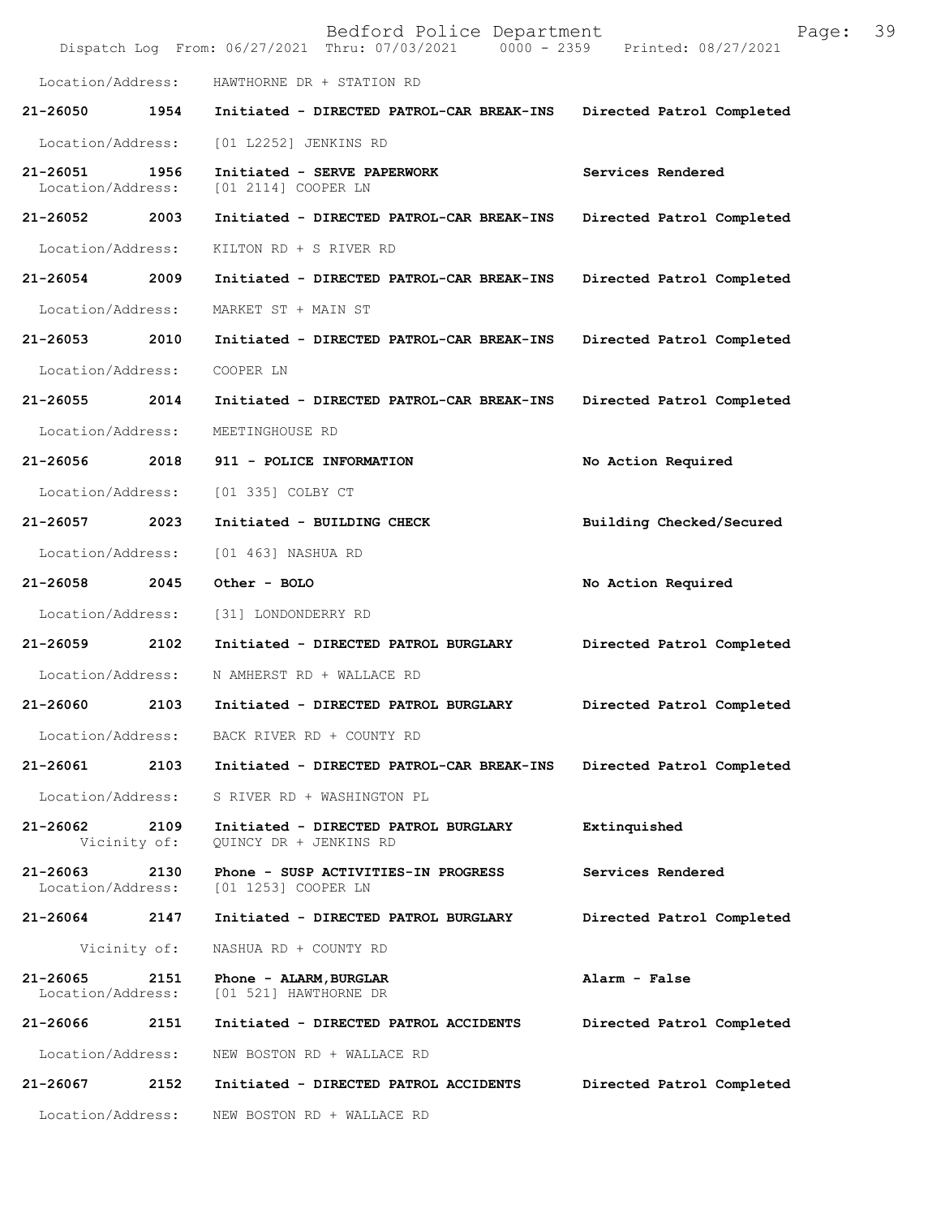Location/Address: HAWTHORNE DR + STATION RD

**21-26050 1954 Initiated - DIRECTED PATROL-CAR BREAK-INS Directed Patrol Completed**

Location/Address: [01 L2252] JENKINS RD

**21-26051 1956 Initiated - SERVE PAPERWORK Services Rendered**
Location/Address: [01 2114] COOPER LN

**21-26052 2003 Initiated - DIRECTED PATROL-CAR BREAK-INS Directed Patrol Completed**

Location/Address: KILTON RD + S RIVER RD

**21-26054 2009 Initiated - DIRECTED PATROL-CAR BREAK-INS Directed Patrol Completed**

Location/Address: MARKET ST + MAIN ST

**21-26053 2010 Initiated - DIRECTED PATROL-CAR BREAK-INS Directed Patrol Completed**

Location/Address: COOPER LN

**21-26055 2014 Initiated - DIRECTED PATROL-CAR BREAK-INS Directed Patrol Completed**

Location/Address: MEETINGHOUSE RD

**21-26056 2018 911 - POLICE INFORMATION No Action Required**

Location/Address: [01 335] COLBY CT

**21-26057 2023 Initiated - BUILDING CHECK Building Checked/Secured**

Location/Address: [01 463] NASHUA RD

**21-26058 2045 Other - BOLO No Action Required**

Location/Address: [31] LONDONDERRY RD

**21-26059 2102 Initiated - DIRECTED PATROL BURGLARY Directed Patrol Completed**

Location/Address: N AMHERST RD + WALLACE RD

**21-26060 2103 Initiated - DIRECTED PATROL BURGLARY Directed Patrol Completed**

Location/Address: BACK RIVER RD + COUNTY RD

**21-26061 2103 Initiated - DIRECTED PATROL-CAR BREAK-INS Directed Patrol Completed**

Location/Address: S RIVER RD + WASHINGTON PL

**21-26062 2109 Initiated - DIRECTED PATROL BURGLARY Extinquished**
Vicinity of: QUINCY DR + JENKINS RD

**21-26063 2130 Phone - SUSP ACTIVITIES-IN PROGRESS Services Rendered**
Location/Address: [01 1253] COOPER LN

**21-26064 2147 Initiated - DIRECTED PATROL BURGLARY Directed Patrol Completed**

Vicinity of: NASHUA RD + COUNTY RD

**21-26065 2151 Phone - ALARM,BURGLAR Alarm - False**
Location/Address: [01 521] HAWTHORNE DR

**21-26066 2151 Initiated - DIRECTED PATROL ACCIDENTS Directed Patrol Completed**

Location/Address: NEW BOSTON RD + WALLACE RD

**21-26067 2152 Initiated - DIRECTED PATROL ACCIDENTS Directed Patrol Completed**

Location/Address: NEW BOSTON RD + WALLACE RD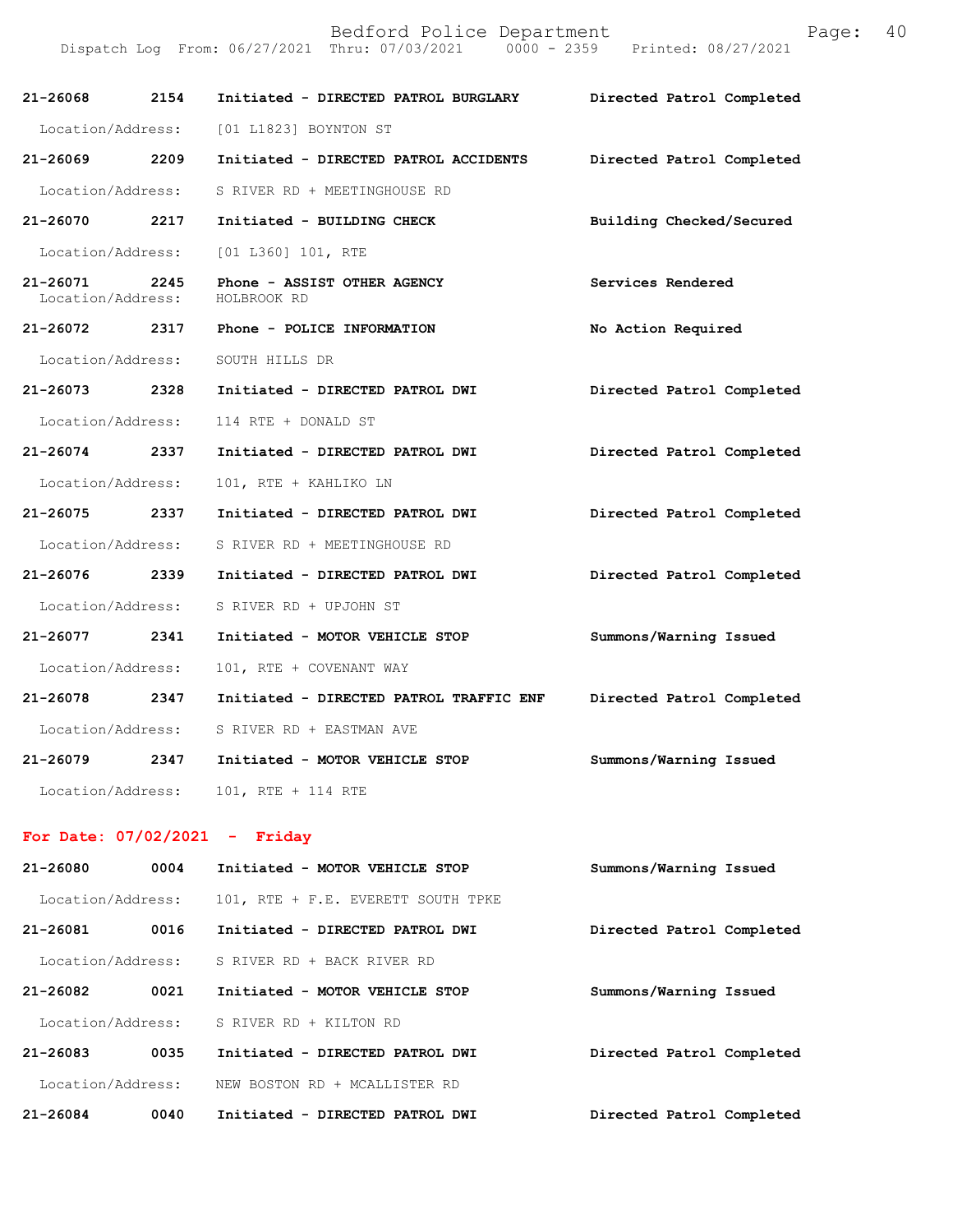| | | | |
|---|---|---|---|
| **21-26068** | **2154** | **Initiated - DIRECTED PATROL BURGLARY** | **Directed Patrol Completed** |
| Location/Address: | [01 L1823] BOYNTON ST | | |
| **21-26069** | **2209** | **Initiated - DIRECTED PATROL ACCIDENTS** | **Directed Patrol Completed** |
| Location/Address: | S RIVER RD + MEETINGHOUSE RD | | |
| **21-26070** | **2217** | **Initiated - BUILDING CHECK** | **Building Checked/Secured** |
| Location/Address: | [01 L360] 101, RTE | | |
| **21-26071** | **2245** | **Phone - ASSIST OTHER AGENCY** | **Services Rendered** |
| Location/Address: | HOLBROOK RD | | |
| **21-26072** | **2317** | **Phone - POLICE INFORMATION** | **No Action Required** |
| Location/Address: | SOUTH HILLS DR | | |
| **21-26073** | **2328** | **Initiated - DIRECTED PATROL DWI** | **Directed Patrol Completed** |
| Location/Address: | 114 RTE + DONALD ST | | |
| **21-26074** | **2337** | **Initiated - DIRECTED PATROL DWI** | **Directed Patrol Completed** |
| Location/Address: | 101, RTE + KAHLIKO LN | | |
| **21-26075** | **2337** | **Initiated - DIRECTED PATROL DWI** | **Directed Patrol Completed** |
| Location/Address: | S RIVER RD + MEETINGHOUSE RD | | |
| **21-26076** | **2339** | **Initiated - DIRECTED PATROL DWI** | **Directed Patrol Completed** |
| Location/Address: | S RIVER RD + UPJOHN ST | | |
| **21-26077** | **2341** | **Initiated - MOTOR VEHICLE STOP** | **Summons/Warning Issued** |
| Location/Address: | 101, RTE + COVENANT WAY | | |
| **21-26078** | **2347** | **Initiated - DIRECTED PATROL TRAFFIC ENF** | **Directed Patrol Completed** |
| Location/Address: | S RIVER RD + EASTMAN AVE | | |
| **21-26079** | **2347** | **Initiated - MOTOR VEHICLE STOP** | **Summons/Warning Issued** |
| Location/Address: | 101, RTE + 114 RTE | | |

## For Date: 07/02/2021 - Friday

| | | | |
|---|---|---|---|
| **21-26080** | **0004** | **Initiated - MOTOR VEHICLE STOP** | **Summons/Warning Issued** |
| Location/Address: | 101, RTE + F.E. EVERETT SOUTH TPKE | | |
| **21-26081** | **0016** | **Initiated - DIRECTED PATROL DWI** | **Directed Patrol Completed** |
| Location/Address: | S RIVER RD + BACK RIVER RD | | |
| **21-26082** | **0021** | **Initiated - MOTOR VEHICLE STOP** | **Summons/Warning Issued** |
| Location/Address: | S RIVER RD + KILTON RD | | |
| **21-26083** | **0035** | **Initiated - DIRECTED PATROL DWI** | **Directed Patrol Completed** |
| Location/Address: | NEW BOSTON RD + MCALLISTER RD | | |
| **21-26084** | **0040** | **Initiated - DIRECTED PATROL DWI** | **Directed Patrol Completed** |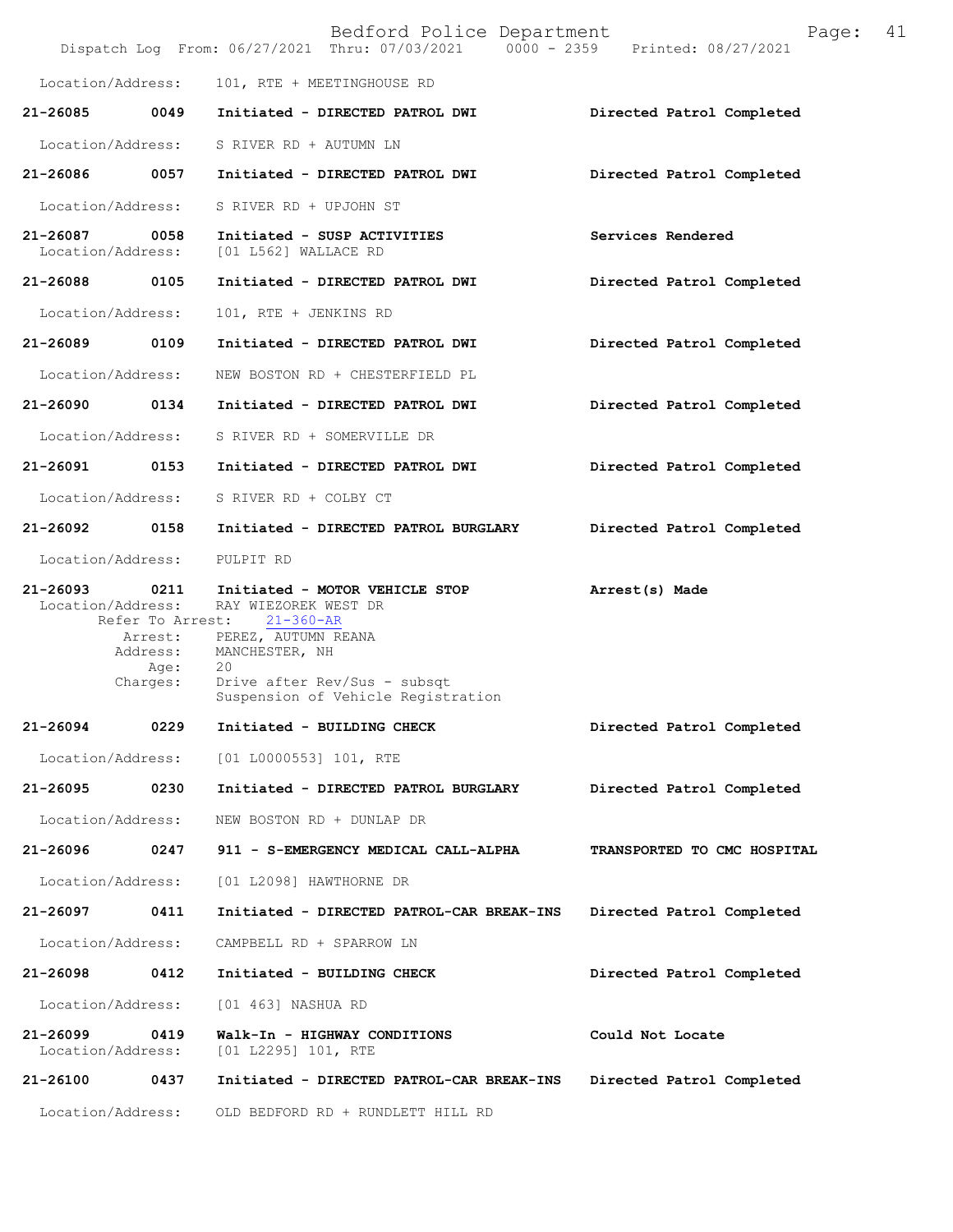Location/Address: 101, RTE + MEETINGHOUSE RD

**21-26085 0049 Initiated - DIRECTED PATROL DWI — Directed Patrol Completed**

Location/Address: S RIVER RD + AUTUMN LN

**21-26086 0057 Initiated - DIRECTED PATROL DWI — Directed Patrol Completed**

Location/Address: S RIVER RD + UPJOHN ST

**21-26087 0058 Initiated - SUSP ACTIVITIES — Services Rendered**

Location/Address: [01 L562] WALLACE RD

**21-26088 0105 Initiated - DIRECTED PATROL DWI — Directed Patrol Completed**

Location/Address: 101, RTE + JENKINS RD

**21-26089 0109 Initiated - DIRECTED PATROL DWI — Directed Patrol Completed**

Location/Address: NEW BOSTON RD + CHESTERFIELD PL

**21-26090 0134 Initiated - DIRECTED PATROL DWI — Directed Patrol Completed**

Location/Address: S RIVER RD + SOMERVILLE DR

**21-26091 0153 Initiated - DIRECTED PATROL DWI — Directed Patrol Completed**

Location/Address: S RIVER RD + COLBY CT

**21-26092 0158 Initiated - DIRECTED PATROL BURGLARY — Directed Patrol Completed**

Location/Address: PULPIT RD

**21-26093 0211 Initiated - MOTOR VEHICLE STOP — Arrest(s) Made**

Location/Address: RAY WIEZOREK WEST DR
Refer To Arrest: 21-360-AR
Arrest: PEREZ, AUTUMN REANA
Address: MANCHESTER, NH
Age: 20
Charges: Drive after Rev/Sus - subsqt
Suspension of Vehicle Registration

**21-26094 0229 Initiated - BUILDING CHECK — Directed Patrol Completed**

Location/Address: [01 L0000553] 101, RTE

**21-26095 0230 Initiated - DIRECTED PATROL BURGLARY — Directed Patrol Completed**

Location/Address: NEW BOSTON RD + DUNLAP DR

**21-26096 0247 911 - S-EMERGENCY MEDICAL CALL-ALPHA — TRANSPORTED TO CMC HOSPITAL**

Location/Address: [01 L2098] HAWTHORNE DR

**21-26097 0411 Initiated - DIRECTED PATROL-CAR BREAK-INS — Directed Patrol Completed**

Location/Address: CAMPBELL RD + SPARROW LN

**21-26098 0412 Initiated - BUILDING CHECK — Directed Patrol Completed**

Location/Address: [01 463] NASHUA RD

**21-26099 0419 Walk-In - HIGHWAY CONDITIONS — Could Not Locate**

Location/Address: [01 L2295] 101, RTE

**21-26100 0437 Initiated - DIRECTED PATROL-CAR BREAK-INS — Directed Patrol Completed**

Location/Address: OLD BEDFORD RD + RUNDLETT HILL RD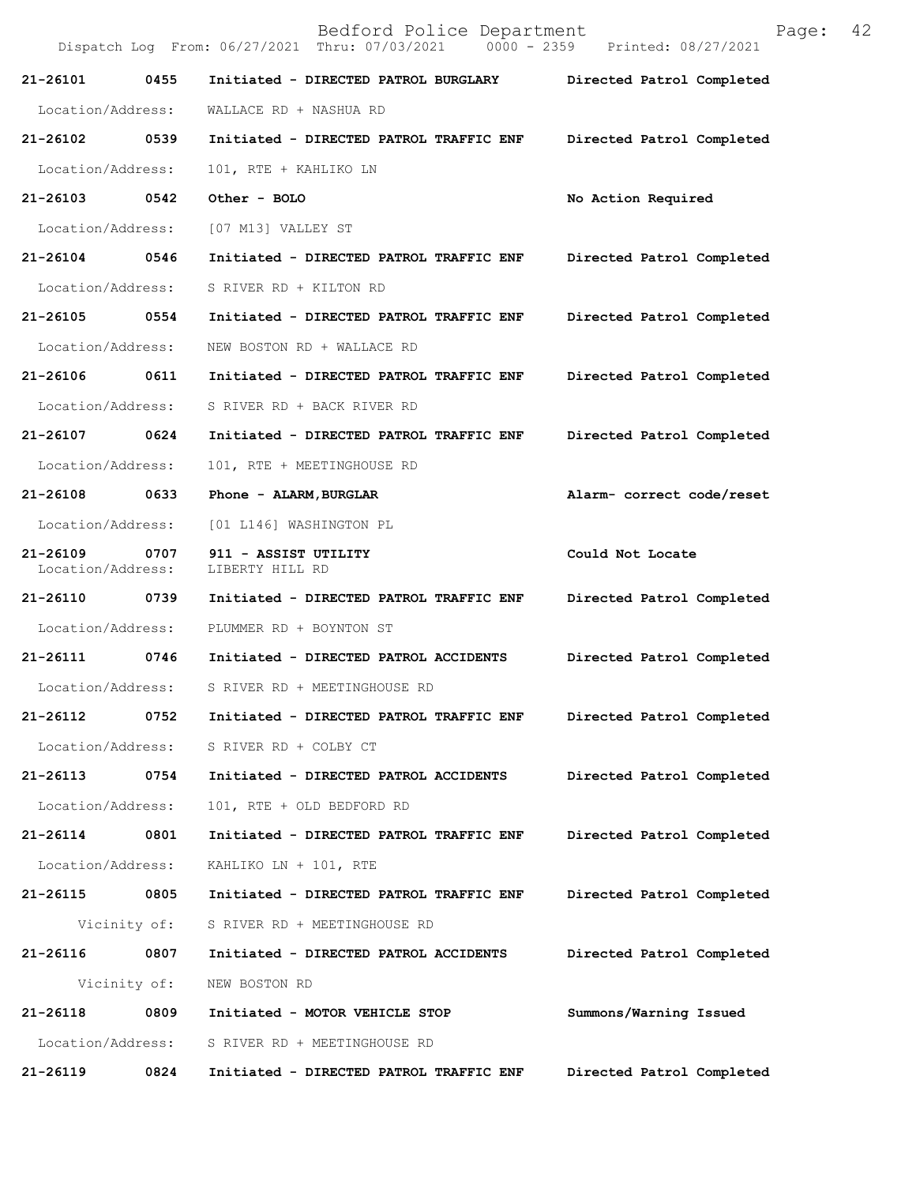Bedford Police Department

Dispatch Log From: 06/27/2021 Thru: 07/03/2021 0000 - 2359 Printed: 08/27/2021

**21-26101 0455 Initiated - DIRECTED PATROL BURGLARY** — **Directed Patrol Completed**
Location/Address: WALLACE RD + NASHUA RD

**21-26102 0539 Initiated - DIRECTED PATROL TRAFFIC ENF** — **Directed Patrol Completed**
Location/Address: 101, RTE + KAHLIKO LN

**21-26103 0542 Other - BOLO** — **No Action Required**
Location/Address: [07 M13] VALLEY ST

**21-26104 0546 Initiated - DIRECTED PATROL TRAFFIC ENF** — **Directed Patrol Completed**
Location/Address: S RIVER RD + KILTON RD

**21-26105 0554 Initiated - DIRECTED PATROL TRAFFIC ENF** — **Directed Patrol Completed**
Location/Address: NEW BOSTON RD + WALLACE RD

**21-26106 0611 Initiated - DIRECTED PATROL TRAFFIC ENF** — **Directed Patrol Completed**
Location/Address: S RIVER RD + BACK RIVER RD

**21-26107 0624 Initiated - DIRECTED PATROL TRAFFIC ENF** — **Directed Patrol Completed**
Location/Address: 101, RTE + MEETINGHOUSE RD

**21-26108 0633 Phone - ALARM,BURGLAR** — **Alarm- correct code/reset**
Location/Address: [01 L146] WASHINGTON PL

**21-26109 0707 911 - ASSIST UTILITY** — **Could Not Locate**
Location/Address: LIBERTY HILL RD

**21-26110 0739 Initiated - DIRECTED PATROL TRAFFIC ENF** — **Directed Patrol Completed**
Location/Address: PLUMMER RD + BOYNTON ST

**21-26111 0746 Initiated - DIRECTED PATROL ACCIDENTS** — **Directed Patrol Completed**
Location/Address: S RIVER RD + MEETINGHOUSE RD

**21-26112 0752 Initiated - DIRECTED PATROL TRAFFIC ENF** — **Directed Patrol Completed**
Location/Address: S RIVER RD + COLBY CT

**21-26113 0754 Initiated - DIRECTED PATROL ACCIDENTS** — **Directed Patrol Completed**
Location/Address: 101, RTE + OLD BEDFORD RD

**21-26114 0801 Initiated - DIRECTED PATROL TRAFFIC ENF** — **Directed Patrol Completed**
Location/Address: KAHLIKO LN + 101, RTE

**21-26115 0805 Initiated - DIRECTED PATROL TRAFFIC ENF** — **Directed Patrol Completed**
Vicinity of: S RIVER RD + MEETINGHOUSE RD

**21-26116 0807 Initiated - DIRECTED PATROL ACCIDENTS** — **Directed Patrol Completed**
Vicinity of: NEW BOSTON RD

**21-26118 0809 Initiated - MOTOR VEHICLE STOP** — **Summons/Warning Issued**
Location/Address: S RIVER RD + MEETINGHOUSE RD

**21-26119 0824 Initiated - DIRECTED PATROL TRAFFIC ENF** — **Directed Patrol Completed**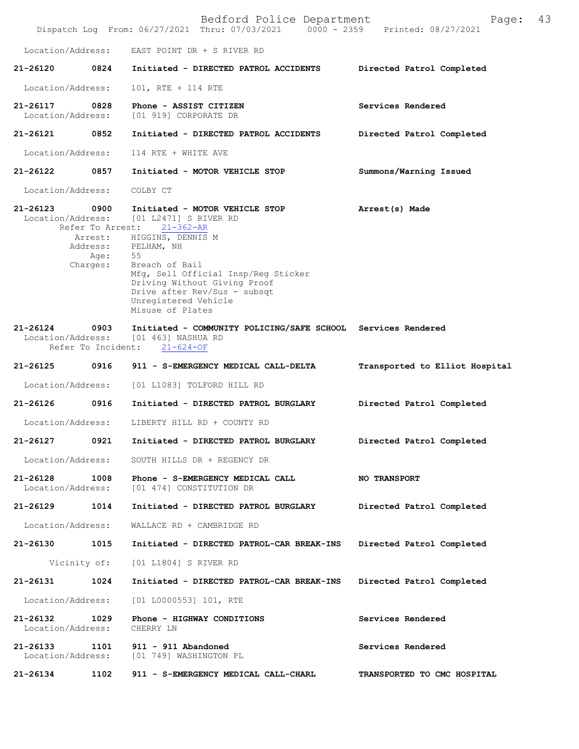Location/Address: EAST POINT DR + S RIVER RD

**21-26120** 0824 **Initiated - DIRECTED PATROL ACCIDENTS** **Directed Patrol Completed**

Location/Address: 101, RTE + 114 RTE

**21-26117** 0828 **Phone - ASSIST CITIZEN** **Services Rendered**
Location/Address: [01 919] CORPORATE DR

**21-26121** 0852 **Initiated - DIRECTED PATROL ACCIDENTS** **Directed Patrol Completed**

Location/Address: 114 RTE + WHITE AVE

**21-26122** 0857 **Initiated - MOTOR VEHICLE STOP** **Summons/Warning Issued**

Location/Address: COLBY CT

**21-26123** 0900 **Initiated - MOTOR VEHICLE STOP** **Arrest(s) Made**
Location/Address: [01 L2471] S RIVER RD
Refer To Arrest: 21-362-AR
Arrest: HIGGINS, DENNIS M
Address: PELHAM, NH
Age: 55
Charges: Breach of Bail
Mfg, Sell Official Insp/Reg Sticker
Driving Without Giving Proof
Drive after Rev/Sus - subsqt
Unregistered Vehicle
Misuse of Plates

**21-26124** 0903 **Initiated - COMMUNITY POLICING/SAFE SCHOOL** **Services Rendered**
Location/Address: [01 463] NASHUA RD
Refer To Incident: 21-624-OF

**21-26125** 0916 **911 - S-EMERGENCY MEDICAL CALL-DELTA** **Transported to Elliot Hospital**

Location/Address: [01 L1083] TOLFORD HILL RD

**21-26126** 0916 **Initiated - DIRECTED PATROL BURGLARY** **Directed Patrol Completed**

Location/Address: LIBERTY HILL RD + COUNTY RD

**21-26127** 0921 **Initiated - DIRECTED PATROL BURGLARY** **Directed Patrol Completed**

Location/Address: SOUTH HILLS DR + REGENCY DR

**21-26128** 1008 **Phone - S-EMERGENCY MEDICAL CALL** **NO TRANSPORT**
Location/Address: [01 474] CONSTITUTION DR

**21-26129** 1014 **Initiated - DIRECTED PATROL BURGLARY** **Directed Patrol Completed**

Location/Address: WALLACE RD + CAMBRIDGE RD

**21-26130** 1015 **Initiated - DIRECTED PATROL-CAR BREAK-INS** **Directed Patrol Completed**

Vicinity of: [01 L1804] S RIVER RD

**21-26131** 1024 **Initiated - DIRECTED PATROL-CAR BREAK-INS** **Directed Patrol Completed**

Location/Address: [01 L0000553] 101, RTE

**21-26132** 1029 **Phone - HIGHWAY CONDITIONS** **Services Rendered**
Location/Address: CHERRY LN

**21-26133** 1101 **911 - 911 Abandoned** **Services Rendered**
Location/Address: [01 749] WASHINGTON PL

**21-26134** 1102 **911 - S-EMERGENCY MEDICAL CALL-CHARL** **TRANSPORTED TO CMC HOSPITAL**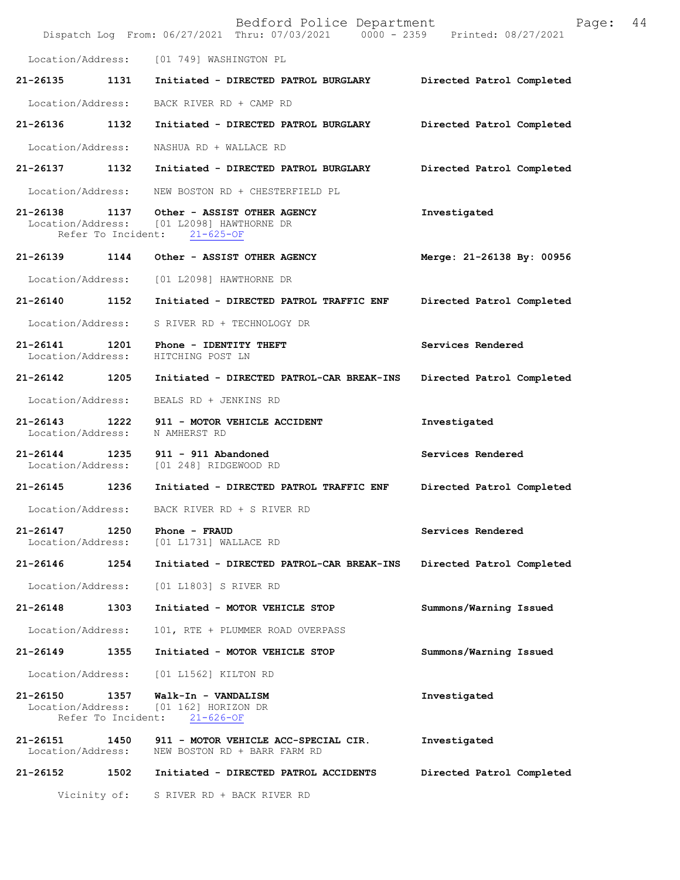Location/Address: [01 749] WASHINGTON PL

**21-26135 1131 Initiated - DIRECTED PATROL BURGLARY** Directed Patrol Completed

Location/Address: BACK RIVER RD + CAMP RD

**21-26136 1132 Initiated - DIRECTED PATROL BURGLARY** Directed Patrol Completed

Location/Address: NASHUA RD + WALLACE RD

**21-26137 1132 Initiated - DIRECTED PATROL BURGLARY** Directed Patrol Completed

Location/Address: NEW BOSTON RD + CHESTERFIELD PL

**21-26138 1137 Other - ASSIST OTHER AGENCY** Investigated
Location/Address: [01 L2098] HAWTHORNE DR
Refer To Incident: 21-625-OF

**21-26139 1144 Other - ASSIST OTHER AGENCY** Merge: 21-26138 By: 00956

Location/Address: [01 L2098] HAWTHORNE DR

**21-26140 1152 Initiated - DIRECTED PATROL TRAFFIC ENF** Directed Patrol Completed

Location/Address: S RIVER RD + TECHNOLOGY DR

**21-26141 1201 Phone - IDENTITY THEFT** Services Rendered
Location/Address: HITCHING POST LN

**21-26142 1205 Initiated - DIRECTED PATROL-CAR BREAK-INS** Directed Patrol Completed

Location/Address: BEALS RD + JENKINS RD

**21-26143 1222 911 - MOTOR VEHICLE ACCIDENT** Investigated
Location/Address: N AMHERST RD

**21-26144 1235 911 - 911 Abandoned** Services Rendered
Location/Address: [01 248] RIDGEWOOD RD

**21-26145 1236 Initiated - DIRECTED PATROL TRAFFIC ENF** Directed Patrol Completed

Location/Address: BACK RIVER RD + S RIVER RD

**21-26147 1250 Phone - FRAUD** Services Rendered
Location/Address: [01 L1731] WALLACE RD

**21-26146 1254 Initiated - DIRECTED PATROL-CAR BREAK-INS** Directed Patrol Completed

Location/Address: [01 L1803] S RIVER RD

**21-26148 1303 Initiated - MOTOR VEHICLE STOP** Summons/Warning Issued

Location/Address: 101, RTE + PLUMMER ROAD OVERPASS

**21-26149 1355 Initiated - MOTOR VEHICLE STOP** Summons/Warning Issued

Location/Address: [01 L1562] KILTON RD

**21-26150 1357 Walk-In - VANDALISM** Investigated
Location/Address: [01 162] HORIZON DR
Refer To Incident: 21-626-OF

**21-26151 1450 911 - MOTOR VEHICLE ACC-SPECIAL CIR.** Investigated
Location/Address: NEW BOSTON RD + BARR FARM RD

**21-26152 1502 Initiated - DIRECTED PATROL ACCIDENTS** Directed Patrol Completed

Vicinity of: S RIVER RD + BACK RIVER RD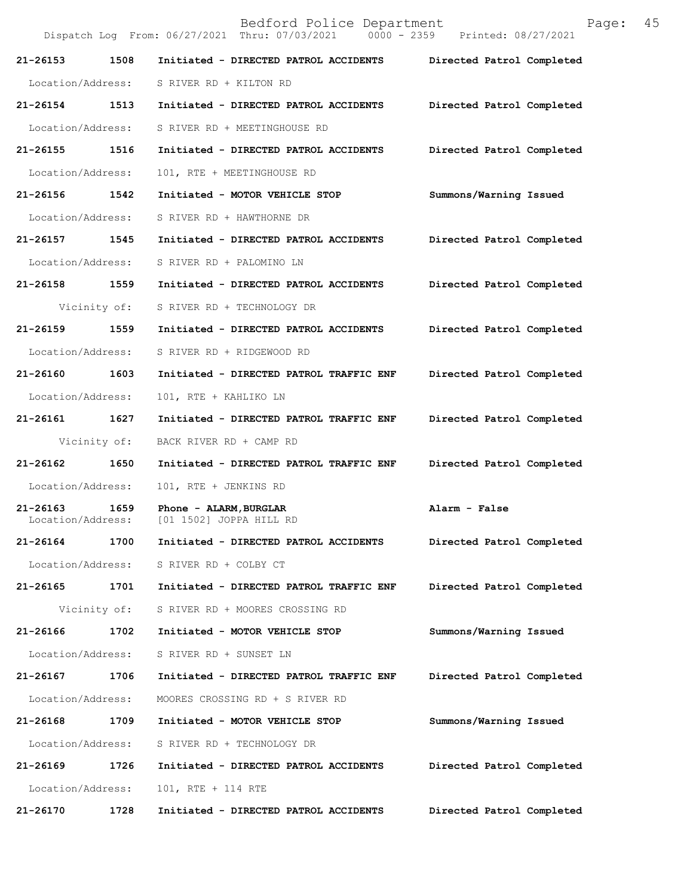| Call # | Time | Call Type | Disposition |
|---|---|---|---|
| 21-26153 | 1508 | Initiated - DIRECTED PATROL ACCIDENTS | Directed Patrol Completed |
| Location/Address: | | S RIVER RD + KILTON RD | |
| 21-26154 | 1513 | Initiated - DIRECTED PATROL ACCIDENTS | Directed Patrol Completed |
| Location/Address: | | S RIVER RD + MEETINGHOUSE RD | |
| 21-26155 | 1516 | Initiated - DIRECTED PATROL ACCIDENTS | Directed Patrol Completed |
| Location/Address: | | 101, RTE + MEETINGHOUSE RD | |
| 21-26156 | 1542 | Initiated - MOTOR VEHICLE STOP | Summons/Warning Issued |
| Location/Address: | | S RIVER RD + HAWTHORNE DR | |
| 21-26157 | 1545 | Initiated - DIRECTED PATROL ACCIDENTS | Directed Patrol Completed |
| Location/Address: | | S RIVER RD + PALOMINO LN | |
| 21-26158 | 1559 | Initiated - DIRECTED PATROL ACCIDENTS | Directed Patrol Completed |
| Vicinity of: | | S RIVER RD + TECHNOLOGY DR | |
| 21-26159 | 1559 | Initiated - DIRECTED PATROL ACCIDENTS | Directed Patrol Completed |
| Location/Address: | | S RIVER RD + RIDGEWOOD RD | |
| 21-26160 | 1603 | Initiated - DIRECTED PATROL TRAFFIC ENF | Directed Patrol Completed |
| Location/Address: | | 101, RTE + KAHLIKO LN | |
| 21-26161 | 1627 | Initiated - DIRECTED PATROL TRAFFIC ENF | Directed Patrol Completed |
| Vicinity of: | | BACK RIVER RD + CAMP RD | |
| 21-26162 | 1650 | Initiated - DIRECTED PATROL TRAFFIC ENF | Directed Patrol Completed |
| Location/Address: | | 101, RTE + JENKINS RD | |
| 21-26163 | 1659 | Phone - ALARM,BURGLAR | Alarm - False |
| Location/Address: | | [01 1502] JOPPA HILL RD | |
| 21-26164 | 1700 | Initiated - DIRECTED PATROL ACCIDENTS | Directed Patrol Completed |
| Location/Address: | | S RIVER RD + COLBY CT | |
| 21-26165 | 1701 | Initiated - DIRECTED PATROL TRAFFIC ENF | Directed Patrol Completed |
| Vicinity of: | | S RIVER RD + MOORES CROSSING RD | |
| 21-26166 | 1702 | Initiated - MOTOR VEHICLE STOP | Summons/Warning Issued |
| Location/Address: | | S RIVER RD + SUNSET LN | |
| 21-26167 | 1706 | Initiated - DIRECTED PATROL TRAFFIC ENF | Directed Patrol Completed |
| Location/Address: | | MOORES CROSSING RD + S RIVER RD | |
| 21-26168 | 1709 | Initiated - MOTOR VEHICLE STOP | Summons/Warning Issued |
| Location/Address: | | S RIVER RD + TECHNOLOGY DR | |
| 21-26169 | 1726 | Initiated - DIRECTED PATROL ACCIDENTS | Directed Patrol Completed |
| Location/Address: | | 101, RTE + 114 RTE | |
| 21-26170 | 1728 | Initiated - DIRECTED PATROL ACCIDENTS | Directed Patrol Completed |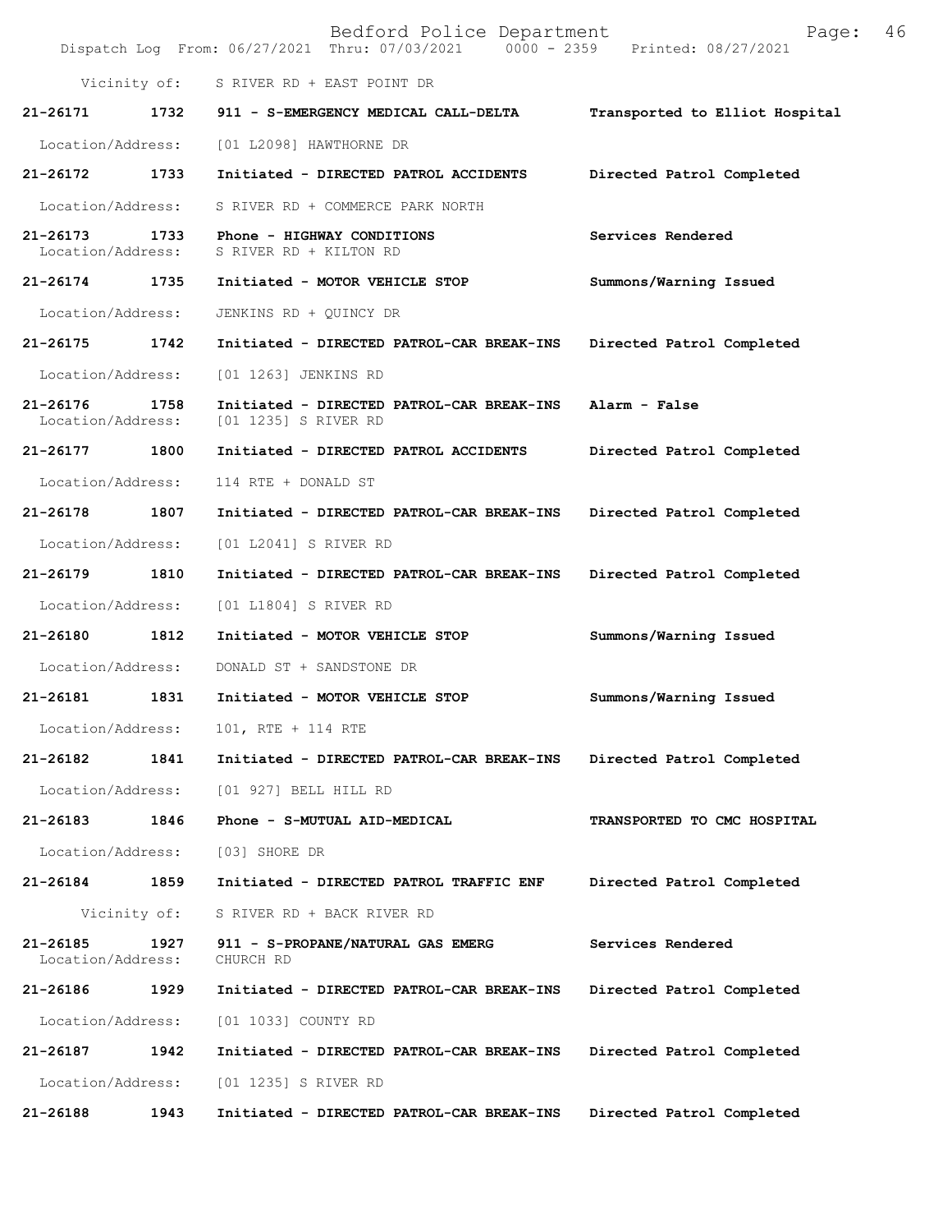Vicinity of: S RIVER RD + EAST POINT DR

**21-26171 1732 911 - S-EMERGENCY MEDICAL CALL-DELTA Transported to Elliot Hospital**

Location/Address: [01 L2098] HAWTHORNE DR

**21-26172 1733 Initiated - DIRECTED PATROL ACCIDENTS Directed Patrol Completed**

Location/Address: S RIVER RD + COMMERCE PARK NORTH

**21-26173 1733 Phone - HIGHWAY CONDITIONS Services Rendered**

Location/Address: S RIVER RD + KILTON RD

**21-26174 1735 Initiated - MOTOR VEHICLE STOP Summons/Warning Issued**

Location/Address: JENKINS RD + QUINCY DR

**21-26175 1742 Initiated - DIRECTED PATROL-CAR BREAK-INS Directed Patrol Completed**

Location/Address: [01 1263] JENKINS RD

**21-26176 1758 Initiated - DIRECTED PATROL-CAR BREAK-INS Alarm - False**

Location/Address: [01 1235] S RIVER RD

**21-26177 1800 Initiated - DIRECTED PATROL ACCIDENTS Directed Patrol Completed**

Location/Address: 114 RTE + DONALD ST

**21-26178 1807 Initiated - DIRECTED PATROL-CAR BREAK-INS Directed Patrol Completed**

Location/Address: [01 L2041] S RIVER RD

**21-26179 1810 Initiated - DIRECTED PATROL-CAR BREAK-INS Directed Patrol Completed**

Location/Address: [01 L1804] S RIVER RD

**21-26180 1812 Initiated - MOTOR VEHICLE STOP Summons/Warning Issued**

Location/Address: DONALD ST + SANDSTONE DR

**21-26181 1831 Initiated - MOTOR VEHICLE STOP Summons/Warning Issued**

Location/Address: 101, RTE + 114 RTE

**21-26182 1841 Initiated - DIRECTED PATROL-CAR BREAK-INS Directed Patrol Completed**

Location/Address: [01 927] BELL HILL RD

**21-26183 1846 Phone - S-MUTUAL AID-MEDICAL TRANSPORTED TO CMC HOSPITAL**

Location/Address: [03] SHORE DR

**21-26184 1859 Initiated - DIRECTED PATROL TRAFFIC ENF Directed Patrol Completed**

Vicinity of: S RIVER RD + BACK RIVER RD

**21-26185 1927 911 - S-PROPANE/NATURAL GAS EMERG Services Rendered**

Location/Address: CHURCH RD

**21-26186 1929 Initiated - DIRECTED PATROL-CAR BREAK-INS Directed Patrol Completed**

Location/Address: [01 1033] COUNTY RD

**21-26187 1942 Initiated - DIRECTED PATROL-CAR BREAK-INS Directed Patrol Completed**

Location/Address: [01 1235] S RIVER RD

**21-26188 1943 Initiated - DIRECTED PATROL-CAR BREAK-INS Directed Patrol Completed**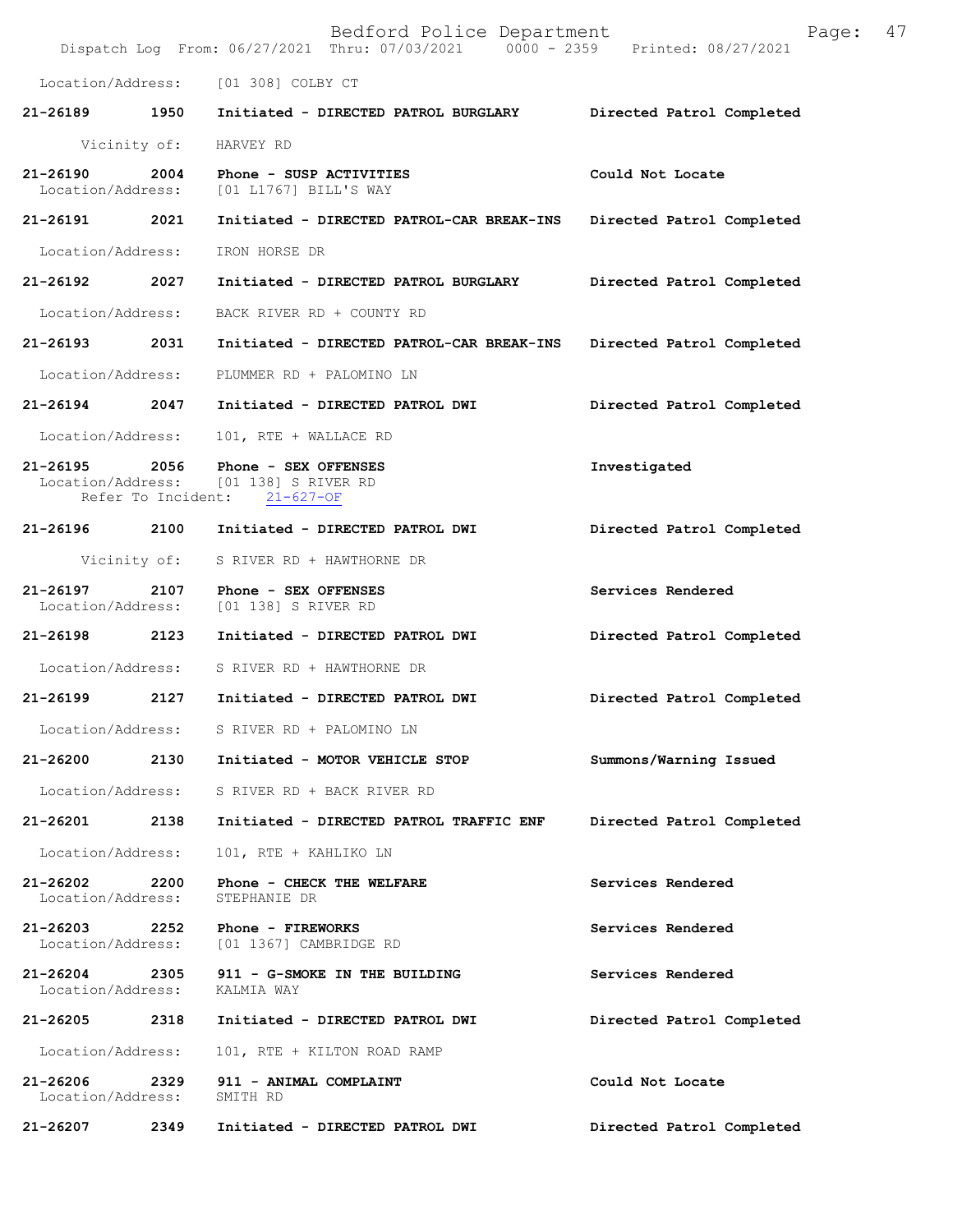Location/Address: [01 308] COLBY CT

**21-26189 1950 Initiated - DIRECTED PATROL BURGLARY** Directed Patrol Completed

Vicinity of: HARVEY RD

**21-26190 2004 Phone - SUSP ACTIVITIES** Could Not Locate
Location/Address: [01 L1767] BILL'S WAY

**21-26191 2021 Initiated - DIRECTED PATROL-CAR BREAK-INS** Directed Patrol Completed

Location/Address: IRON HORSE DR

**21-26192 2027 Initiated - DIRECTED PATROL BURGLARY** Directed Patrol Completed

Location/Address: BACK RIVER RD + COUNTY RD

**21-26193 2031 Initiated - DIRECTED PATROL-CAR BREAK-INS** Directed Patrol Completed

Location/Address: PLUMMER RD + PALOMINO LN

**21-26194 2047 Initiated - DIRECTED PATROL DWI** Directed Patrol Completed

Location/Address: 101, RTE + WALLACE RD

**21-26195 2056 Phone - SEX OFFENSES** Investigated
Location/Address: [01 138] S RIVER RD
Refer To Incident: 21-627-OF

**21-26196 2100 Initiated - DIRECTED PATROL DWI** Directed Patrol Completed

Vicinity of: S RIVER RD + HAWTHORNE DR

**21-26197 2107 Phone - SEX OFFENSES** Services Rendered
Location/Address: [01 138] S RIVER RD

**21-26198 2123 Initiated - DIRECTED PATROL DWI** Directed Patrol Completed

Location/Address: S RIVER RD + HAWTHORNE DR

**21-26199 2127 Initiated - DIRECTED PATROL DWI** Directed Patrol Completed

Location/Address: S RIVER RD + PALOMINO LN

**21-26200 2130 Initiated - MOTOR VEHICLE STOP** Summons/Warning Issued

Location/Address: S RIVER RD + BACK RIVER RD

**21-26201 2138 Initiated - DIRECTED PATROL TRAFFIC ENF** Directed Patrol Completed

Location/Address: 101, RTE + KAHLIKO LN

**21-26202 2200 Phone - CHECK THE WELFARE** Services Rendered
Location/Address: STEPHANIE DR

**21-26203 2252 Phone - FIREWORKS** Services Rendered
Location/Address: [01 1367] CAMBRIDGE RD

**21-26204 2305 911 - G-SMOKE IN THE BUILDING** Services Rendered
Location/Address: KALMIA WAY

**21-26205 2318 Initiated - DIRECTED PATROL DWI** Directed Patrol Completed

Location/Address: 101, RTE + KILTON ROAD RAMP

**21-26206 2329 911 - ANIMAL COMPLAINT** Could Not Locate
Location/Address: SMITH RD

**21-26207 2349 Initiated - DIRECTED PATROL DWI** Directed Patrol Completed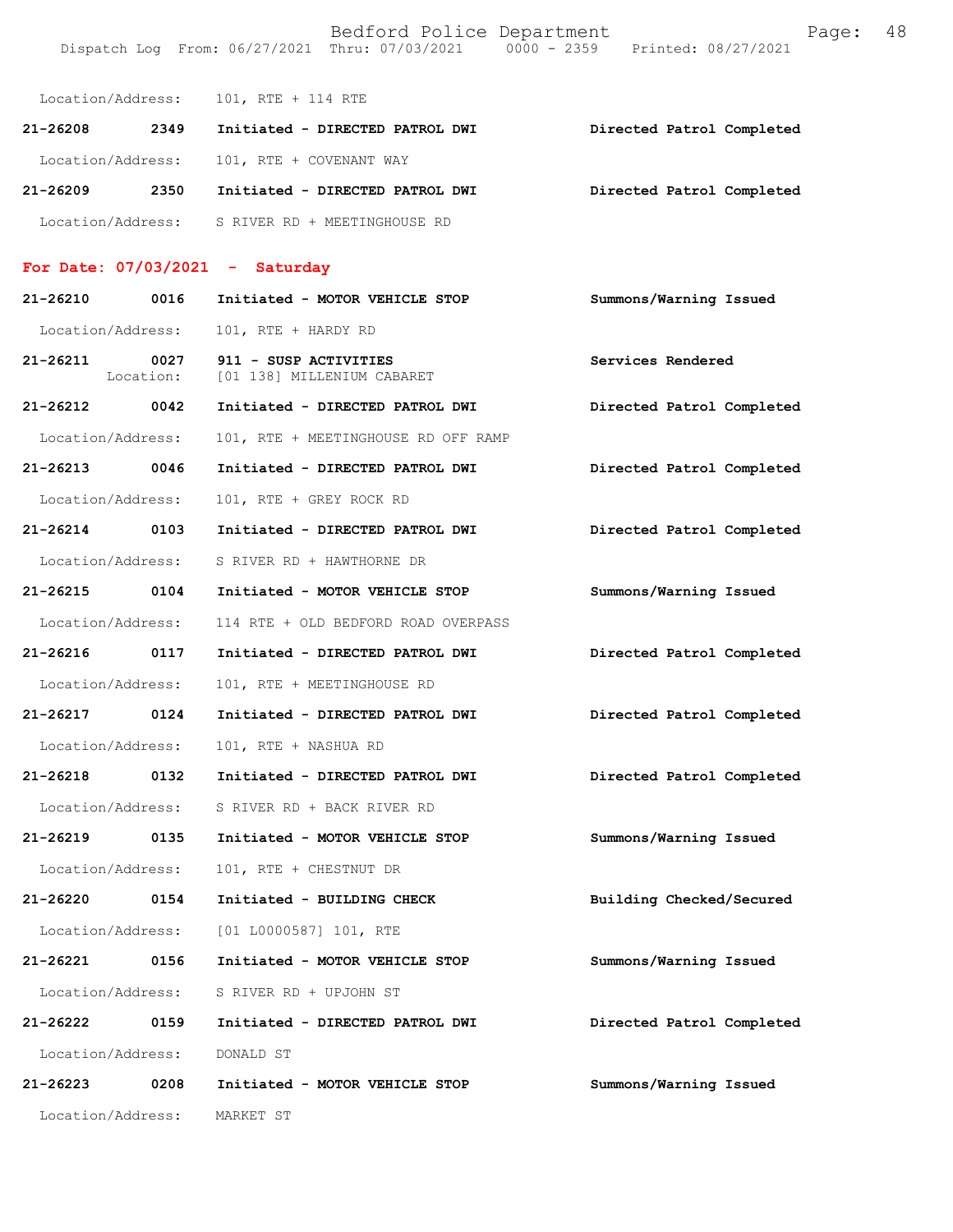Location/Address: 101, RTE + 114 RTE

**21-26208 2349 Initiated - DIRECTED PATROL DWI** **Directed Patrol Completed**

Location/Address: 101, RTE + COVENANT WAY

**21-26209 2350 Initiated - DIRECTED PATROL DWI** **Directed Patrol Completed**

Location/Address: S RIVER RD + MEETINGHOUSE RD

## For Date: 07/03/2021 - Saturday

**21-26210 0016 Initiated - MOTOR VEHICLE STOP** **Summons/Warning Issued**

Location/Address: 101, RTE + HARDY RD

**21-26211 0027 911 - SUSP ACTIVITIES** **Services Rendered**

Location: [01 138] MILLENIUM CABARET

**21-26212 0042 Initiated - DIRECTED PATROL DWI** **Directed Patrol Completed**

Location/Address: 101, RTE + MEETINGHOUSE RD OFF RAMP

**21-26213 0046 Initiated - DIRECTED PATROL DWI** **Directed Patrol Completed**

Location/Address: 101, RTE + GREY ROCK RD

**21-26214 0103 Initiated - DIRECTED PATROL DWI** **Directed Patrol Completed**

Location/Address: S RIVER RD + HAWTHORNE DR

**21-26215 0104 Initiated - MOTOR VEHICLE STOP** **Summons/Warning Issued**

Location/Address: 114 RTE + OLD BEDFORD ROAD OVERPASS

**21-26216 0117 Initiated - DIRECTED PATROL DWI** **Directed Patrol Completed**

Location/Address: 101, RTE + MEETINGHOUSE RD

**21-26217 0124 Initiated - DIRECTED PATROL DWI** **Directed Patrol Completed**

Location/Address: 101, RTE + NASHUA RD

**21-26218 0132 Initiated - DIRECTED PATROL DWI** **Directed Patrol Completed**

Location/Address: S RIVER RD + BACK RIVER RD

**21-26219 0135 Initiated - MOTOR VEHICLE STOP** **Summons/Warning Issued**

Location/Address: 101, RTE + CHESTNUT DR

**21-26220 0154 Initiated - BUILDING CHECK** **Building Checked/Secured**

Location/Address: [01 L0000587] 101, RTE

**21-26221 0156 Initiated - MOTOR VEHICLE STOP** **Summons/Warning Issued**

Location/Address: S RIVER RD + UPJOHN ST

**21-26222 0159 Initiated - DIRECTED PATROL DWI** **Directed Patrol Completed**

Location/Address: DONALD ST

**21-26223 0208 Initiated - MOTOR VEHICLE STOP** **Summons/Warning Issued**

Location/Address: MARKET ST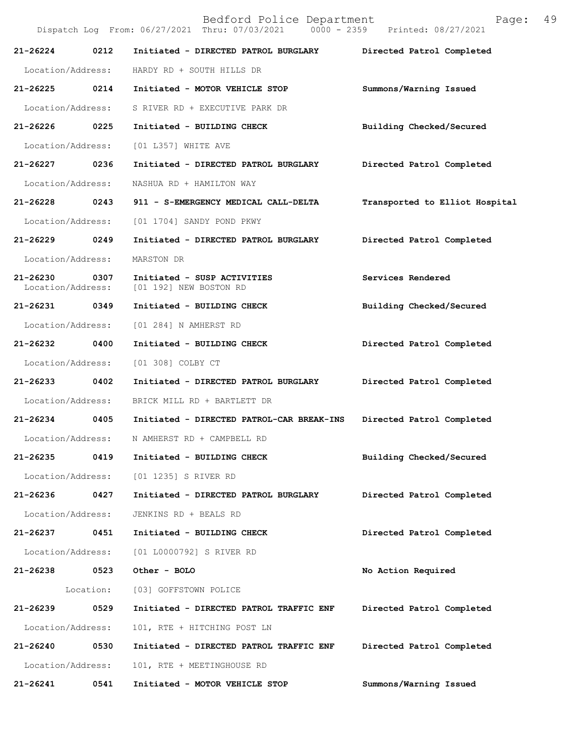Bedford Police Department

Dispatch Log From: 06/27/2021 Thru: 07/03/2021 0000 - 2359 Printed: 08/27/2021

**21-26224 0212 Initiated - DIRECTED PATROL BURGLARY** **Directed Patrol Completed**

Location/Address: HARDY RD + SOUTH HILLS DR

**21-26225 0214 Initiated - MOTOR VEHICLE STOP** **Summons/Warning Issued**

Location/Address: S RIVER RD + EXECUTIVE PARK DR

**21-26226 0225 Initiated - BUILDING CHECK** **Building Checked/Secured**

Location/Address: [01 L357] WHITE AVE

**21-26227 0236 Initiated - DIRECTED PATROL BURGLARY** **Directed Patrol Completed**

Location/Address: NASHUA RD + HAMILTON WAY

**21-26228 0243 911 - S-EMERGENCY MEDICAL CALL-DELTA** **Transported to Elliot Hospital**

Location/Address: [01 1704] SANDY POND PKWY

**21-26229 0249 Initiated - DIRECTED PATROL BURGLARY** **Directed Patrol Completed**

Location/Address: MARSTON DR

**21-26230 0307 Initiated - SUSP ACTIVITIES** **Services Rendered**

Location/Address: [01 192] NEW BOSTON RD

**21-26231 0349 Initiated - BUILDING CHECK** **Building Checked/Secured**

Location/Address: [01 284] N AMHERST RD

**21-26232 0400 Initiated - BUILDING CHECK** **Directed Patrol Completed**

Location/Address: [01 308] COLBY CT

**21-26233 0402 Initiated - DIRECTED PATROL BURGLARY** **Directed Patrol Completed**

Location/Address: BRICK MILL RD + BARTLETT DR

**21-26234 0405 Initiated - DIRECTED PATROL-CAR BREAK-INS** **Directed Patrol Completed**

Location/Address: N AMHERST RD + CAMPBELL RD

**21-26235 0419 Initiated - BUILDING CHECK** **Building Checked/Secured**

Location/Address: [01 1235] S RIVER RD

**21-26236 0427 Initiated - DIRECTED PATROL BURGLARY** **Directed Patrol Completed**

Location/Address: JENKINS RD + BEALS RD

**21-26237 0451 Initiated - BUILDING CHECK** **Directed Patrol Completed**

Location/Address: [01 L0000792] S RIVER RD

**21-26238 0523 Other - BOLO** **No Action Required**

Location: [03] GOFFSTOWN POLICE

**21-26239 0529 Initiated - DIRECTED PATROL TRAFFIC ENF** **Directed Patrol Completed**

Location/Address: 101, RTE + HITCHING POST LN

**21-26240 0530 Initiated - DIRECTED PATROL TRAFFIC ENF** **Directed Patrol Completed**

Location/Address: 101, RTE + MEETINGHOUSE RD

**21-26241 0541 Initiated - MOTOR VEHICLE STOP** **Summons/Warning Issued**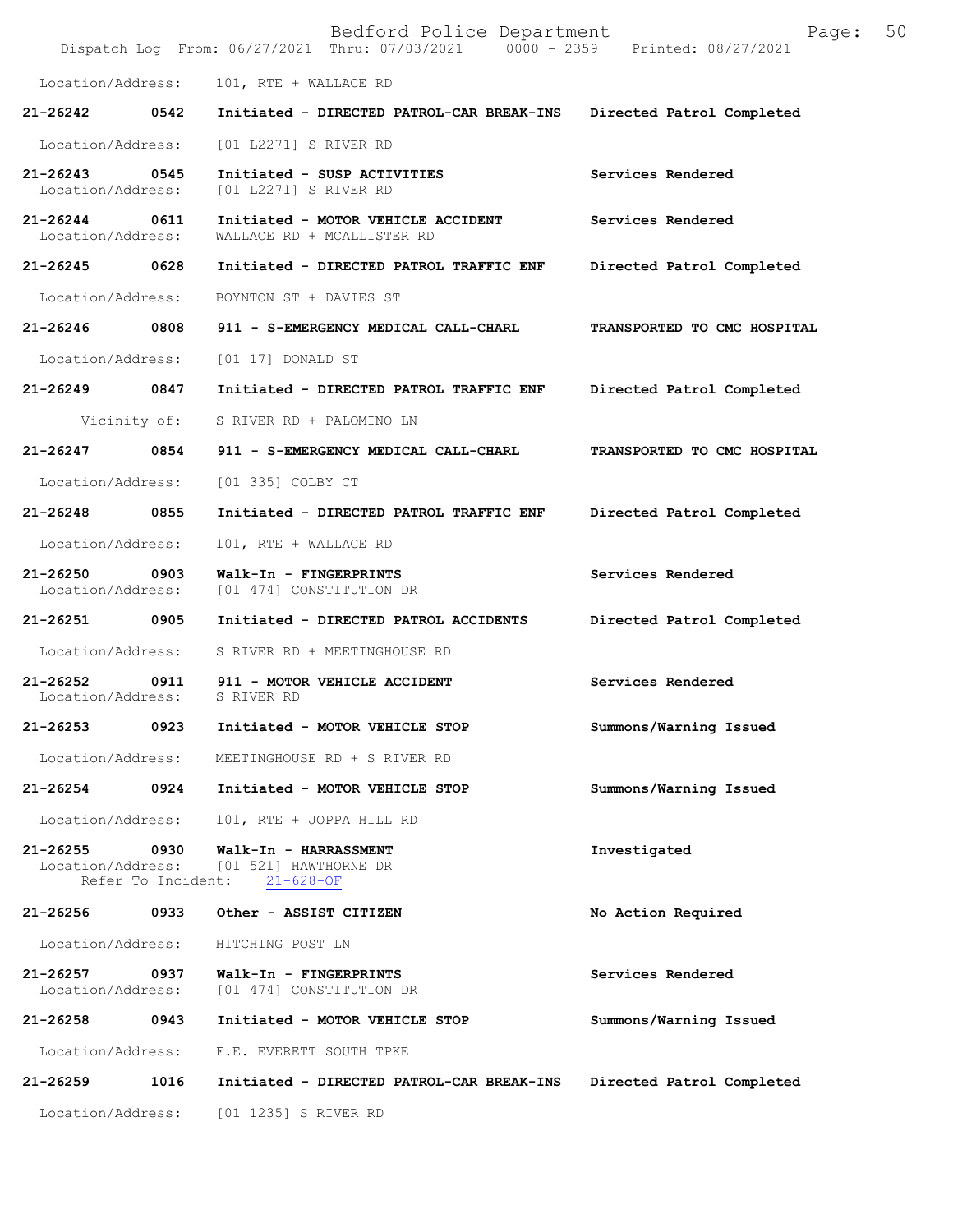Location/Address: 101, RTE + WALLACE RD

**21-26242 0542 Initiated - DIRECTED PATROL-CAR BREAK-INS Directed Patrol Completed**

Location/Address: [01 L2271] S RIVER RD

**21-26243 0545 Initiated - SUSP ACTIVITIES Services Rendered**
Location/Address: [01 L2271] S RIVER RD

**21-26244 0611 Initiated - MOTOR VEHICLE ACCIDENT Services Rendered**
Location/Address: WALLACE RD + MCALLISTER RD

**21-26245 0628 Initiated - DIRECTED PATROL TRAFFIC ENF Directed Patrol Completed**

Location/Address: BOYNTON ST + DAVIES ST

**21-26246 0808 911 - S-EMERGENCY MEDICAL CALL-CHARL TRANSPORTED TO CMC HOSPITAL**

Location/Address: [01 17] DONALD ST

**21-26249 0847 Initiated - DIRECTED PATROL TRAFFIC ENF Directed Patrol Completed**

Vicinity of: S RIVER RD + PALOMINO LN

**21-26247 0854 911 - S-EMERGENCY MEDICAL CALL-CHARL TRANSPORTED TO CMC HOSPITAL**

Location/Address: [01 335] COLBY CT

**21-26248 0855 Initiated - DIRECTED PATROL TRAFFIC ENF Directed Patrol Completed**

Location/Address: 101, RTE + WALLACE RD

**21-26250 0903 Walk-In - FINGERPRINTS Services Rendered**
Location/Address: [01 474] CONSTITUTION DR

**21-26251 0905 Initiated - DIRECTED PATROL ACCIDENTS Directed Patrol Completed**

Location/Address: S RIVER RD + MEETINGHOUSE RD

**21-26252 0911 911 - MOTOR VEHICLE ACCIDENT Services Rendered**
Location/Address: S RIVER RD

**21-26253 0923 Initiated - MOTOR VEHICLE STOP Summons/Warning Issued**

Location/Address: MEETINGHOUSE RD + S RIVER RD

**21-26254 0924 Initiated - MOTOR VEHICLE STOP Summons/Warning Issued**

Location/Address: 101, RTE + JOPPA HILL RD

**21-26255 0930 Walk-In - HARRASSMENT Investigated**
Location/Address: [01 521] HAWTHORNE DR
Refer To Incident: 21-628-OF

**21-26256 0933 Other - ASSIST CITIZEN No Action Required**

Location/Address: HITCHING POST LN

**21-26257 0937 Walk-In - FINGERPRINTS Services Rendered**
Location/Address: [01 474] CONSTITUTION DR

**21-26258 0943 Initiated - MOTOR VEHICLE STOP Summons/Warning Issued**

Location/Address: F.E. EVERETT SOUTH TPKE

**21-26259 1016 Initiated - DIRECTED PATROL-CAR BREAK-INS Directed Patrol Completed**

Location/Address: [01 1235] S RIVER RD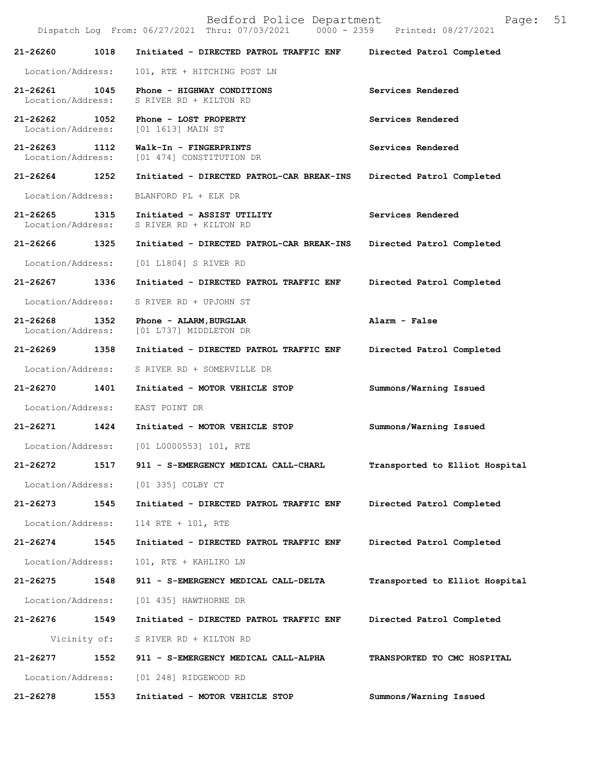| Call # | Time | Call Type | Disposition |
|---|---|---|---|
| 21-26260 | 1018 | Initiated - DIRECTED PATROL TRAFFIC ENF | Directed Patrol Completed |
| Location/Address: | | 101, RTE + HITCHING POST LN | |
| 21-26261 | 1045 | Phone - HIGHWAY CONDITIONS | Services Rendered |
| Location/Address: | | S RIVER RD + KILTON RD | |
| 21-26262 | 1052 | Phone - LOST PROPERTY | Services Rendered |
| Location/Address: | | [01 1613] MAIN ST | |
| 21-26263 | 1112 | Walk-In - FINGERPRINTS | Services Rendered |
| Location/Address: | | [01 474] CONSTITUTION DR | |
| 21-26264 | 1252 | Initiated - DIRECTED PATROL-CAR BREAK-INS | Directed Patrol Completed |
| Location/Address: | | BLANFORD PL + ELK DR | |
| 21-26265 | 1315 | Initiated - ASSIST UTILITY | Services Rendered |
| Location/Address: | | S RIVER RD + KILTON RD | |
| 21-26266 | 1325 | Initiated - DIRECTED PATROL-CAR BREAK-INS | Directed Patrol Completed |
| Location/Address: | | [01 L1804] S RIVER RD | |
| 21-26267 | 1336 | Initiated - DIRECTED PATROL TRAFFIC ENF | Directed Patrol Completed |
| Location/Address: | | S RIVER RD + UPJOHN ST | |
| 21-26268 | 1352 | Phone - ALARM,BURGLAR | Alarm - False |
| Location/Address: | | [01 L737] MIDDLETON DR | |
| 21-26269 | 1358 | Initiated - DIRECTED PATROL TRAFFIC ENF | Directed Patrol Completed |
| Location/Address: | | S RIVER RD + SOMERVILLE DR | |
| 21-26270 | 1401 | Initiated - MOTOR VEHICLE STOP | Summons/Warning Issued |
| Location/Address: | | EAST POINT DR | |
| 21-26271 | 1424 | Initiated - MOTOR VEHICLE STOP | Summons/Warning Issued |
| Location/Address: | | [01 L0000553] 101, RTE | |
| 21-26272 | 1517 | 911 - S-EMERGENCY MEDICAL CALL-CHARL | Transported to Elliot Hospital |
| Location/Address: | | [01 335] COLBY CT | |
| 21-26273 | 1545 | Initiated - DIRECTED PATROL TRAFFIC ENF | Directed Patrol Completed |
| Location/Address: | | 114 RTE + 101, RTE | |
| 21-26274 | 1545 | Initiated - DIRECTED PATROL TRAFFIC ENF | Directed Patrol Completed |
| Location/Address: | | 101, RTE + KAHLIKO LN | |
| 21-26275 | 1548 | 911 - S-EMERGENCY MEDICAL CALL-DELTA | Transported to Elliot Hospital |
| Location/Address: | | [01 435] HAWTHORNE DR | |
| 21-26276 | 1549 | Initiated - DIRECTED PATROL TRAFFIC ENF | Directed Patrol Completed |
| Vicinity of: | | S RIVER RD + KILTON RD | |
| 21-26277 | 1552 | 911 - S-EMERGENCY MEDICAL CALL-ALPHA | TRANSPORTED TO CMC HOSPITAL |
| Location/Address: | | [01 248] RIDGEWOOD RD | |
| 21-26278 | 1553 | Initiated - MOTOR VEHICLE STOP | Summons/Warning Issued |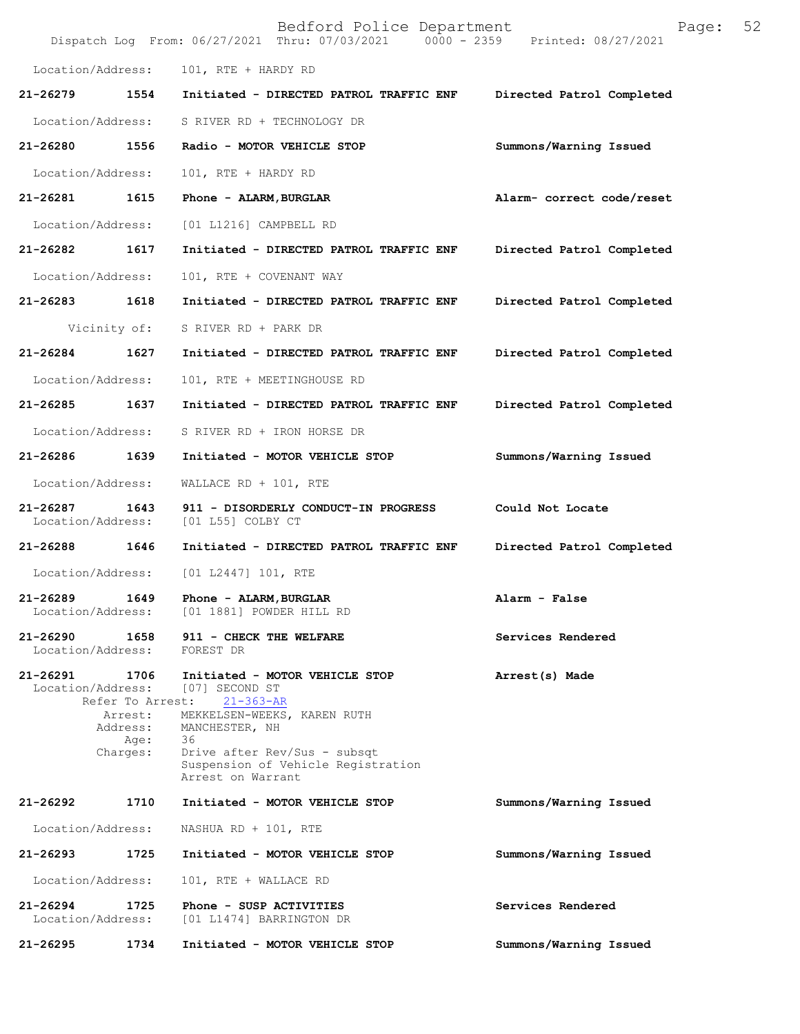Location/Address: 101, RTE + HARDY RD

**21-26279 1554 Initiated - DIRECTED PATROL TRAFFIC ENF** **Directed Patrol Completed**

Location/Address: S RIVER RD + TECHNOLOGY DR

**21-26280 1556 Radio - MOTOR VEHICLE STOP** **Summons/Warning Issued**

Location/Address: 101, RTE + HARDY RD

**21-26281 1615 Phone - ALARM,BURGLAR** **Alarm- correct code/reset**

Location/Address: [01 L1216] CAMPBELL RD

**21-26282 1617 Initiated - DIRECTED PATROL TRAFFIC ENF** **Directed Patrol Completed**

Location/Address: 101, RTE + COVENANT WAY

**21-26283 1618 Initiated - DIRECTED PATROL TRAFFIC ENF** **Directed Patrol Completed**

Vicinity of: S RIVER RD + PARK DR

**21-26284 1627 Initiated - DIRECTED PATROL TRAFFIC ENF** **Directed Patrol Completed**

Location/Address: 101, RTE + MEETINGHOUSE RD

**21-26285 1637 Initiated - DIRECTED PATROL TRAFFIC ENF** **Directed Patrol Completed**

Location/Address: S RIVER RD + IRON HORSE DR

**21-26286 1639 Initiated - MOTOR VEHICLE STOP** **Summons/Warning Issued**

Location/Address: WALLACE RD + 101, RTE

**21-26287 1643 911 - DISORDERLY CONDUCT-IN PROGRESS** **Could Not Locate**
Location/Address: [01 L55] COLBY CT

**21-26288 1646 Initiated - DIRECTED PATROL TRAFFIC ENF** **Directed Patrol Completed**

Location/Address: [01 L2447] 101, RTE

**21-26289 1649 Phone - ALARM,BURGLAR** **Alarm - False**
Location/Address: [01 1881] POWDER HILL RD

**21-26290 1658 911 - CHECK THE WELFARE** **Services Rendered**
Location/Address: FOREST DR

**21-26291 1706 Initiated - MOTOR VEHICLE STOP** **Arrest(s) Made**
Location/Address: [07] SECOND ST
Refer To Arrest: 21-363-AR
Arrest: MEKKELSEN-WEEKS, KAREN RUTH
Address: MANCHESTER, NH
Age: 36
Charges: Drive after Rev/Sus - subsqt
Suspension of Vehicle Registration
Arrest on Warrant

**21-26292 1710 Initiated - MOTOR VEHICLE STOP** **Summons/Warning Issued**

Location/Address: NASHUA RD + 101, RTE

**21-26293 1725 Initiated - MOTOR VEHICLE STOP** **Summons/Warning Issued**

Location/Address: 101, RTE + WALLACE RD

**21-26294 1725 Phone - SUSP ACTIVITIES** **Services Rendered**
Location/Address: [01 L1474] BARRINGTON DR

**21-26295 1734 Initiated - MOTOR VEHICLE STOP** **Summons/Warning Issued**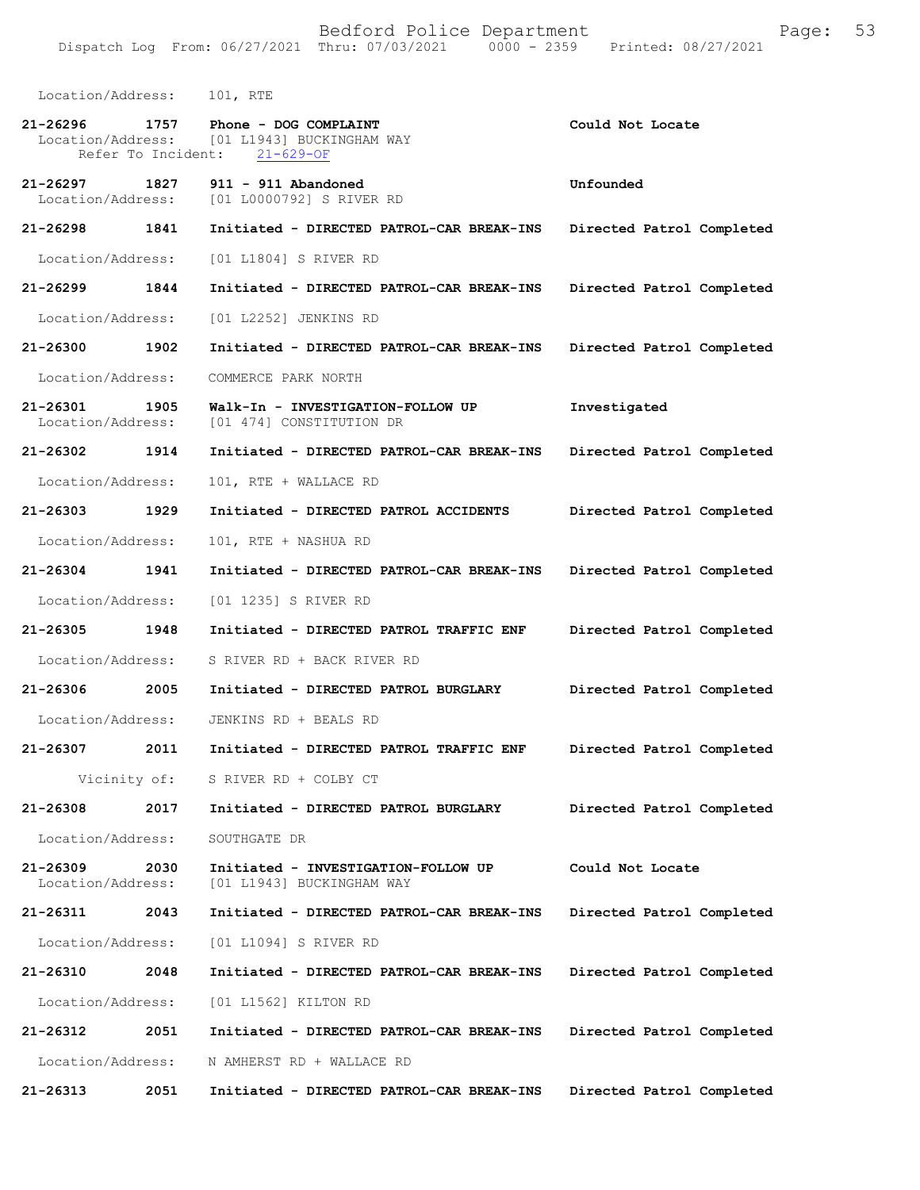Location/Address: 101, RTE

**21-26296 1757 Phone - DOG COMPLAINT** **Could Not Locate**
Location/Address: [01 L1943] BUCKINGHAM WAY
Refer To Incident: 21-629-OF

**21-26297 1827 911 - 911 Abandoned** **Unfounded**
Location/Address: [01 L0000792] S RIVER RD

**21-26298 1841 Initiated - DIRECTED PATROL-CAR BREAK-INS** **Directed Patrol Completed**
Location/Address: [01 L1804] S RIVER RD

**21-26299 1844 Initiated - DIRECTED PATROL-CAR BREAK-INS** **Directed Patrol Completed**
Location/Address: [01 L2252] JENKINS RD

**21-26300 1902 Initiated - DIRECTED PATROL-CAR BREAK-INS** **Directed Patrol Completed**
Location/Address: COMMERCE PARK NORTH

**21-26301 1905 Walk-In - INVESTIGATION-FOLLOW UP** **Investigated**
Location/Address: [01 474] CONSTITUTION DR

**21-26302 1914 Initiated - DIRECTED PATROL-CAR BREAK-INS** **Directed Patrol Completed**
Location/Address: 101, RTE + WALLACE RD

**21-26303 1929 Initiated - DIRECTED PATROL ACCIDENTS** **Directed Patrol Completed**
Location/Address: 101, RTE + NASHUA RD

**21-26304 1941 Initiated - DIRECTED PATROL-CAR BREAK-INS** **Directed Patrol Completed**
Location/Address: [01 1235] S RIVER RD

**21-26305 1948 Initiated - DIRECTED PATROL TRAFFIC ENF** **Directed Patrol Completed**
Location/Address: S RIVER RD + BACK RIVER RD

**21-26306 2005 Initiated - DIRECTED PATROL BURGLARY** **Directed Patrol Completed**
Location/Address: JENKINS RD + BEALS RD

**21-26307 2011 Initiated - DIRECTED PATROL TRAFFIC ENF** **Directed Patrol Completed**
Vicinity of: S RIVER RD + COLBY CT

**21-26308 2017 Initiated - DIRECTED PATROL BURGLARY** **Directed Patrol Completed**
Location/Address: SOUTHGATE DR

**21-26309 2030 Initiated - INVESTIGATION-FOLLOW UP** **Could Not Locate**
Location/Address: [01 L1943] BUCKINGHAM WAY

**21-26311 2043 Initiated - DIRECTED PATROL-CAR BREAK-INS** **Directed Patrol Completed**
Location/Address: [01 L1094] S RIVER RD

**21-26310 2048 Initiated - DIRECTED PATROL-CAR BREAK-INS** **Directed Patrol Completed**
Location/Address: [01 L1562] KILTON RD

**21-26312 2051 Initiated - DIRECTED PATROL-CAR BREAK-INS** **Directed Patrol Completed**
Location/Address: N AMHERST RD + WALLACE RD

**21-26313 2051 Initiated - DIRECTED PATROL-CAR BREAK-INS** **Directed Patrol Completed**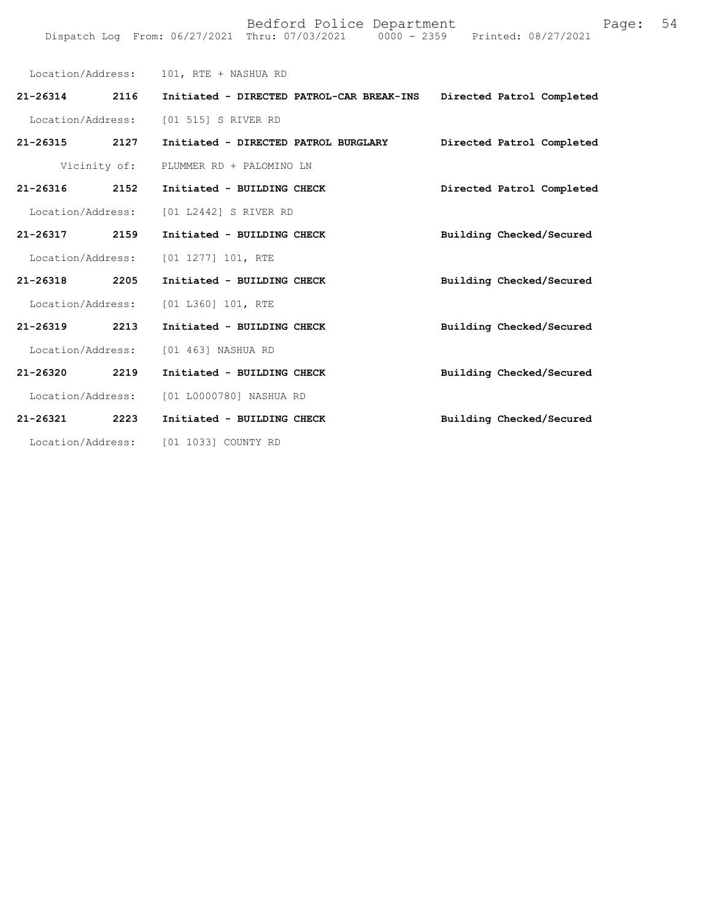Location/Address: 101, RTE + NASHUA RD

**21-26314 2116 Initiated - DIRECTED PATROL-CAR BREAK-INS Directed Patrol Completed**

Location/Address: [01 515] S RIVER RD

**21-26315 2127 Initiated - DIRECTED PATROL BURGLARY Directed Patrol Completed**

Vicinity of: PLUMMER RD + PALOMINO LN

**21-26316 2152 Initiated - BUILDING CHECK Directed Patrol Completed**

Location/Address: [01 L2442] S RIVER RD

**21-26317 2159 Initiated - BUILDING CHECK Building Checked/Secured**

Location/Address: [01 1277] 101, RTE

**21-26318 2205 Initiated - BUILDING CHECK Building Checked/Secured**

Location/Address: [01 L360] 101, RTE

**21-26319 2213 Initiated - BUILDING CHECK Building Checked/Secured**

Location/Address: [01 463] NASHUA RD

**21-26320 2219 Initiated - BUILDING CHECK Building Checked/Secured**

Location/Address: [01 L0000780] NASHUA RD

**21-26321 2223 Initiated - BUILDING CHECK Building Checked/Secured**

Location/Address: [01 1033] COUNTY RD